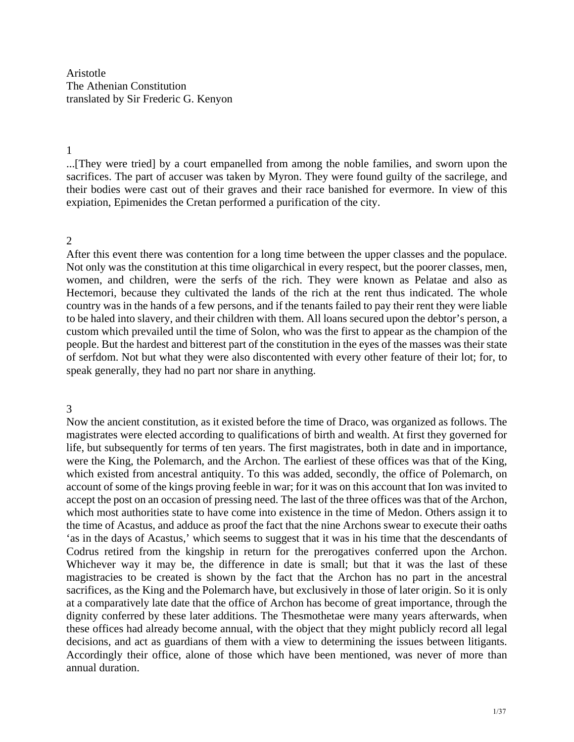Aristotle
The Athenian Constitution
translated by Sir Frederic G. Kenyon

## 1

...[They were tried] by a court empanelled from among the noble families, and sworn upon the sacrifices. The part of accuser was taken by Myron. They were found guilty of the sacrilege, and their bodies were cast out of their graves and their race banished for evermore. In view of this expiation, Epimenides the Cretan performed a purification of the city.

## 2

After this event there was contention for a long time between the upper classes and the populace. Not only was the constitution at this time oligarchical in every respect, but the poorer classes, men, women, and children, were the serfs of the rich. They were known as Pelatae and also as Hectemori, because they cultivated the lands of the rich at the rent thus indicated. The whole country was in the hands of a few persons, and if the tenants failed to pay their rent they were liable to be haled into slavery, and their children with them. All loans secured upon the debtor's person, a custom which prevailed until the time of Solon, who was the first to appear as the champion of the people. But the hardest and bitterest part of the constitution in the eyes of the masses was their state of serfdom. Not but what they were also discontented with every other feature of their lot; for, to speak generally, they had no part nor share in anything.

## 3

Now the ancient constitution, as it existed before the time of Draco, was organized as follows. The magistrates were elected according to qualifications of birth and wealth. At first they governed for life, but subsequently for terms of ten years. The first magistrates, both in date and in importance, were the King, the Polemarch, and the Archon. The earliest of these offices was that of the King, which existed from ancestral antiquity. To this was added, secondly, the office of Polemarch, on account of some of the kings proving feeble in war; for it was on this account that Ion was invited to accept the post on an occasion of pressing need. The last of the three offices was that of the Archon, which most authorities state to have come into existence in the time of Medon. Others assign it to the time of Acastus, and adduce as proof the fact that the nine Archons swear to execute their oaths 'as in the days of Acastus,' which seems to suggest that it was in his time that the descendants of Codrus retired from the kingship in return for the prerogatives conferred upon the Archon. Whichever way it may be, the difference in date is small; but that it was the last of these magistracies to be created is shown by the fact that the Archon has no part in the ancestral sacrifices, as the King and the Polemarch have, but exclusively in those of later origin. So it is only at a comparatively late date that the office of Archon has become of great importance, through the dignity conferred by these later additions. The Thesmothetae were many years afterwards, when these offices had already become annual, with the object that they might publicly record all legal decisions, and act as guardians of them with a view to determining the issues between litigants. Accordingly their office, alone of those which have been mentioned, was never of more than annual duration.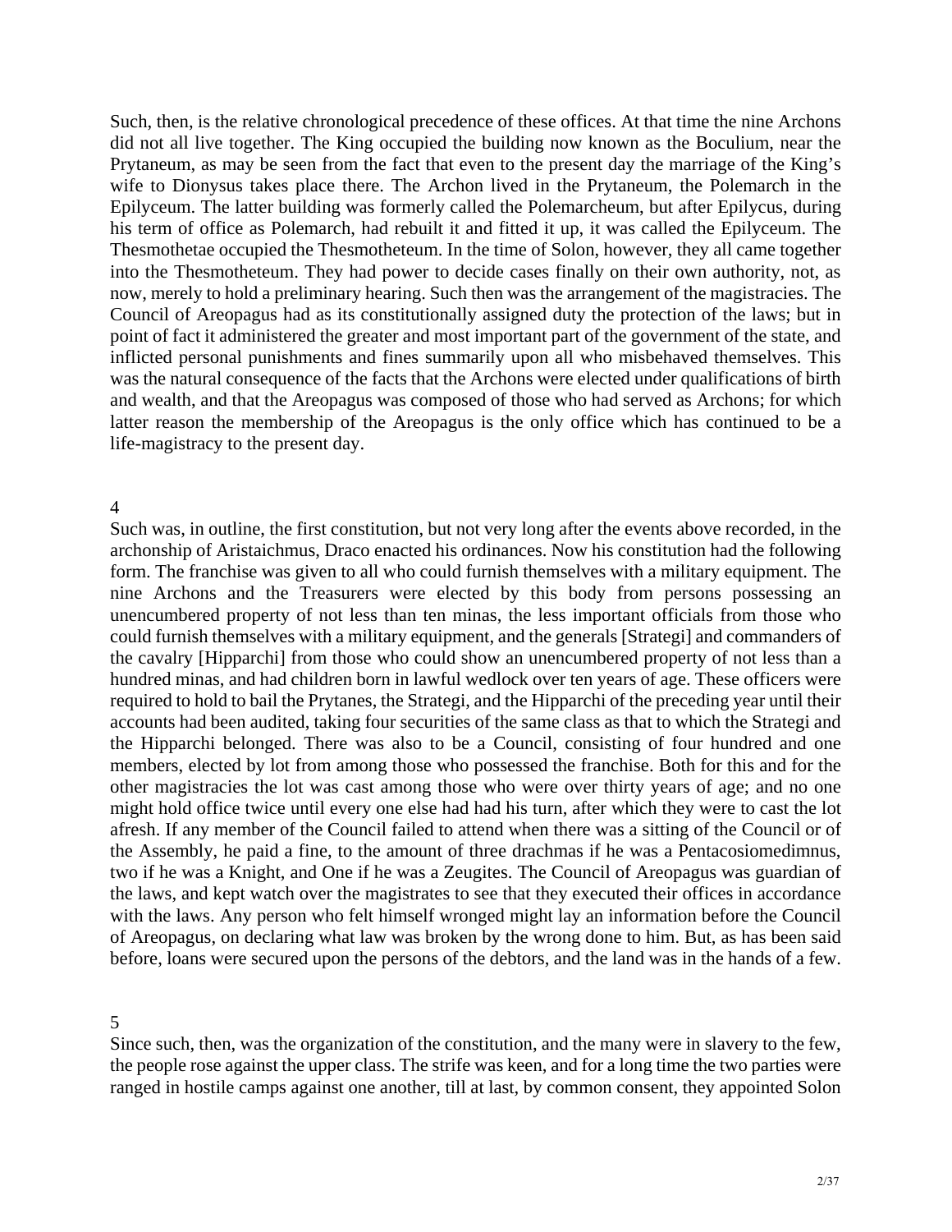Such, then, is the relative chronological precedence of these offices. At that time the nine Archons did not all live together. The King occupied the building now known as the Boculium, near the Prytaneum, as may be seen from the fact that even to the present day the marriage of the King's wife to Dionysus takes place there. The Archon lived in the Prytaneum, the Polemarch in the Epilyceum. The latter building was formerly called the Polemarcheum, but after Epilycus, during his term of office as Polemarch, had rebuilt it and fitted it up, it was called the Epilyceum. The Thesmothetae occupied the Thesmotheteum. In the time of Solon, however, they all came together into the Thesmotheteum. They had power to decide cases finally on their own authority, not, as now, merely to hold a preliminary hearing. Such then was the arrangement of the magistracies. The Council of Areopagus had as its constitutionally assigned duty the protection of the laws; but in point of fact it administered the greater and most important part of the government of the state, and inflicted personal punishments and fines summarily upon all who misbehaved themselves. This was the natural consequence of the facts that the Archons were elected under qualifications of birth and wealth, and that the Areopagus was composed of those who had served as Archons; for which latter reason the membership of the Areopagus is the only office which has continued to be a life-magistracy to the present day.

4

Such was, in outline, the first constitution, but not very long after the events above recorded, in the archonship of Aristaichmus, Draco enacted his ordinances. Now his constitution had the following form. The franchise was given to all who could furnish themselves with a military equipment. The nine Archons and the Treasurers were elected by this body from persons possessing an unencumbered property of not less than ten minas, the less important officials from those who could furnish themselves with a military equipment, and the generals [Strategi] and commanders of the cavalry [Hipparchi] from those who could show an unencumbered property of not less than a hundred minas, and had children born in lawful wedlock over ten years of age. These officers were required to hold to bail the Prytanes, the Strategi, and the Hipparchi of the preceding year until their accounts had been audited, taking four securities of the same class as that to which the Strategi and the Hipparchi belonged. There was also to be a Council, consisting of four hundred and one members, elected by lot from among those who possessed the franchise. Both for this and for the other magistracies the lot was cast among those who were over thirty years of age; and no one might hold office twice until every one else had had his turn, after which they were to cast the lot afresh. If any member of the Council failed to attend when there was a sitting of the Council or of the Assembly, he paid a fine, to the amount of three drachmas if he was a Pentacosiomedimnus, two if he was a Knight, and One if he was a Zeugites. The Council of Areopagus was guardian of the laws, and kept watch over the magistrates to see that they executed their offices in accordance with the laws. Any person who felt himself wronged might lay an information before the Council of Areopagus, on declaring what law was broken by the wrong done to him. But, as has been said before, loans were secured upon the persons of the debtors, and the land was in the hands of a few.

5

Since such, then, was the organization of the constitution, and the many were in slavery to the few, the people rose against the upper class. The strife was keen, and for a long time the two parties were ranged in hostile camps against one another, till at last, by common consent, they appointed Solon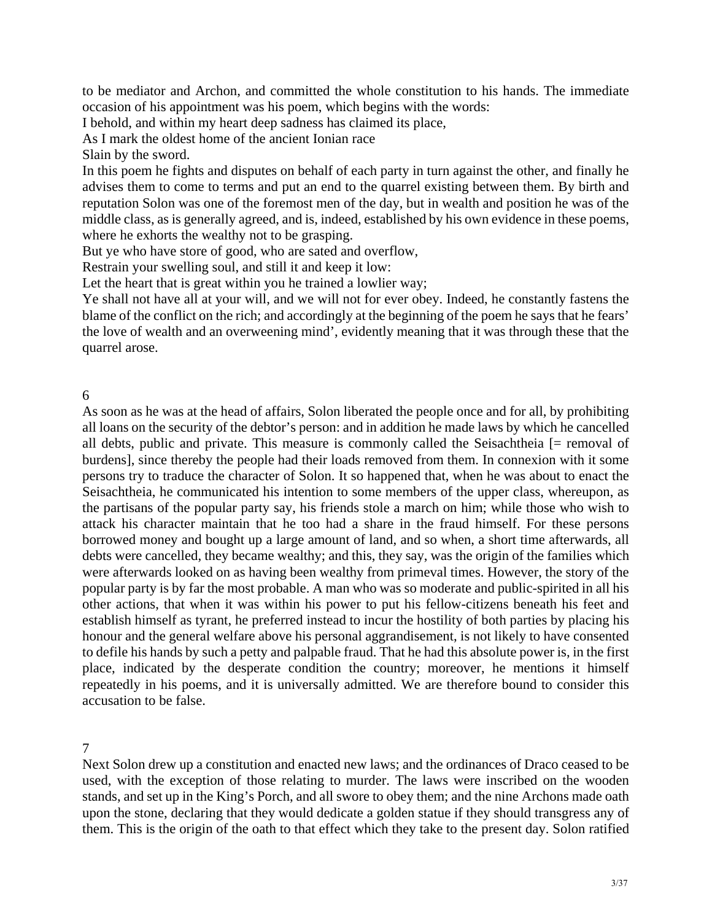to be mediator and Archon, and committed the whole constitution to his hands. The immediate occasion of his appointment was his poem, which begins with the words:

I behold, and within my heart deep sadness has claimed its place,
As I mark the oldest home of the ancient Ionian race
Slain by the sword.

In this poem he fights and disputes on behalf of each party in turn against the other, and finally he advises them to come to terms and put an end to the quarrel existing between them. By birth and reputation Solon was one of the foremost men of the day, but in wealth and position he was of the middle class, as is generally agreed, and is, indeed, established by his own evidence in these poems, where he exhorts the wealthy not to be grasping.

But ye who have store of good, who are sated and overflow,
Restrain your swelling soul, and still it and keep it low:
Let the heart that is great within you he trained a lowlier way;
Ye shall not have all at your will, and we will not for ever obey. Indeed, he constantly fastens the blame of the conflict on the rich; and accordingly at the beginning of the poem he says that he fears' the love of wealth and an overweening mind', evidently meaning that it was through these that the quarrel arose.

## 6

As soon as he was at the head of affairs, Solon liberated the people once and for all, by prohibiting all loans on the security of the debtor's person: and in addition he made laws by which he cancelled all debts, public and private. This measure is commonly called the Seisachtheia [= removal of burdens], since thereby the people had their loads removed from them. In connexion with it some persons try to traduce the character of Solon. It so happened that, when he was about to enact the Seisachtheia, he communicated his intention to some members of the upper class, whereupon, as the partisans of the popular party say, his friends stole a march on him; while those who wish to attack his character maintain that he too had a share in the fraud himself. For these persons borrowed money and bought up a large amount of land, and so when, a short time afterwards, all debts were cancelled, they became wealthy; and this, they say, was the origin of the families which were afterwards looked on as having been wealthy from primeval times. However, the story of the popular party is by far the most probable. A man who was so moderate and public-spirited in all his other actions, that when it was within his power to put his fellow-citizens beneath his feet and establish himself as tyrant, he preferred instead to incur the hostility of both parties by placing his honour and the general welfare above his personal aggrandisement, is not likely to have consented to defile his hands by such a petty and palpable fraud. That he had this absolute power is, in the first place, indicated by the desperate condition the country; moreover, he mentions it himself repeatedly in his poems, and it is universally admitted. We are therefore bound to consider this accusation to be false.

## 7

Next Solon drew up a constitution and enacted new laws; and the ordinances of Draco ceased to be used, with the exception of those relating to murder. The laws were inscribed on the wooden stands, and set up in the King's Porch, and all swore to obey them; and the nine Archons made oath upon the stone, declaring that they would dedicate a golden statue if they should transgress any of them. This is the origin of the oath to that effect which they take to the present day. Solon ratified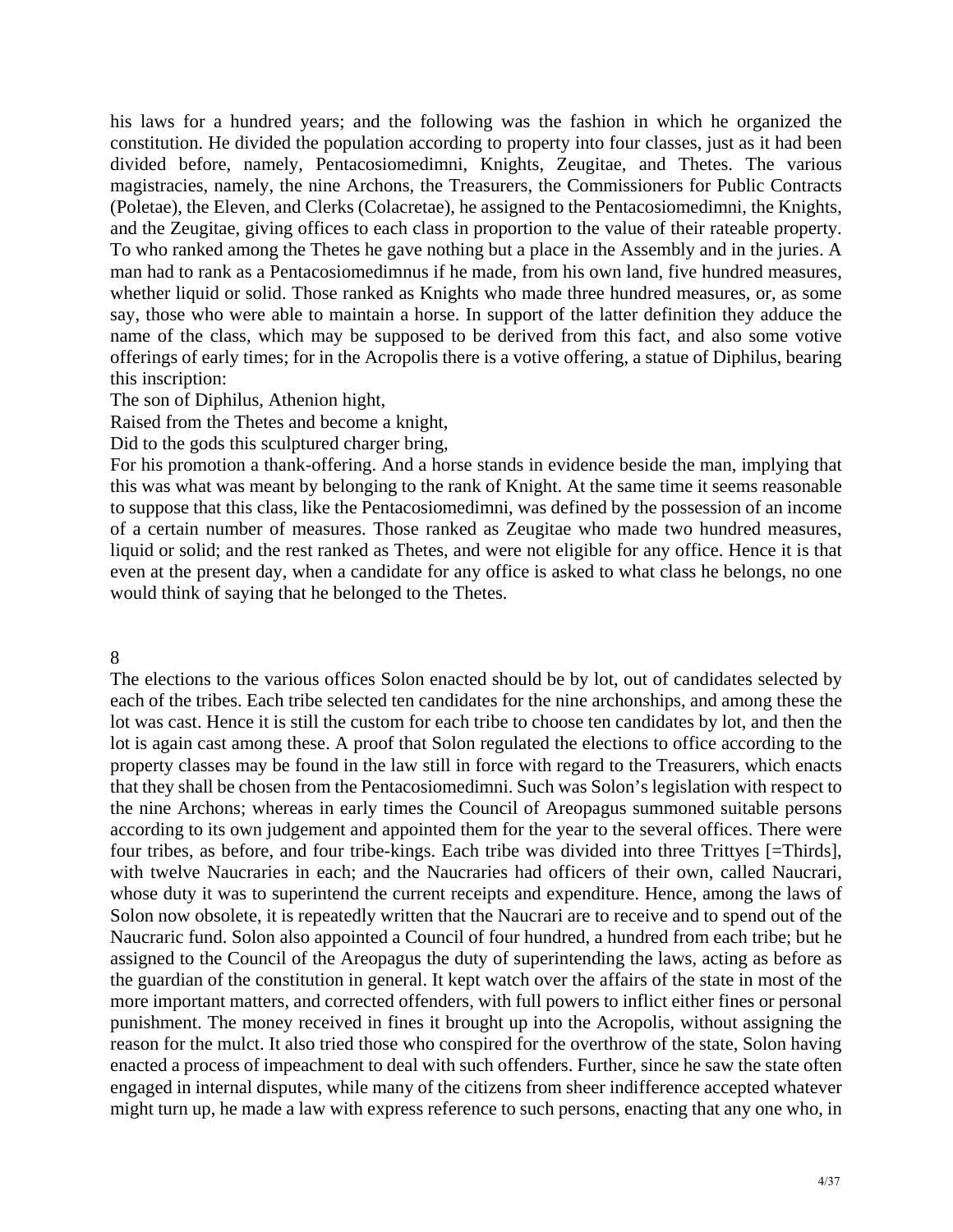his laws for a hundred years; and the following was the fashion in which he organized the constitution. He divided the population according to property into four classes, just as it had been divided before, namely, Pentacosiomedimni, Knights, Zeugitae, and Thetes. The various magistracies, namely, the nine Archons, the Treasurers, the Commissioners for Public Contracts (Poletae), the Eleven, and Clerks (Colacretae), he assigned to the Pentacosiomedimni, the Knights, and the Zeugitae, giving offices to each class in proportion to the value of their rateable property. To who ranked among the Thetes he gave nothing but a place in the Assembly and in the juries. A man had to rank as a Pentacosiomedimnus if he made, from his own land, five hundred measures, whether liquid or solid. Those ranked as Knights who made three hundred measures, or, as some say, those who were able to maintain a horse. In support of the latter definition they adduce the name of the class, which may be supposed to be derived from this fact, and also some votive offerings of early times; for in the Acropolis there is a votive offering, a statue of Diphilus, bearing this inscription:

The son of Diphilus, Athenion hight,
Raised from the Thetes and become a knight,
Did to the gods this sculptured charger bring,
For his promotion a thank-offering. And a horse stands in evidence beside the man, implying that this was what was meant by belonging to the rank of Knight. At the same time it seems reasonable to suppose that this class, like the Pentacosiomedimni, was defined by the possession of an income of a certain number of measures. Those ranked as Zeugitae who made two hundred measures, liquid or solid; and the rest ranked as Thetes, and were not eligible for any office. Hence it is that even at the present day, when a candidate for any office is asked to what class he belongs, no one would think of saying that he belonged to the Thetes.

## 8

The elections to the various offices Solon enacted should be by lot, out of candidates selected by each of the tribes. Each tribe selected ten candidates for the nine archonships, and among these the lot was cast. Hence it is still the custom for each tribe to choose ten candidates by lot, and then the lot is again cast among these. A proof that Solon regulated the elections to office according to the property classes may be found in the law still in force with regard to the Treasurers, which enacts that they shall be chosen from the Pentacosiomedimni. Such was Solon's legislation with respect to the nine Archons; whereas in early times the Council of Areopagus summoned suitable persons according to its own judgement and appointed them for the year to the several offices. There were four tribes, as before, and four tribe-kings. Each tribe was divided into three Trittyes [=Thirds], with twelve Naucraries in each; and the Naucraries had officers of their own, called Naucrari, whose duty it was to superintend the current receipts and expenditure. Hence, among the laws of Solon now obsolete, it is repeatedly written that the Naucrari are to receive and to spend out of the Naucraric fund. Solon also appointed a Council of four hundred, a hundred from each tribe; but he assigned to the Council of the Areopagus the duty of superintending the laws, acting as before as the guardian of the constitution in general. It kept watch over the affairs of the state in most of the more important matters, and corrected offenders, with full powers to inflict either fines or personal punishment. The money received in fines it brought up into the Acropolis, without assigning the reason for the mulct. It also tried those who conspired for the overthrow of the state, Solon having enacted a process of impeachment to deal with such offenders. Further, since he saw the state often engaged in internal disputes, while many of the citizens from sheer indifference accepted whatever might turn up, he made a law with express reference to such persons, enacting that any one who, in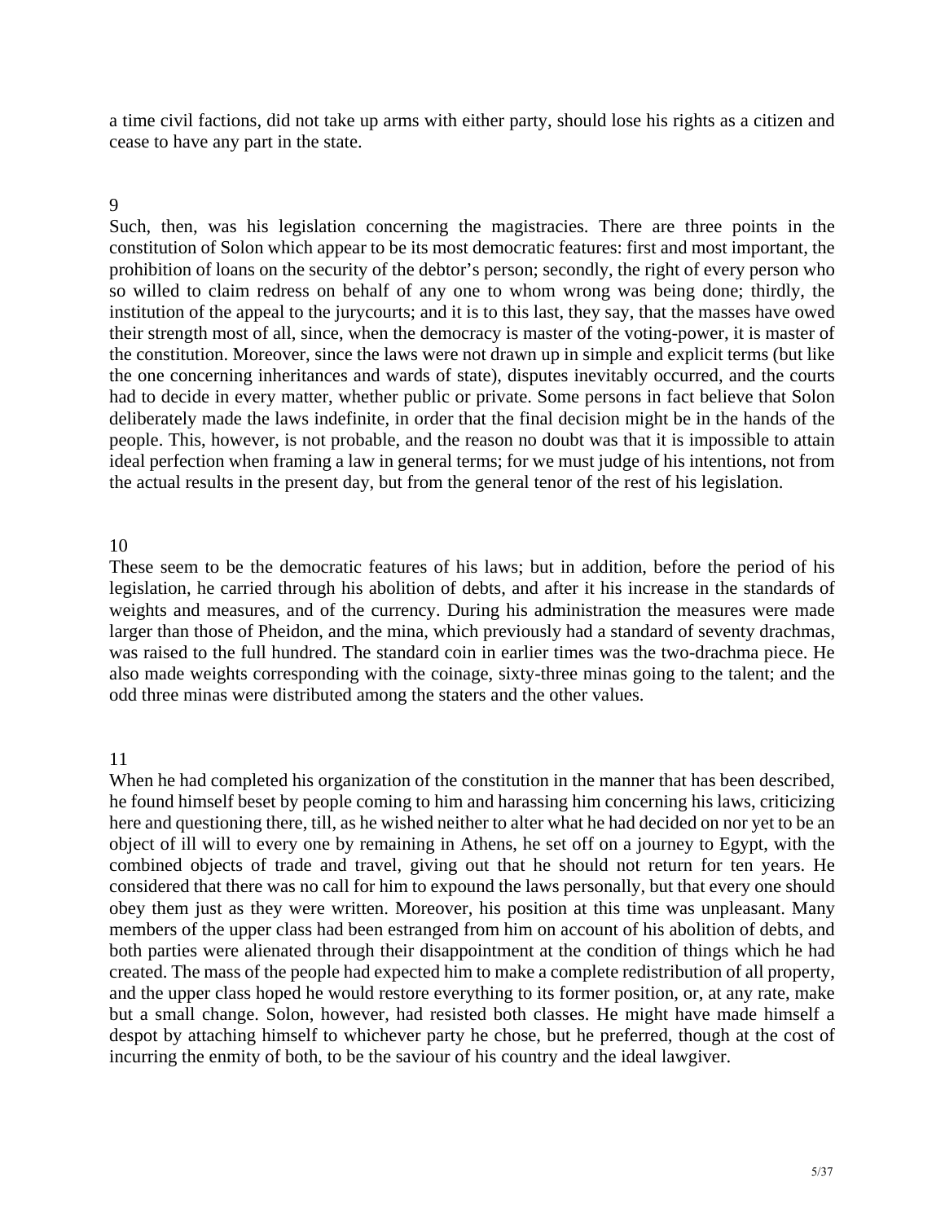a time civil factions, did not take up arms with either party, should lose his rights as a citizen and cease to have any part in the state.

## 9

Such, then, was his legislation concerning the magistracies. There are three points in the constitution of Solon which appear to be its most democratic features: first and most important, the prohibition of loans on the security of the debtor's person; secondly, the right of every person who so willed to claim redress on behalf of any one to whom wrong was being done; thirdly, the institution of the appeal to the jurycourts; and it is to this last, they say, that the masses have owed their strength most of all, since, when the democracy is master of the voting-power, it is master of the constitution. Moreover, since the laws were not drawn up in simple and explicit terms (but like the one concerning inheritances and wards of state), disputes inevitably occurred, and the courts had to decide in every matter, whether public or private. Some persons in fact believe that Solon deliberately made the laws indefinite, in order that the final decision might be in the hands of the people. This, however, is not probable, and the reason no doubt was that it is impossible to attain ideal perfection when framing a law in general terms; for we must judge of his intentions, not from the actual results in the present day, but from the general tenor of the rest of his legislation.

## 10

These seem to be the democratic features of his laws; but in addition, before the period of his legislation, he carried through his abolition of debts, and after it his increase in the standards of weights and measures, and of the currency. During his administration the measures were made larger than those of Pheidon, and the mina, which previously had a standard of seventy drachmas, was raised to the full hundred. The standard coin in earlier times was the two-drachma piece. He also made weights corresponding with the coinage, sixty-three minas going to the talent; and the odd three minas were distributed among the staters and the other values.

## 11

When he had completed his organization of the constitution in the manner that has been described, he found himself beset by people coming to him and harassing him concerning his laws, criticizing here and questioning there, till, as he wished neither to alter what he had decided on nor yet to be an object of ill will to every one by remaining in Athens, he set off on a journey to Egypt, with the combined objects of trade and travel, giving out that he should not return for ten years. He considered that there was no call for him to expound the laws personally, but that every one should obey them just as they were written. Moreover, his position at this time was unpleasant. Many members of the upper class had been estranged from him on account of his abolition of debts, and both parties were alienated through their disappointment at the condition of things which he had created. The mass of the people had expected him to make a complete redistribution of all property, and the upper class hoped he would restore everything to its former position, or, at any rate, make but a small change. Solon, however, had resisted both classes. He might have made himself a despot by attaching himself to whichever party he chose, but he preferred, though at the cost of incurring the enmity of both, to be the saviour of his country and the ideal lawgiver.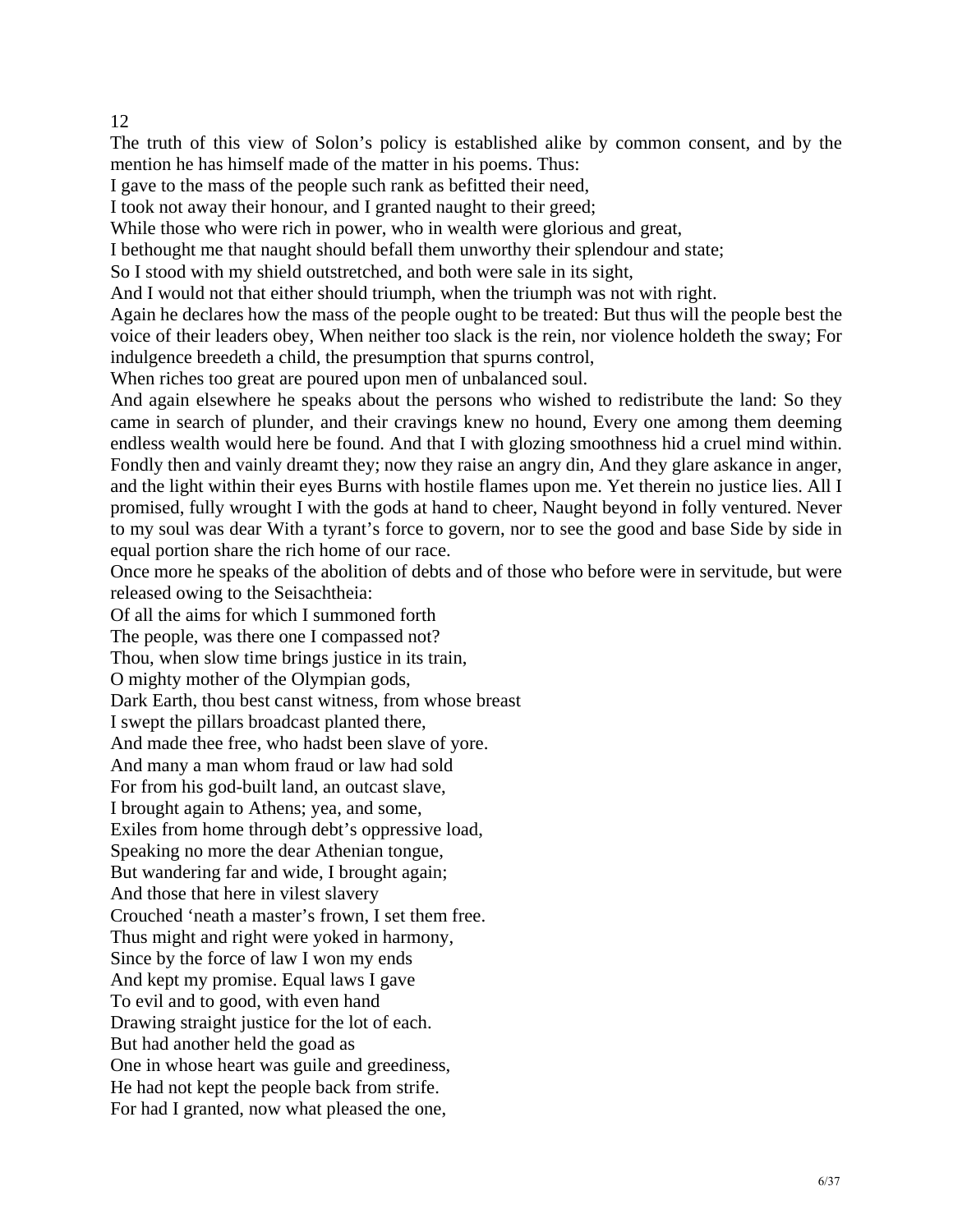12

The truth of this view of Solon's policy is established alike by common consent, and by the mention he has himself made of the matter in his poems. Thus:

I gave to the mass of the people such rank as befitted their need,  
I took not away their honour, and I granted naught to their greed;  
While those who were rich in power, who in wealth were glorious and great,  
I bethought me that naught should befall them unworthy their splendour and state;  
So I stood with my shield outstretched, and both were sale in its sight,  
And I would not that either should triumph, when the triumph was not with right.

Again he declares how the mass of the people ought to be treated: But thus will the people best the voice of their leaders obey, When neither too slack is the rein, nor violence holdeth the sway; For indulgence breedeth a child, the presumption that spurns control,  
When riches too great are poured upon men of unbalanced soul.

And again elsewhere he speaks about the persons who wished to redistribute the land: So they came in search of plunder, and their cravings knew no hound, Every one among them deeming endless wealth would here be found. And that I with glozing smoothness hid a cruel mind within. Fondly then and vainly dreamt they; now they raise an angry din, And they glare askance in anger, and the light within their eyes Burns with hostile flames upon me. Yet therein no justice lies. All I promised, fully wrought I with the gods at hand to cheer, Naught beyond in folly ventured. Never to my soul was dear With a tyrant's force to govern, nor to see the good and base Side by side in equal portion share the rich home of our race.

Once more he speaks of the abolition of debts and of those who before were in servitude, but were released owing to the Seisachtheia:

Of all the aims for which I summoned forth  
The people, was there one I compassed not?  
Thou, when slow time brings justice in its train,  
O mighty mother of the Olympian gods,  
Dark Earth, thou best canst witness, from whose breast  
I swept the pillars broadcast planted there,  
And made thee free, who hadst been slave of yore.  
And many a man whom fraud or law had sold  
For from his god-built land, an outcast slave,  
I brought again to Athens; yea, and some,  
Exiles from home through debt's oppressive load,  
Speaking no more the dear Athenian tongue,  
But wandering far and wide, I brought again;  
And those that here in vilest slavery  
Crouched 'neath a master's frown, I set them free.  
Thus might and right were yoked in harmony,  
Since by the force of law I won my ends  
And kept my promise. Equal laws I gave  
To evil and to good, with even hand  
Drawing straight justice for the lot of each.  
But had another held the goad as  
One in whose heart was guile and greediness,  
He had not kept the people back from strife.  
For had I granted, now what pleased the one,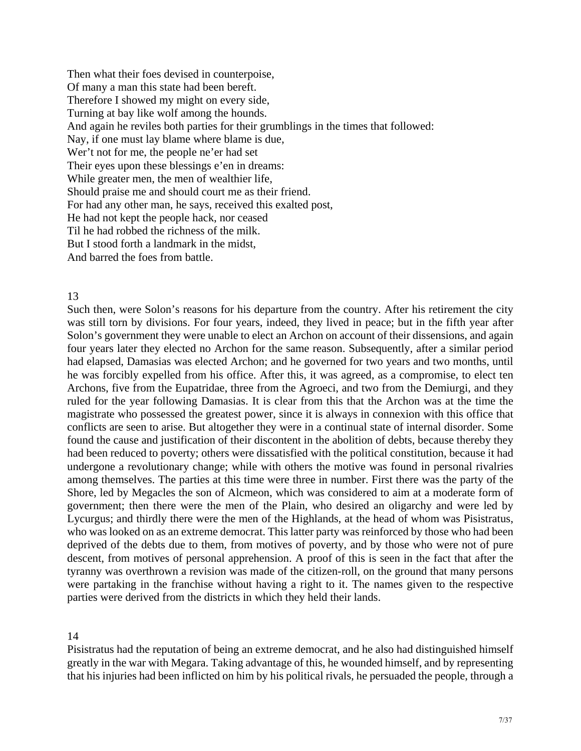Then what their foes devised in counterpoise,
Of many a man this state had been bereft.
Therefore I showed my might on every side,
Turning at bay like wolf among the hounds.
And again he reviles both parties for their grumblings in the times that followed:
Nay, if one must lay blame where blame is due,
Wer't not for me, the people ne'er had set
Their eyes upon these blessings e'en in dreams:
While greater men, the men of wealthier life,
Should praise me and should court me as their friend.
For had any other man, he says, received this exalted post,
He had not kept the people hack, nor ceased
Til he had robbed the richness of the milk.
But I stood forth a landmark in the midst,
And barred the foes from battle.

## 13

Such then, were Solon's reasons for his departure from the country. After his retirement the city was still torn by divisions. For four years, indeed, they lived in peace; but in the fifth year after Solon's government they were unable to elect an Archon on account of their dissensions, and again four years later they elected no Archon for the same reason. Subsequently, after a similar period had elapsed, Damasias was elected Archon; and he governed for two years and two months, until he was forcibly expelled from his office. After this, it was agreed, as a compromise, to elect ten Archons, five from the Eupatridae, three from the Agroeci, and two from the Demiurgi, and they ruled for the year following Damasias. It is clear from this that the Archon was at the time the magistrate who possessed the greatest power, since it is always in connexion with this office that conflicts are seen to arise. But altogether they were in a continual state of internal disorder. Some found the cause and justification of their discontent in the abolition of debts, because thereby they had been reduced to poverty; others were dissatisfied with the political constitution, because it had undergone a revolutionary change; while with others the motive was found in personal rivalries among themselves. The parties at this time were three in number. First there was the party of the Shore, led by Megacles the son of Alcmeon, which was considered to aim at a moderate form of government; then there were the men of the Plain, who desired an oligarchy and were led by Lycurgus; and thirdly there were the men of the Highlands, at the head of whom was Pisistratus, who was looked on as an extreme democrat. This latter party was reinforced by those who had been deprived of the debts due to them, from motives of poverty, and by those who were not of pure descent, from motives of personal apprehension. A proof of this is seen in the fact that after the tyranny was overthrown a revision was made of the citizen-roll, on the ground that many persons were partaking in the franchise without having a right to it. The names given to the respective parties were derived from the districts in which they held their lands.

## 14

Pisistratus had the reputation of being an extreme democrat, and he also had distinguished himself greatly in the war with Megara. Taking advantage of this, he wounded himself, and by representing that his injuries had been inflicted on him by his political rivals, he persuaded the people, through a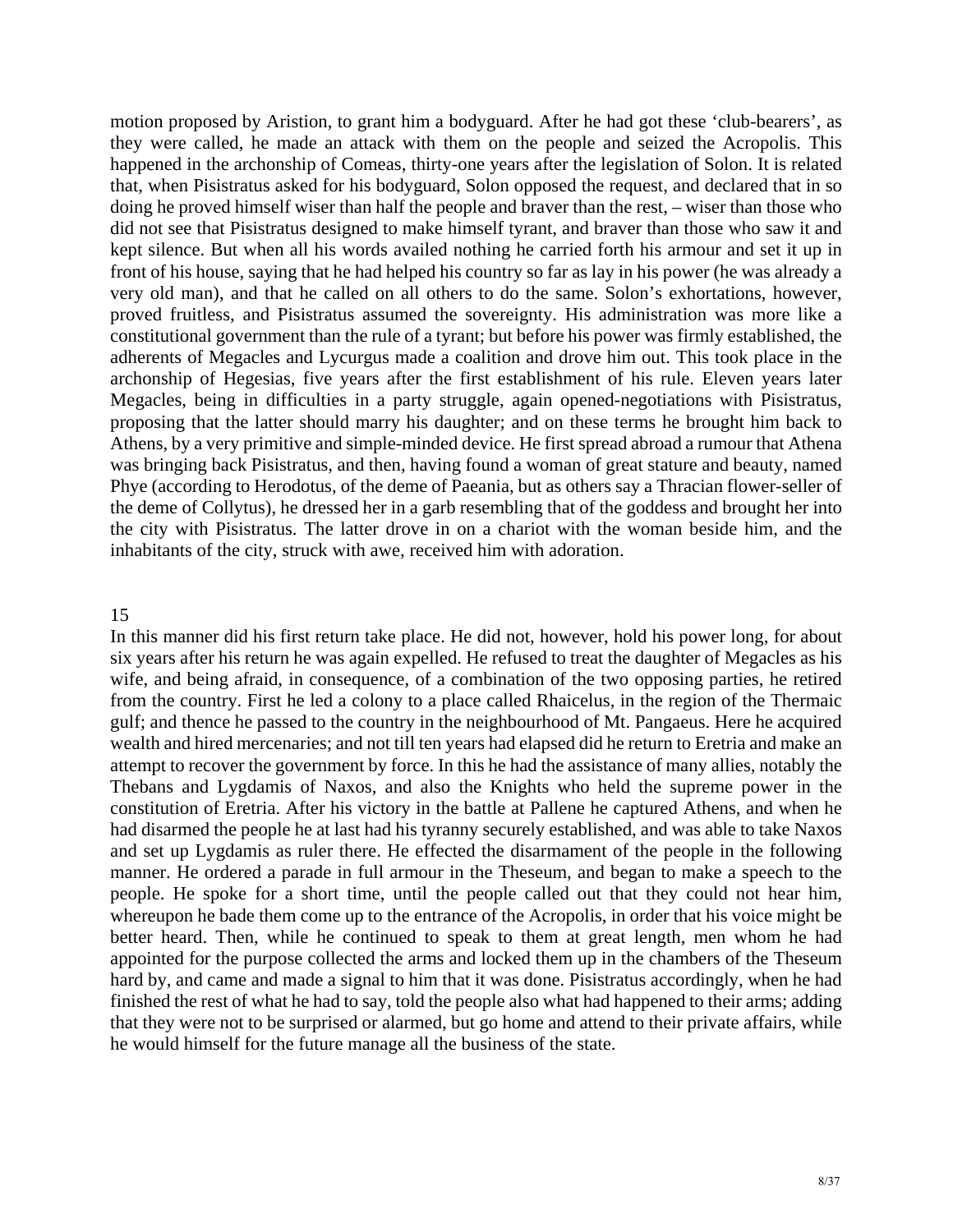motion proposed by Aristion, to grant him a bodyguard. After he had got these 'club-bearers', as they were called, he made an attack with them on the people and seized the Acropolis. This happened in the archonship of Comeas, thirty-one years after the legislation of Solon. It is related that, when Pisistratus asked for his bodyguard, Solon opposed the request, and declared that in so doing he proved himself wiser than half the people and braver than the rest, – wiser than those who did not see that Pisistratus designed to make himself tyrant, and braver than those who saw it and kept silence. But when all his words availed nothing he carried forth his armour and set it up in front of his house, saying that he had helped his country so far as lay in his power (he was already a very old man), and that he called on all others to do the same. Solon's exhortations, however, proved fruitless, and Pisistratus assumed the sovereignty. His administration was more like a constitutional government than the rule of a tyrant; but before his power was firmly established, the adherents of Megacles and Lycurgus made a coalition and drove him out. This took place in the archonship of Hegesias, five years after the first establishment of his rule. Eleven years later Megacles, being in difficulties in a party struggle, again opened-negotiations with Pisistratus, proposing that the latter should marry his daughter; and on these terms he brought him back to Athens, by a very primitive and simple-minded device. He first spread abroad a rumour that Athena was bringing back Pisistratus, and then, having found a woman of great stature and beauty, named Phye (according to Herodotus, of the deme of Paeania, but as others say a Thracian flower-seller of the deme of Collytus), he dressed her in a garb resembling that of the goddess and brought her into the city with Pisistratus. The latter drove in on a chariot with the woman beside him, and the inhabitants of the city, struck with awe, received him with adoration.

## 15

In this manner did his first return take place. He did not, however, hold his power long, for about six years after his return he was again expelled. He refused to treat the daughter of Megacles as his wife, and being afraid, in consequence, of a combination of the two opposing parties, he retired from the country. First he led a colony to a place called Rhaicelus, in the region of the Thermaic gulf; and thence he passed to the country in the neighbourhood of Mt. Pangaeus. Here he acquired wealth and hired mercenaries; and not till ten years had elapsed did he return to Eretria and make an attempt to recover the government by force. In this he had the assistance of many allies, notably the Thebans and Lygdamis of Naxos, and also the Knights who held the supreme power in the constitution of Eretria. After his victory in the battle at Pallene he captured Athens, and when he had disarmed the people he at last had his tyranny securely established, and was able to take Naxos and set up Lygdamis as ruler there. He effected the disarmament of the people in the following manner. He ordered a parade in full armour in the Theseum, and began to make a speech to the people. He spoke for a short time, until the people called out that they could not hear him, whereupon he bade them come up to the entrance of the Acropolis, in order that his voice might be better heard. Then, while he continued to speak to them at great length, men whom he had appointed for the purpose collected the arms and locked them up in the chambers of the Theseum hard by, and came and made a signal to him that it was done. Pisistratus accordingly, when he had finished the rest of what he had to say, told the people also what had happened to their arms; adding that they were not to be surprised or alarmed, but go home and attend to their private affairs, while he would himself for the future manage all the business of the state.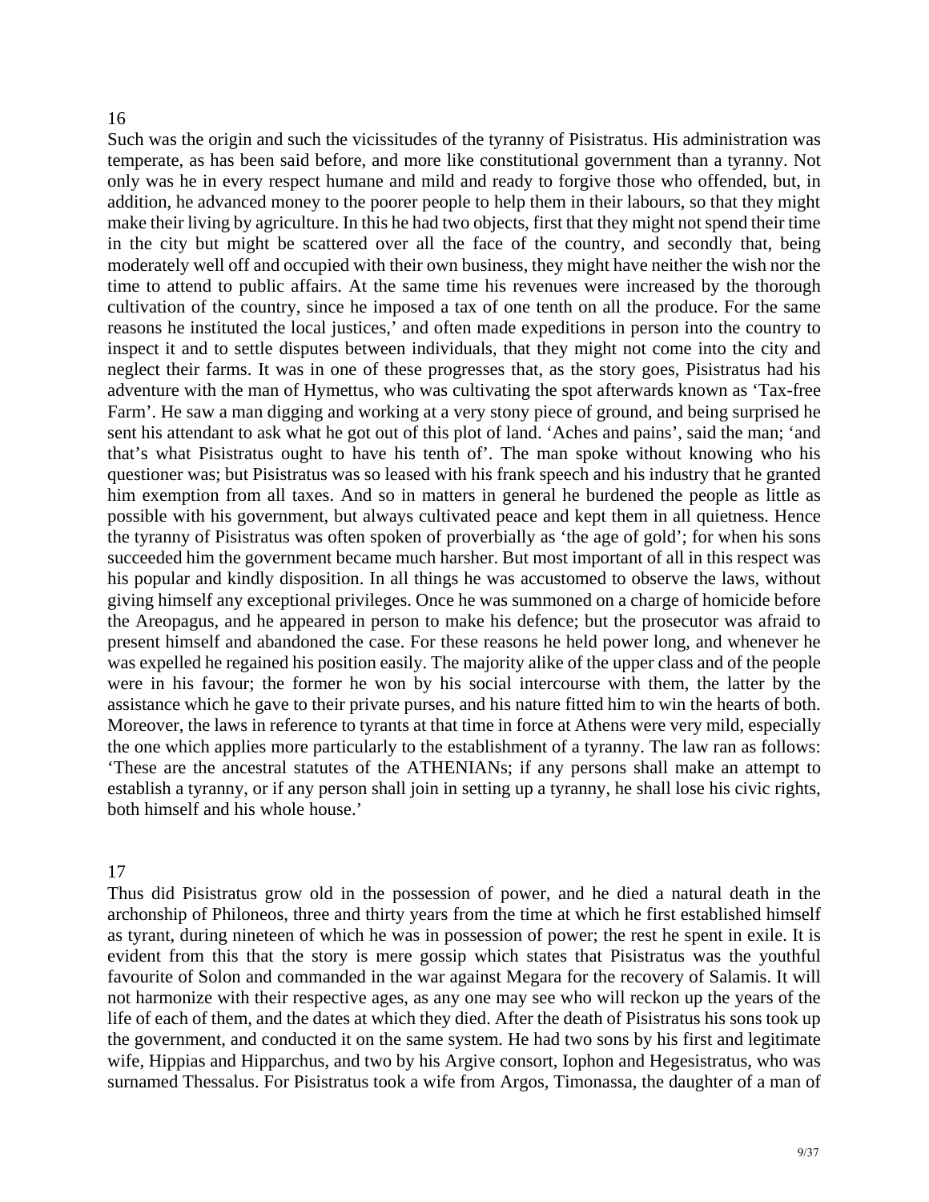16

Such was the origin and such the vicissitudes of the tyranny of Pisistratus. His administration was temperate, as has been said before, and more like constitutional government than a tyranny. Not only was he in every respect humane and mild and ready to forgive those who offended, but, in addition, he advanced money to the poorer people to help them in their labours, so that they might make their living by agriculture. In this he had two objects, first that they might not spend their time in the city but might be scattered over all the face of the country, and secondly that, being moderately well off and occupied with their own business, they might have neither the wish nor the time to attend to public affairs. At the same time his revenues were increased by the thorough cultivation of the country, since he imposed a tax of one tenth on all the produce. For the same reasons he instituted the local justices,' and often made expeditions in person into the country to inspect it and to settle disputes between individuals, that they might not come into the city and neglect their farms. It was in one of these progresses that, as the story goes, Pisistratus had his adventure with the man of Hymettus, who was cultivating the spot afterwards known as 'Tax-free Farm'. He saw a man digging and working at a very stony piece of ground, and being surprised he sent his attendant to ask what he got out of this plot of land. 'Aches and pains', said the man; 'and that's what Pisistratus ought to have his tenth of'. The man spoke without knowing who his questioner was; but Pisistratus was so leased with his frank speech and his industry that he granted him exemption from all taxes. And so in matters in general he burdened the people as little as possible with his government, but always cultivated peace and kept them in all quietness. Hence the tyranny of Pisistratus was often spoken of proverbially as 'the age of gold'; for when his sons succeeded him the government became much harsher. But most important of all in this respect was his popular and kindly disposition. In all things he was accustomed to observe the laws, without giving himself any exceptional privileges. Once he was summoned on a charge of homicide before the Areopagus, and he appeared in person to make his defence; but the prosecutor was afraid to present himself and abandoned the case. For these reasons he held power long, and whenever he was expelled he regained his position easily. The majority alike of the upper class and of the people were in his favour; the former he won by his social intercourse with them, the latter by the assistance which he gave to their private purses, and his nature fitted him to win the hearts of both. Moreover, the laws in reference to tyrants at that time in force at Athens were very mild, especially the one which applies more particularly to the establishment of a tyranny. The law ran as follows: 'These are the ancestral statutes of the ATHENIANs; if any persons shall make an attempt to establish a tyranny, or if any person shall join in setting up a tyranny, he shall lose his civic rights, both himself and his whole house.'

17

Thus did Pisistratus grow old in the possession of power, and he died a natural death in the archonship of Philoneos, three and thirty years from the time at which he first established himself as tyrant, during nineteen of which he was in possession of power; the rest he spent in exile. It is evident from this that the story is mere gossip which states that Pisistratus was the youthful favourite of Solon and commanded in the war against Megara for the recovery of Salamis. It will not harmonize with their respective ages, as any one may see who will reckon up the years of the life of each of them, and the dates at which they died. After the death of Pisistratus his sons took up the government, and conducted it on the same system. He had two sons by his first and legitimate wife, Hippias and Hipparchus, and two by his Argive consort, Iophon and Hegesistratus, who was surnamed Thessalus. For Pisistratus took a wife from Argos, Timonassa, the daughter of a man of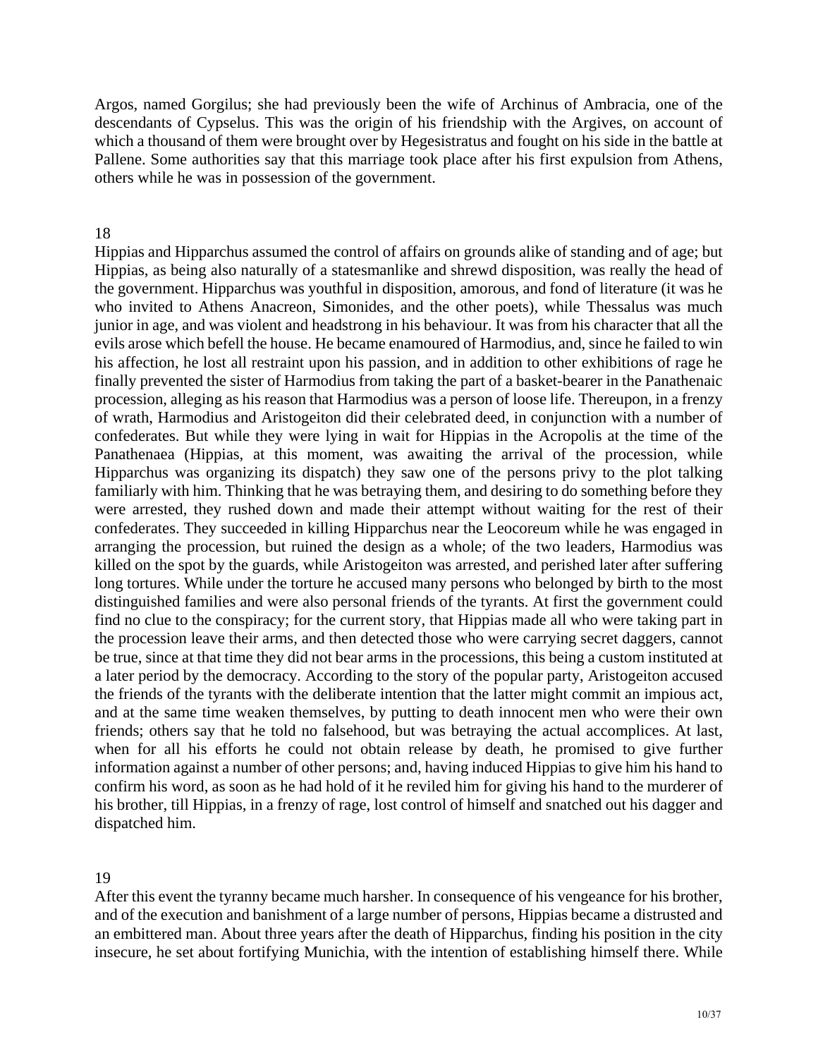Argos, named Gorgilus; she had previously been the wife of Archinus of Ambracia, one of the descendants of Cypselus. This was the origin of his friendship with the Argives, on account of which a thousand of them were brought over by Hegesistratus and fought on his side in the battle at Pallene. Some authorities say that this marriage took place after his first expulsion from Athens, others while he was in possession of the government.

18

Hippias and Hipparchus assumed the control of affairs on grounds alike of standing and of age; but Hippias, as being also naturally of a statesmanlike and shrewd disposition, was really the head of the government. Hipparchus was youthful in disposition, amorous, and fond of literature (it was he who invited to Athens Anacreon, Simonides, and the other poets), while Thessalus was much junior in age, and was violent and headstrong in his behaviour. It was from his character that all the evils arose which befell the house. He became enamoured of Harmodius, and, since he failed to win his affection, he lost all restraint upon his passion, and in addition to other exhibitions of rage he finally prevented the sister of Harmodius from taking the part of a basket-bearer in the Panathenaic procession, alleging as his reason that Harmodius was a person of loose life. Thereupon, in a frenzy of wrath, Harmodius and Aristogeiton did their celebrated deed, in conjunction with a number of confederates. But while they were lying in wait for Hippias in the Acropolis at the time of the Panathenaea (Hippias, at this moment, was awaiting the arrival of the procession, while Hipparchus was organizing its dispatch) they saw one of the persons privy to the plot talking familiarly with him. Thinking that he was betraying them, and desiring to do something before they were arrested, they rushed down and made their attempt without waiting for the rest of their confederates. They succeeded in killing Hipparchus near the Leocoreum while he was engaged in arranging the procession, but ruined the design as a whole; of the two leaders, Harmodius was killed on the spot by the guards, while Aristogeiton was arrested, and perished later after suffering long tortures. While under the torture he accused many persons who belonged by birth to the most distinguished families and were also personal friends of the tyrants. At first the government could find no clue to the conspiracy; for the current story, that Hippias made all who were taking part in the procession leave their arms, and then detected those who were carrying secret daggers, cannot be true, since at that time they did not bear arms in the processions, this being a custom instituted at a later period by the democracy. According to the story of the popular party, Aristogeiton accused the friends of the tyrants with the deliberate intention that the latter might commit an impious act, and at the same time weaken themselves, by putting to death innocent men who were their own friends; others say that he told no falsehood, but was betraying the actual accomplices. At last, when for all his efforts he could not obtain release by death, he promised to give further information against a number of other persons; and, having induced Hippias to give him his hand to confirm his word, as soon as he had hold of it he reviled him for giving his hand to the murderer of his brother, till Hippias, in a frenzy of rage, lost control of himself and snatched out his dagger and dispatched him.

19

After this event the tyranny became much harsher. In consequence of his vengeance for his brother, and of the execution and banishment of a large number of persons, Hippias became a distrusted and an embittered man. About three years after the death of Hipparchus, finding his position in the city insecure, he set about fortifying Munichia, with the intention of establishing himself there. While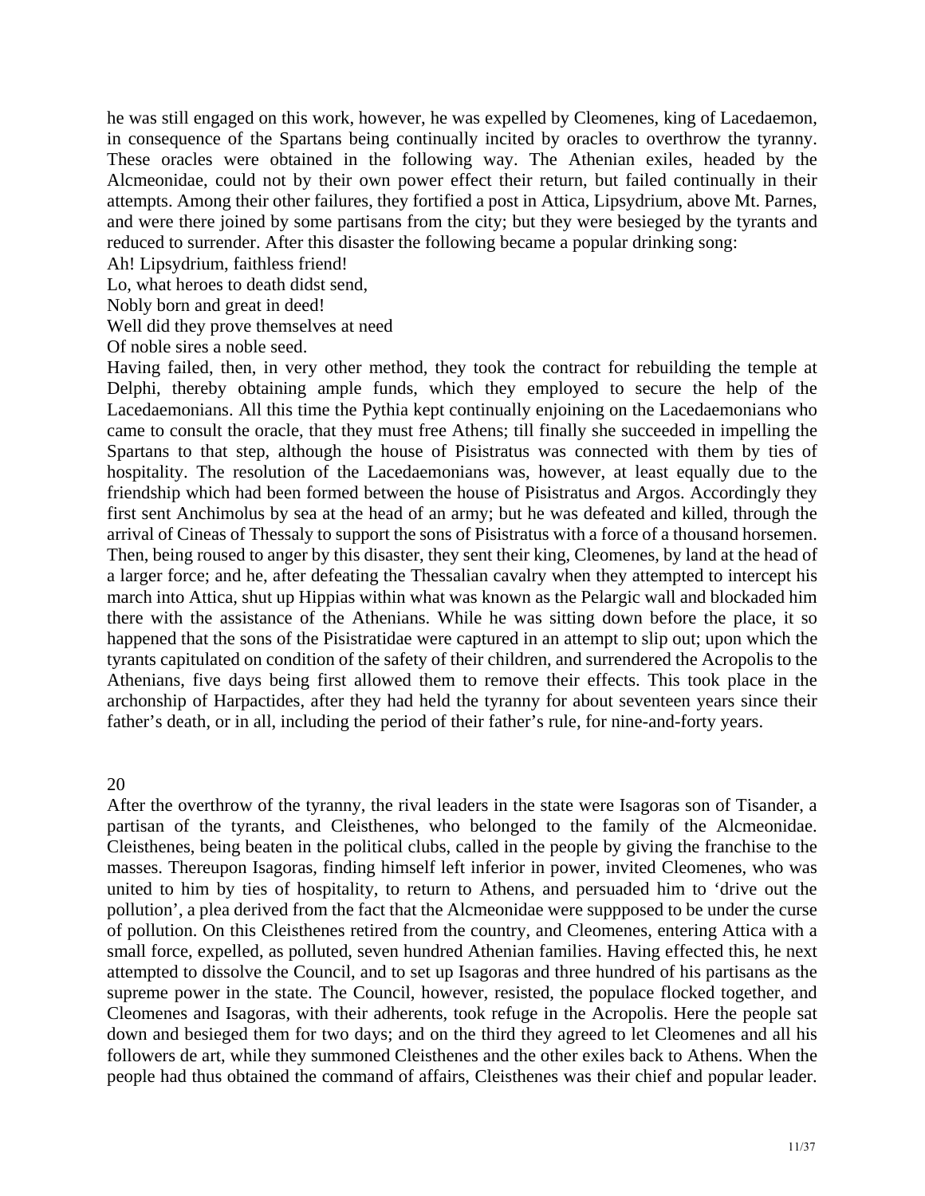he was still engaged on this work, however, he was expelled by Cleomenes, king of Lacedaemon, in consequence of the Spartans being continually incited by oracles to overthrow the tyranny. These oracles were obtained in the following way. The Athenian exiles, headed by the Alcmeonidae, could not by their own power effect their return, but failed continually in their attempts. Among their other failures, they fortified a post in Attica, Lipsydrium, above Mt. Parnes, and were there joined by some partisans from the city; but they were besieged by the tyrants and reduced to surrender. After this disaster the following became a popular drinking song:

Ah! Lipsydrium, faithless friend!
Lo, what heroes to death didst send,
Nobly born and great in deed!
Well did they prove themselves at need
Of noble sires a noble seed.

Having failed, then, in very other method, they took the contract for rebuilding the temple at Delphi, thereby obtaining ample funds, which they employed to secure the help of the Lacedaemonians. All this time the Pythia kept continually enjoining on the Lacedaemonians who came to consult the oracle, that they must free Athens; till finally she succeeded in impelling the Spartans to that step, although the house of Pisistratus was connected with them by ties of hospitality. The resolution of the Lacedaemonians was, however, at least equally due to the friendship which had been formed between the house of Pisistratus and Argos. Accordingly they first sent Anchimolus by sea at the head of an army; but he was defeated and killed, through the arrival of Cineas of Thessaly to support the sons of Pisistratus with a force of a thousand horsemen. Then, being roused to anger by this disaster, they sent their king, Cleomenes, by land at the head of a larger force; and he, after defeating the Thessalian cavalry when they attempted to intercept his march into Attica, shut up Hippias within what was known as the Pelargic wall and blockaded him there with the assistance of the Athenians. While he was sitting down before the place, it so happened that the sons of the Pisistratidae were captured in an attempt to slip out; upon which the tyrants capitulated on condition of the safety of their children, and surrendered the Acropolis to the Athenians, five days being first allowed them to remove their effects. This took place in the archonship of Harpactides, after they had held the tyranny for about seventeen years since their father's death, or in all, including the period of their father's rule, for nine-and-forty years.

## 20

After the overthrow of the tyranny, the rival leaders in the state were Isagoras son of Tisander, a partisan of the tyrants, and Cleisthenes, who belonged to the family of the Alcmeonidae. Cleisthenes, being beaten in the political clubs, called in the people by giving the franchise to the masses. Thereupon Isagoras, finding himself left inferior in power, invited Cleomenes, who was united to him by ties of hospitality, to return to Athens, and persuaded him to 'drive out the pollution', a plea derived from the fact that the Alcmeonidae were suppposed to be under the curse of pollution. On this Cleisthenes retired from the country, and Cleomenes, entering Attica with a small force, expelled, as polluted, seven hundred Athenian families. Having effected this, he next attempted to dissolve the Council, and to set up Isagoras and three hundred of his partisans as the supreme power in the state. The Council, however, resisted, the populace flocked together, and Cleomenes and Isagoras, with their adherents, took refuge in the Acropolis. Here the people sat down and besieged them for two days; and on the third they agreed to let Cleomenes and all his followers de art, while they summoned Cleisthenes and the other exiles back to Athens. When the people had thus obtained the command of affairs, Cleisthenes was their chief and popular leader.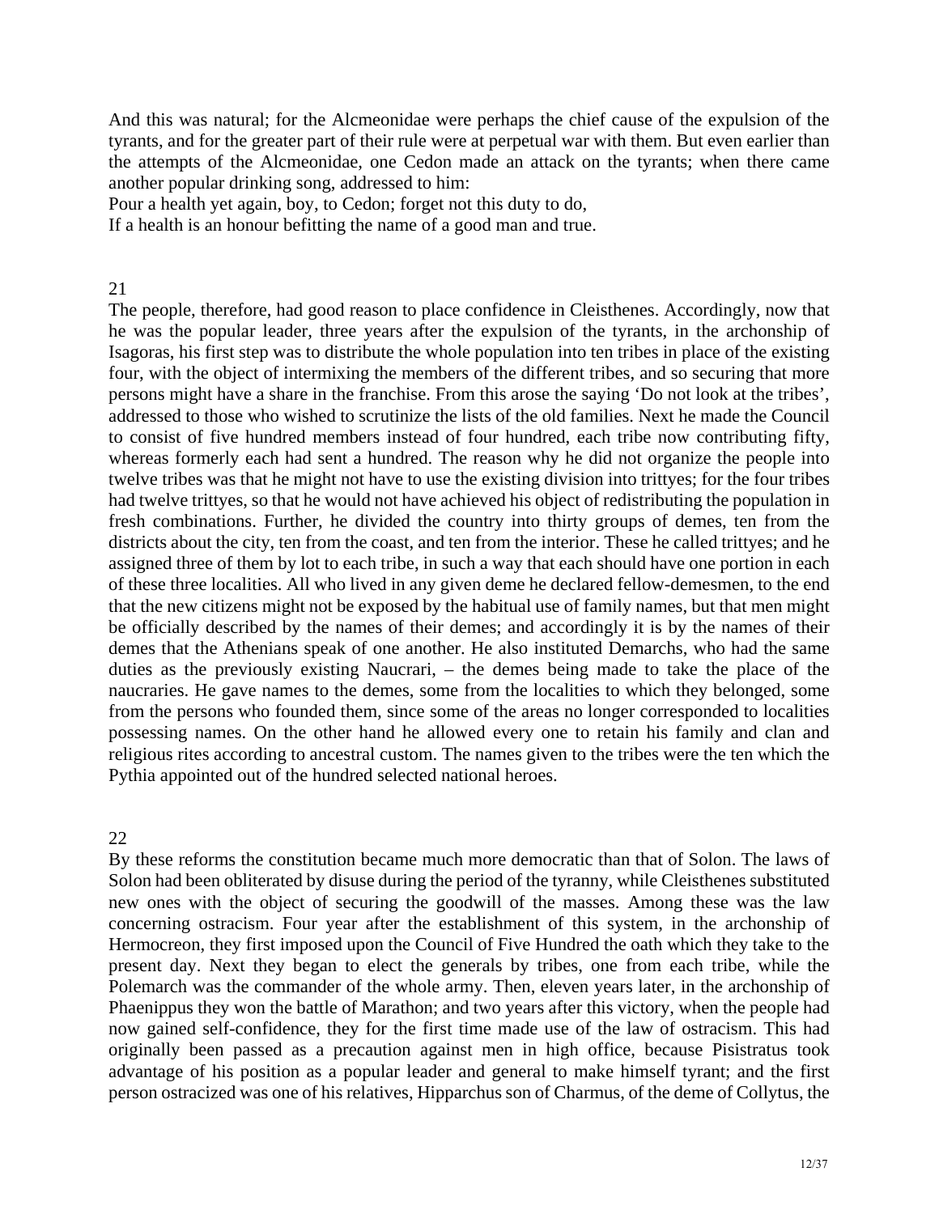And this was natural; for the Alcmeonidae were perhaps the chief cause of the expulsion of the tyrants, and for the greater part of their rule were at perpetual war with them. But even earlier than the attempts of the Alcmeonidae, one Cedon made an attack on the tyrants; when there came another popular drinking song, addressed to him:

Pour a health yet again, boy, to Cedon; forget not this duty to do,
If a health is an honour befitting the name of a good man and true.

## 21

The people, therefore, had good reason to place confidence in Cleisthenes. Accordingly, now that he was the popular leader, three years after the expulsion of the tyrants, in the archonship of Isagoras, his first step was to distribute the whole population into ten tribes in place of the existing four, with the object of intermixing the members of the different tribes, and so securing that more persons might have a share in the franchise. From this arose the saying 'Do not look at the tribes', addressed to those who wished to scrutinize the lists of the old families. Next he made the Council to consist of five hundred members instead of four hundred, each tribe now contributing fifty, whereas formerly each had sent a hundred. The reason why he did not organize the people into twelve tribes was that he might not have to use the existing division into trittyes; for the four tribes had twelve trittyes, so that he would not have achieved his object of redistributing the population in fresh combinations. Further, he divided the country into thirty groups of demes, ten from the districts about the city, ten from the coast, and ten from the interior. These he called trittyes; and he assigned three of them by lot to each tribe, in such a way that each should have one portion in each of these three localities. All who lived in any given deme he declared fellow-demesmen, to the end that the new citizens might not be exposed by the habitual use of family names, but that men might be officially described by the names of their demes; and accordingly it is by the names of their demes that the Athenians speak of one another. He also instituted Demarchs, who had the same duties as the previously existing Naucrari, – the demes being made to take the place of the naucraries. He gave names to the demes, some from the localities to which they belonged, some from the persons who founded them, since some of the areas no longer corresponded to localities possessing names. On the other hand he allowed every one to retain his family and clan and religious rites according to ancestral custom. The names given to the tribes were the ten which the Pythia appointed out of the hundred selected national heroes.

## 22

By these reforms the constitution became much more democratic than that of Solon. The laws of Solon had been obliterated by disuse during the period of the tyranny, while Cleisthenes substituted new ones with the object of securing the goodwill of the masses. Among these was the law concerning ostracism. Four year after the establishment of this system, in the archonship of Hermocreon, they first imposed upon the Council of Five Hundred the oath which they take to the present day. Next they began to elect the generals by tribes, one from each tribe, while the Polemarch was the commander of the whole army. Then, eleven years later, in the archonship of Phaenippus they won the battle of Marathon; and two years after this victory, when the people had now gained self-confidence, they for the first time made use of the law of ostracism. This had originally been passed as a precaution against men in high office, because Pisistratus took advantage of his position as a popular leader and general to make himself tyrant; and the first person ostracized was one of his relatives, Hipparchus son of Charmus, of the deme of Collytus, the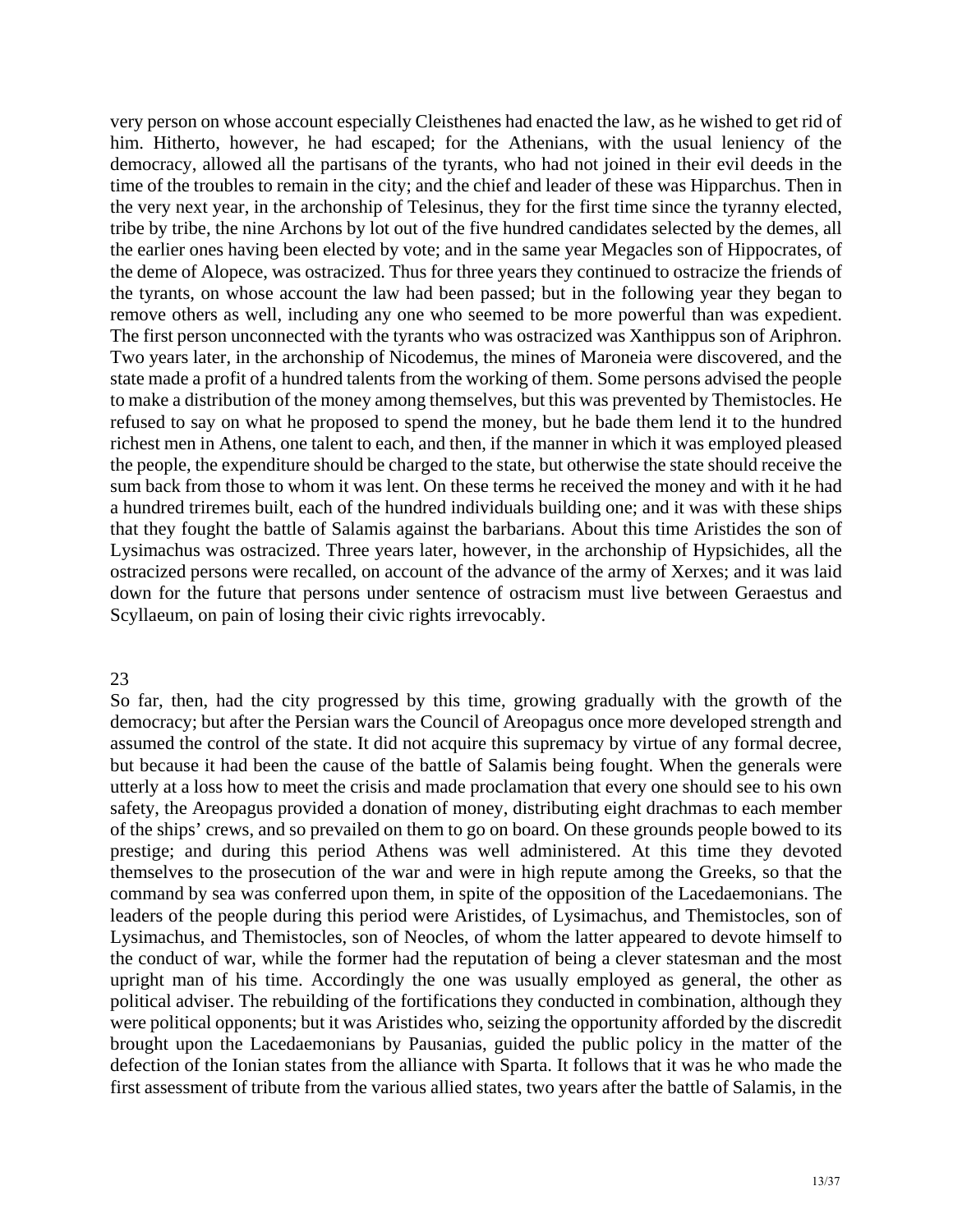very person on whose account especially Cleisthenes had enacted the law, as he wished to get rid of him. Hitherto, however, he had escaped; for the Athenians, with the usual leniency of the democracy, allowed all the partisans of the tyrants, who had not joined in their evil deeds in the time of the troubles to remain in the city; and the chief and leader of these was Hipparchus. Then in the very next year, in the archonship of Telesinus, they for the first time since the tyranny elected, tribe by tribe, the nine Archons by lot out of the five hundred candidates selected by the demes, all the earlier ones having been elected by vote; and in the same year Megacles son of Hippocrates, of the deme of Alopece, was ostracized. Thus for three years they continued to ostracize the friends of the tyrants, on whose account the law had been passed; but in the following year they began to remove others as well, including any one who seemed to be more powerful than was expedient. The first person unconnected with the tyrants who was ostracized was Xanthippus son of Ariphron. Two years later, in the archonship of Nicodemus, the mines of Maroneia were discovered, and the state made a profit of a hundred talents from the working of them. Some persons advised the people to make a distribution of the money among themselves, but this was prevented by Themistocles. He refused to say on what he proposed to spend the money, but he bade them lend it to the hundred richest men in Athens, one talent to each, and then, if the manner in which it was employed pleased the people, the expenditure should be charged to the state, but otherwise the state should receive the sum back from those to whom it was lent. On these terms he received the money and with it he had a hundred triremes built, each of the hundred individuals building one; and it was with these ships that they fought the battle of Salamis against the barbarians. About this time Aristides the son of Lysimachus was ostracized. Three years later, however, in the archonship of Hypsichides, all the ostracized persons were recalled, on account of the advance of the army of Xerxes; and it was laid down for the future that persons under sentence of ostracism must live between Geraestus and Scyllaeum, on pain of losing their civic rights irrevocably.

## 23

So far, then, had the city progressed by this time, growing gradually with the growth of the democracy; but after the Persian wars the Council of Areopagus once more developed strength and assumed the control of the state. It did not acquire this supremacy by virtue of any formal decree, but because it had been the cause of the battle of Salamis being fought. When the generals were utterly at a loss how to meet the crisis and made proclamation that every one should see to his own safety, the Areopagus provided a donation of money, distributing eight drachmas to each member of the ships' crews, and so prevailed on them to go on board. On these grounds people bowed to its prestige; and during this period Athens was well administered. At this time they devoted themselves to the prosecution of the war and were in high repute among the Greeks, so that the command by sea was conferred upon them, in spite of the opposition of the Lacedaemonians. The leaders of the people during this period were Aristides, of Lysimachus, and Themistocles, son of Lysimachus, and Themistocles, son of Neocles, of whom the latter appeared to devote himself to the conduct of war, while the former had the reputation of being a clever statesman and the most upright man of his time. Accordingly the one was usually employed as general, the other as political adviser. The rebuilding of the fortifications they conducted in combination, although they were political opponents; but it was Aristides who, seizing the opportunity afforded by the discredit brought upon the Lacedaemonians by Pausanias, guided the public policy in the matter of the defection of the Ionian states from the alliance with Sparta. It follows that it was he who made the first assessment of tribute from the various allied states, two years after the battle of Salamis, in the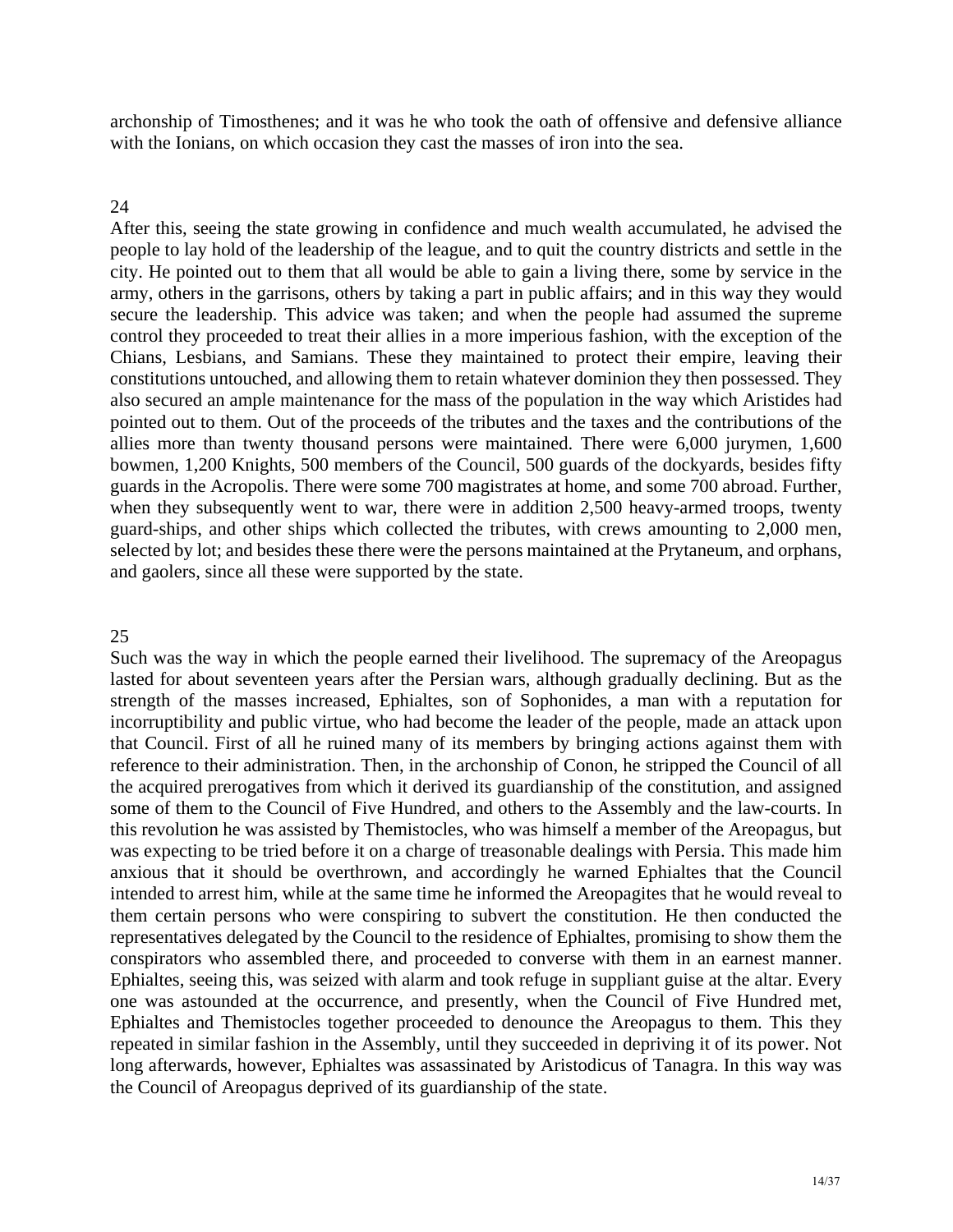archonship of Timosthenes; and it was he who took the oath of offensive and defensive alliance with the Ionians, on which occasion they cast the masses of iron into the sea.

24

After this, seeing the state growing in confidence and much wealth accumulated, he advised the people to lay hold of the leadership of the league, and to quit the country districts and settle in the city. He pointed out to them that all would be able to gain a living there, some by service in the army, others in the garrisons, others by taking a part in public affairs; and in this way they would secure the leadership. This advice was taken; and when the people had assumed the supreme control they proceeded to treat their allies in a more imperious fashion, with the exception of the Chians, Lesbians, and Samians. These they maintained to protect their empire, leaving their constitutions untouched, and allowing them to retain whatever dominion they then possessed. They also secured an ample maintenance for the mass of the population in the way which Aristides had pointed out to them. Out of the proceeds of the tributes and the taxes and the contributions of the allies more than twenty thousand persons were maintained. There were 6,000 jurymen, 1,600 bowmen, 1,200 Knights, 500 members of the Council, 500 guards of the dockyards, besides fifty guards in the Acropolis. There were some 700 magistrates at home, and some 700 abroad. Further, when they subsequently went to war, there were in addition 2,500 heavy-armed troops, twenty guard-ships, and other ships which collected the tributes, with crews amounting to 2,000 men, selected by lot; and besides these there were the persons maintained at the Prytaneum, and orphans, and gaolers, since all these were supported by the state.

25

Such was the way in which the people earned their livelihood. The supremacy of the Areopagus lasted for about seventeen years after the Persian wars, although gradually declining. But as the strength of the masses increased, Ephialtes, son of Sophonides, a man with a reputation for incorruptibility and public virtue, who had become the leader of the people, made an attack upon that Council. First of all he ruined many of its members by bringing actions against them with reference to their administration. Then, in the archonship of Conon, he stripped the Council of all the acquired prerogatives from which it derived its guardianship of the constitution, and assigned some of them to the Council of Five Hundred, and others to the Assembly and the law-courts. In this revolution he was assisted by Themistocles, who was himself a member of the Areopagus, but was expecting to be tried before it on a charge of treasonable dealings with Persia. This made him anxious that it should be overthrown, and accordingly he warned Ephialtes that the Council intended to arrest him, while at the same time he informed the Areopagites that he would reveal to them certain persons who were conspiring to subvert the constitution. He then conducted the representatives delegated by the Council to the residence of Ephialtes, promising to show them the conspirators who assembled there, and proceeded to converse with them in an earnest manner. Ephialtes, seeing this, was seized with alarm and took refuge in suppliant guise at the altar. Every one was astounded at the occurrence, and presently, when the Council of Five Hundred met, Ephialtes and Themistocles together proceeded to denounce the Areopagus to them. This they repeated in similar fashion in the Assembly, until they succeeded in depriving it of its power. Not long afterwards, however, Ephialtes was assassinated by Aristodicus of Tanagra. In this way was the Council of Areopagus deprived of its guardianship of the state.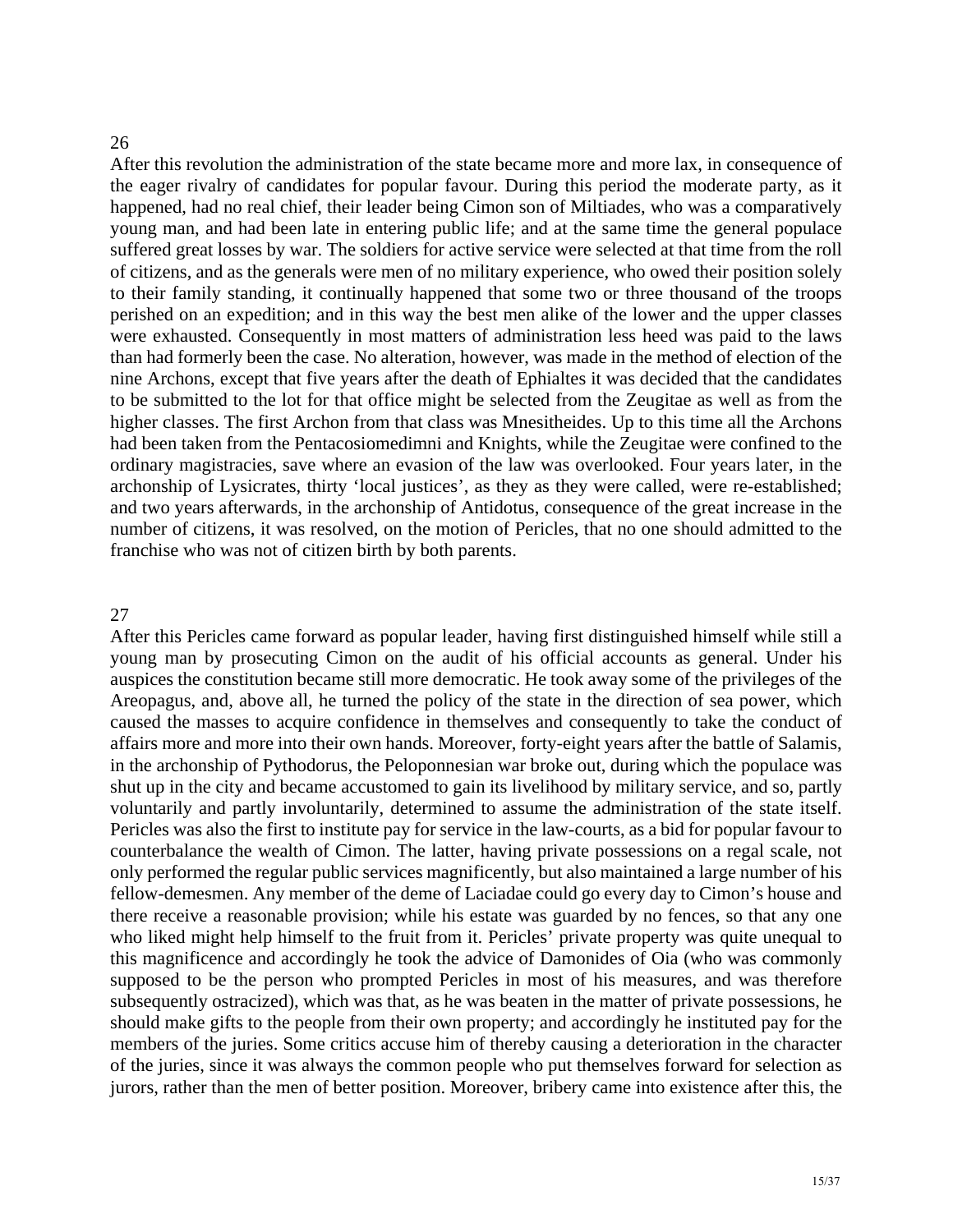26

After this revolution the administration of the state became more and more lax, in consequence of the eager rivalry of candidates for popular favour. During this period the moderate party, as it happened, had no real chief, their leader being Cimon son of Miltiades, who was a comparatively young man, and had been late in entering public life; and at the same time the general populace suffered great losses by war. The soldiers for active service were selected at that time from the roll of citizens, and as the generals were men of no military experience, who owed their position solely to their family standing, it continually happened that some two or three thousand of the troops perished on an expedition; and in this way the best men alike of the lower and the upper classes were exhausted. Consequently in most matters of administration less heed was paid to the laws than had formerly been the case. No alteration, however, was made in the method of election of the nine Archons, except that five years after the death of Ephialtes it was decided that the candidates to be submitted to the lot for that office might be selected from the Zeugitae as well as from the higher classes. The first Archon from that class was Mnesitheides. Up to this time all the Archons had been taken from the Pentacosiomedimni and Knights, while the Zeugitae were confined to the ordinary magistracies, save where an evasion of the law was overlooked. Four years later, in the archonship of Lysicrates, thirty 'local justices', as they as they were called, were re-established; and two years afterwards, in the archonship of Antidotus, consequence of the great increase in the number of citizens, it was resolved, on the motion of Pericles, that no one should admitted to the franchise who was not of citizen birth by both parents.

27

After this Pericles came forward as popular leader, having first distinguished himself while still a young man by prosecuting Cimon on the audit of his official accounts as general. Under his auspices the constitution became still more democratic. He took away some of the privileges of the Areopagus, and, above all, he turned the policy of the state in the direction of sea power, which caused the masses to acquire confidence in themselves and consequently to take the conduct of affairs more and more into their own hands. Moreover, forty-eight years after the battle of Salamis, in the archonship of Pythodorus, the Peloponnesian war broke out, during which the populace was shut up in the city and became accustomed to gain its livelihood by military service, and so, partly voluntarily and partly involuntarily, determined to assume the administration of the state itself. Pericles was also the first to institute pay for service in the law-courts, as a bid for popular favour to counterbalance the wealth of Cimon. The latter, having private possessions on a regal scale, not only performed the regular public services magnificently, but also maintained a large number of his fellow-demesmen. Any member of the deme of Laciadae could go every day to Cimon's house and there receive a reasonable provision; while his estate was guarded by no fences, so that any one who liked might help himself to the fruit from it. Pericles' private property was quite unequal to this magnificence and accordingly he took the advice of Damonides of Oia (who was commonly supposed to be the person who prompted Pericles in most of his measures, and was therefore subsequently ostracized), which was that, as he was beaten in the matter of private possessions, he should make gifts to the people from their own property; and accordingly he instituted pay for the members of the juries. Some critics accuse him of thereby causing a deterioration in the character of the juries, since it was always the common people who put themselves forward for selection as jurors, rather than the men of better position. Moreover, bribery came into existence after this, the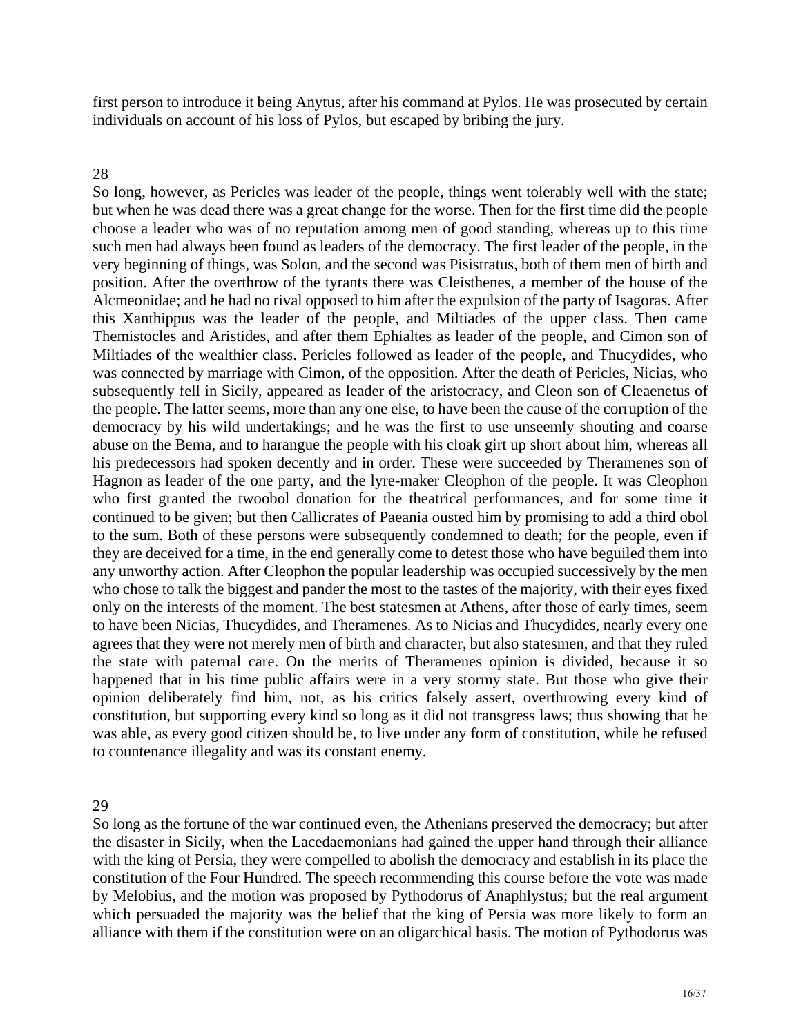first person to introduce it being Anytus, after his command at Pylos. He was prosecuted by certain individuals on account of his loss of Pylos, but escaped by bribing the jury.

28

So long, however, as Pericles was leader of the people, things went tolerably well with the state; but when he was dead there was a great change for the worse. Then for the first time did the people choose a leader who was of no reputation among men of good standing, whereas up to this time such men had always been found as leaders of the democracy. The first leader of the people, in the very beginning of things, was Solon, and the second was Pisistratus, both of them men of birth and position. After the overthrow of the tyrants there was Cleisthenes, a member of the house of the Alcmeonidae; and he had no rival opposed to him after the expulsion of the party of Isagoras. After this Xanthippus was the leader of the people, and Miltiades of the upper class. Then came Themistocles and Aristides, and after them Ephialtes as leader of the people, and Cimon son of Miltiades of the wealthier class. Pericles followed as leader of the people, and Thucydides, who was connected by marriage with Cimon, of the opposition. After the death of Pericles, Nicias, who subsequently fell in Sicily, appeared as leader of the aristocracy, and Cleon son of Cleaenetus of the people. The latter seems, more than any one else, to have been the cause of the corruption of the democracy by his wild undertakings; and he was the first to use unseemly shouting and coarse abuse on the Bema, and to harangue the people with his cloak girt up short about him, whereas all his predecessors had spoken decently and in order. These were succeeded by Theramenes son of Hagnon as leader of the one party, and the lyre-maker Cleophon of the people. It was Cleophon who first granted the twoobol donation for the theatrical performances, and for some time it continued to be given; but then Callicrates of Paeania ousted him by promising to add a third obol to the sum. Both of these persons were subsequently condemned to death; for the people, even if they are deceived for a time, in the end generally come to detest those who have beguiled them into any unworthy action. After Cleophon the popular leadership was occupied successively by the men who chose to talk the biggest and pander the most to the tastes of the majority, with their eyes fixed only on the interests of the moment. The best statesmen at Athens, after those of early times, seem to have been Nicias, Thucydides, and Theramenes. As to Nicias and Thucydides, nearly every one agrees that they were not merely men of birth and character, but also statesmen, and that they ruled the state with paternal care. On the merits of Theramenes opinion is divided, because it so happened that in his time public affairs were in a very stormy state. But those who give their opinion deliberately find him, not, as his critics falsely assert, overthrowing every kind of constitution, but supporting every kind so long as it did not transgress laws; thus showing that he was able, as every good citizen should be, to live under any form of constitution, while he refused to countenance illegality and was its constant enemy.

29

So long as the fortune of the war continued even, the Athenians preserved the democracy; but after the disaster in Sicily, when the Lacedaemonians had gained the upper hand through their alliance with the king of Persia, they were compelled to abolish the democracy and establish in its place the constitution of the Four Hundred. The speech recommending this course before the vote was made by Melobius, and the motion was proposed by Pythodorus of Anaphlystus; but the real argument which persuaded the majority was the belief that the king of Persia was more likely to form an alliance with them if the constitution were on an oligarchical basis. The motion of Pythodorus was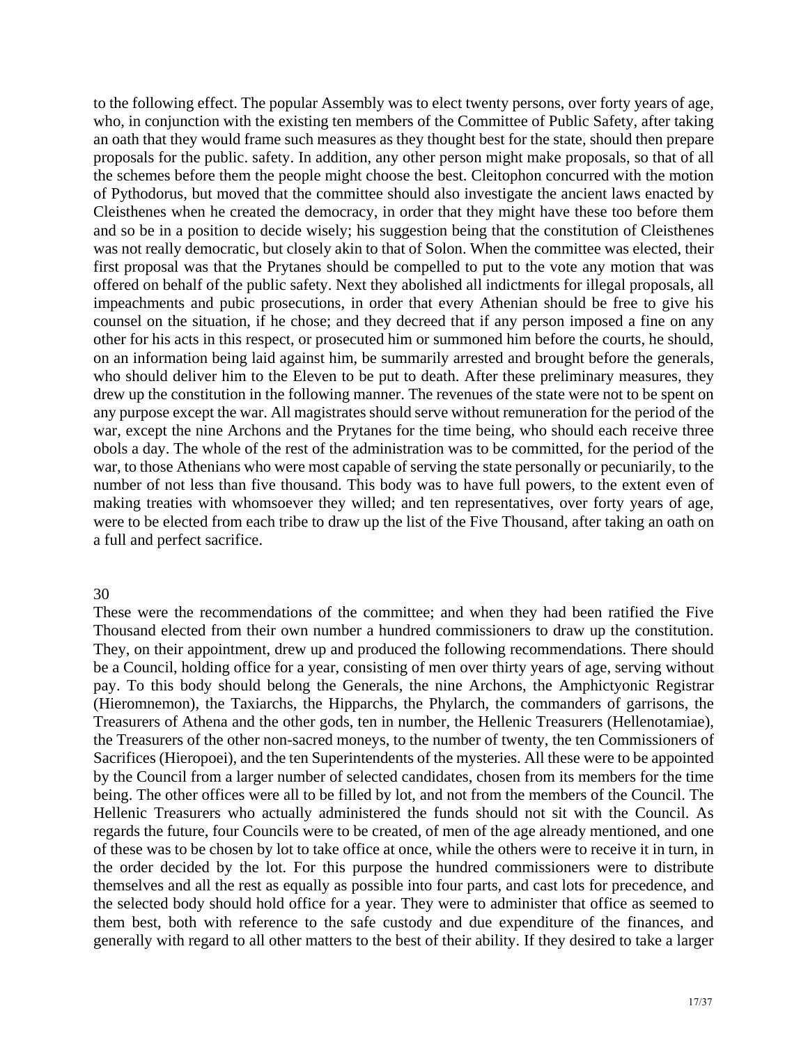to the following effect. The popular Assembly was to elect twenty persons, over forty years of age, who, in conjunction with the existing ten members of the Committee of Public Safety, after taking an oath that they would frame such measures as they thought best for the state, should then prepare proposals for the public. safety. In addition, any other person might make proposals, so that of all the schemes before them the people might choose the best. Cleitophon concurred with the motion of Pythodorus, but moved that the committee should also investigate the ancient laws enacted by Cleisthenes when he created the democracy, in order that they might have these too before them and so be in a position to decide wisely; his suggestion being that the constitution of Cleisthenes was not really democratic, but closely akin to that of Solon. When the committee was elected, their first proposal was that the Prytanes should be compelled to put to the vote any motion that was offered on behalf of the public safety. Next they abolished all indictments for illegal proposals, all impeachments and pubic prosecutions, in order that every Athenian should be free to give his counsel on the situation, if he chose; and they decreed that if any person imposed a fine on any other for his acts in this respect, or prosecuted him or summoned him before the courts, he should, on an information being laid against him, be summarily arrested and brought before the generals, who should deliver him to the Eleven to be put to death. After these preliminary measures, they drew up the constitution in the following manner. The revenues of the state were not to be spent on any purpose except the war. All magistrates should serve without remuneration for the period of the war, except the nine Archons and the Prytanes for the time being, who should each receive three obols a day. The whole of the rest of the administration was to be committed, for the period of the war, to those Athenians who were most capable of serving the state personally or pecuniarily, to the number of not less than five thousand. This body was to have full powers, to the extent even of making treaties with whomsoever they willed; and ten representatives, over forty years of age, were to be elected from each tribe to draw up the list of the Five Thousand, after taking an oath on a full and perfect sacrifice.

## 30

These were the recommendations of the committee; and when they had been ratified the Five Thousand elected from their own number a hundred commissioners to draw up the constitution. They, on their appointment, drew up and produced the following recommendations. There should be a Council, holding office for a year, consisting of men over thirty years of age, serving without pay. To this body should belong the Generals, the nine Archons, the Amphictyonic Registrar (Hieromnemon), the Taxiarchs, the Hipparchs, the Phylarch, the commanders of garrisons, the Treasurers of Athena and the other gods, ten in number, the Hellenic Treasurers (Hellenotamiae), the Treasurers of the other non-sacred moneys, to the number of twenty, the ten Commissioners of Sacrifices (Hieropoei), and the ten Superintendents of the mysteries. All these were to be appointed by the Council from a larger number of selected candidates, chosen from its members for the time being. The other offices were all to be filled by lot, and not from the members of the Council. The Hellenic Treasurers who actually administered the funds should not sit with the Council. As regards the future, four Councils were to be created, of men of the age already mentioned, and one of these was to be chosen by lot to take office at once, while the others were to receive it in turn, in the order decided by the lot. For this purpose the hundred commissioners were to distribute themselves and all the rest as equally as possible into four parts, and cast lots for precedence, and the selected body should hold office for a year. They were to administer that office as seemed to them best, both with reference to the safe custody and due expenditure of the finances, and generally with regard to all other matters to the best of their ability. If they desired to take a larger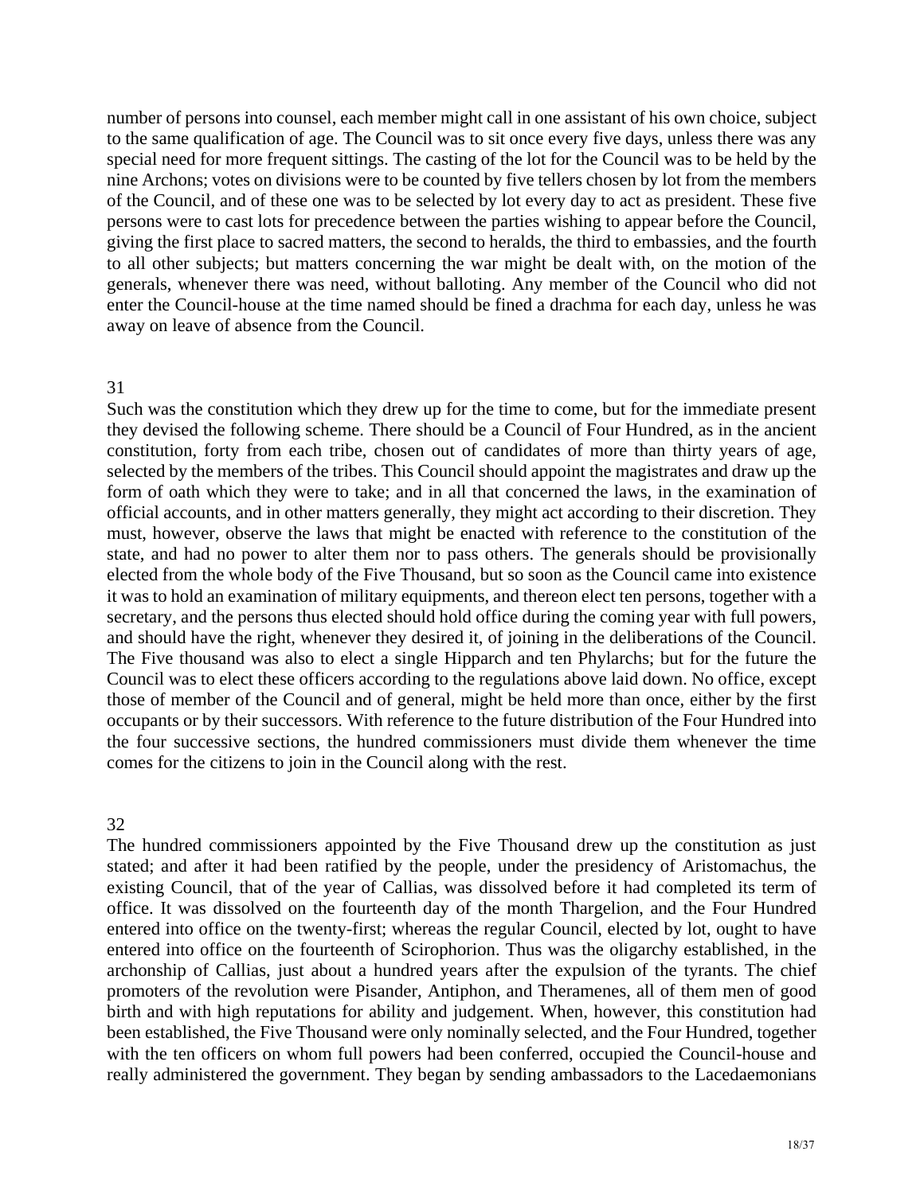number of persons into counsel, each member might call in one assistant of his own choice, subject to the same qualification of age. The Council was to sit once every five days, unless there was any special need for more frequent sittings. The casting of the lot for the Council was to be held by the nine Archons; votes on divisions were to be counted by five tellers chosen by lot from the members of the Council, and of these one was to be selected by lot every day to act as president. These five persons were to cast lots for precedence between the parties wishing to appear before the Council, giving the first place to sacred matters, the second to heralds, the third to embassies, and the fourth to all other subjects; but matters concerning the war might be dealt with, on the motion of the generals, whenever there was need, without balloting. Any member of the Council who did not enter the Council-house at the time named should be fined a drachma for each day, unless he was away on leave of absence from the Council.

## 31

Such was the constitution which they drew up for the time to come, but for the immediate present they devised the following scheme. There should be a Council of Four Hundred, as in the ancient constitution, forty from each tribe, chosen out of candidates of more than thirty years of age, selected by the members of the tribes. This Council should appoint the magistrates and draw up the form of oath which they were to take; and in all that concerned the laws, in the examination of official accounts, and in other matters generally, they might act according to their discretion. They must, however, observe the laws that might be enacted with reference to the constitution of the state, and had no power to alter them nor to pass others. The generals should be provisionally elected from the whole body of the Five Thousand, but so soon as the Council came into existence it was to hold an examination of military equipments, and thereon elect ten persons, together with a secretary, and the persons thus elected should hold office during the coming year with full powers, and should have the right, whenever they desired it, of joining in the deliberations of the Council. The Five thousand was also to elect a single Hipparch and ten Phylarchs; but for the future the Council was to elect these officers according to the regulations above laid down. No office, except those of member of the Council and of general, might be held more than once, either by the first occupants or by their successors. With reference to the future distribution of the Four Hundred into the four successive sections, the hundred commissioners must divide them whenever the time comes for the citizens to join in the Council along with the rest.

## 32

The hundred commissioners appointed by the Five Thousand drew up the constitution as just stated; and after it had been ratified by the people, under the presidency of Aristomachus, the existing Council, that of the year of Callias, was dissolved before it had completed its term of office. It was dissolved on the fourteenth day of the month Thargelion, and the Four Hundred entered into office on the twenty-first; whereas the regular Council, elected by lot, ought to have entered into office on the fourteenth of Scirophorion. Thus was the oligarchy established, in the archonship of Callias, just about a hundred years after the expulsion of the tyrants. The chief promoters of the revolution were Pisander, Antiphon, and Theramenes, all of them men of good birth and with high reputations for ability and judgement. When, however, this constitution had been established, the Five Thousand were only nominally selected, and the Four Hundred, together with the ten officers on whom full powers had been conferred, occupied the Council-house and really administered the government. They began by sending ambassadors to the Lacedaemonians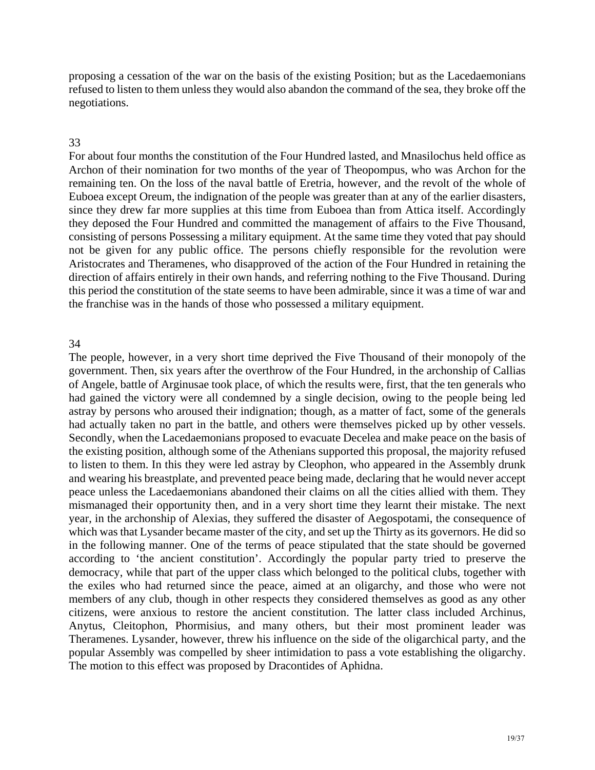proposing a cessation of the war on the basis of the existing Position; but as the Lacedaemonians refused to listen to them unless they would also abandon the command of the sea, they broke off the negotiations.

## 33

For about four months the constitution of the Four Hundred lasted, and Mnasilochus held office as Archon of their nomination for two months of the year of Theopompus, who was Archon for the remaining ten. On the loss of the naval battle of Eretria, however, and the revolt of the whole of Euboea except Oreum, the indignation of the people was greater than at any of the earlier disasters, since they drew far more supplies at this time from Euboea than from Attica itself. Accordingly they deposed the Four Hundred and committed the management of affairs to the Five Thousand, consisting of persons Possessing a military equipment. At the same time they voted that pay should not be given for any public office. The persons chiefly responsible for the revolution were Aristocrates and Theramenes, who disapproved of the action of the Four Hundred in retaining the direction of affairs entirely in their own hands, and referring nothing to the Five Thousand. During this period the constitution of the state seems to have been admirable, since it was a time of war and the franchise was in the hands of those who possessed a military equipment.

## 34

The people, however, in a very short time deprived the Five Thousand of their monopoly of the government. Then, six years after the overthrow of the Four Hundred, in the archonship of Callias of Angele, battle of Arginusae took place, of which the results were, first, that the ten generals who had gained the victory were all condemned by a single decision, owing to the people being led astray by persons who aroused their indignation; though, as a matter of fact, some of the generals had actually taken no part in the battle, and others were themselves picked up by other vessels. Secondly, when the Lacedaemonians proposed to evacuate Decelea and make peace on the basis of the existing position, although some of the Athenians supported this proposal, the majority refused to listen to them. In this they were led astray by Cleophon, who appeared in the Assembly drunk and wearing his breastplate, and prevented peace being made, declaring that he would never accept peace unless the Lacedaemonians abandoned their claims on all the cities allied with them. They mismanaged their opportunity then, and in a very short time they learnt their mistake. The next year, in the archonship of Alexias, they suffered the disaster of Aegospotami, the consequence of which was that Lysander became master of the city, and set up the Thirty as its governors. He did so in the following manner. One of the terms of peace stipulated that the state should be governed according to 'the ancient constitution'. Accordingly the popular party tried to preserve the democracy, while that part of the upper class which belonged to the political clubs, together with the exiles who had returned since the peace, aimed at an oligarchy, and those who were not members of any club, though in other respects they considered themselves as good as any other citizens, were anxious to restore the ancient constitution. The latter class included Archinus, Anytus, Cleitophon, Phormisius, and many others, but their most prominent leader was Theramenes. Lysander, however, threw his influence on the side of the oligarchical party, and the popular Assembly was compelled by sheer intimidation to pass a vote establishing the oligarchy. The motion to this effect was proposed by Dracontides of Aphidna.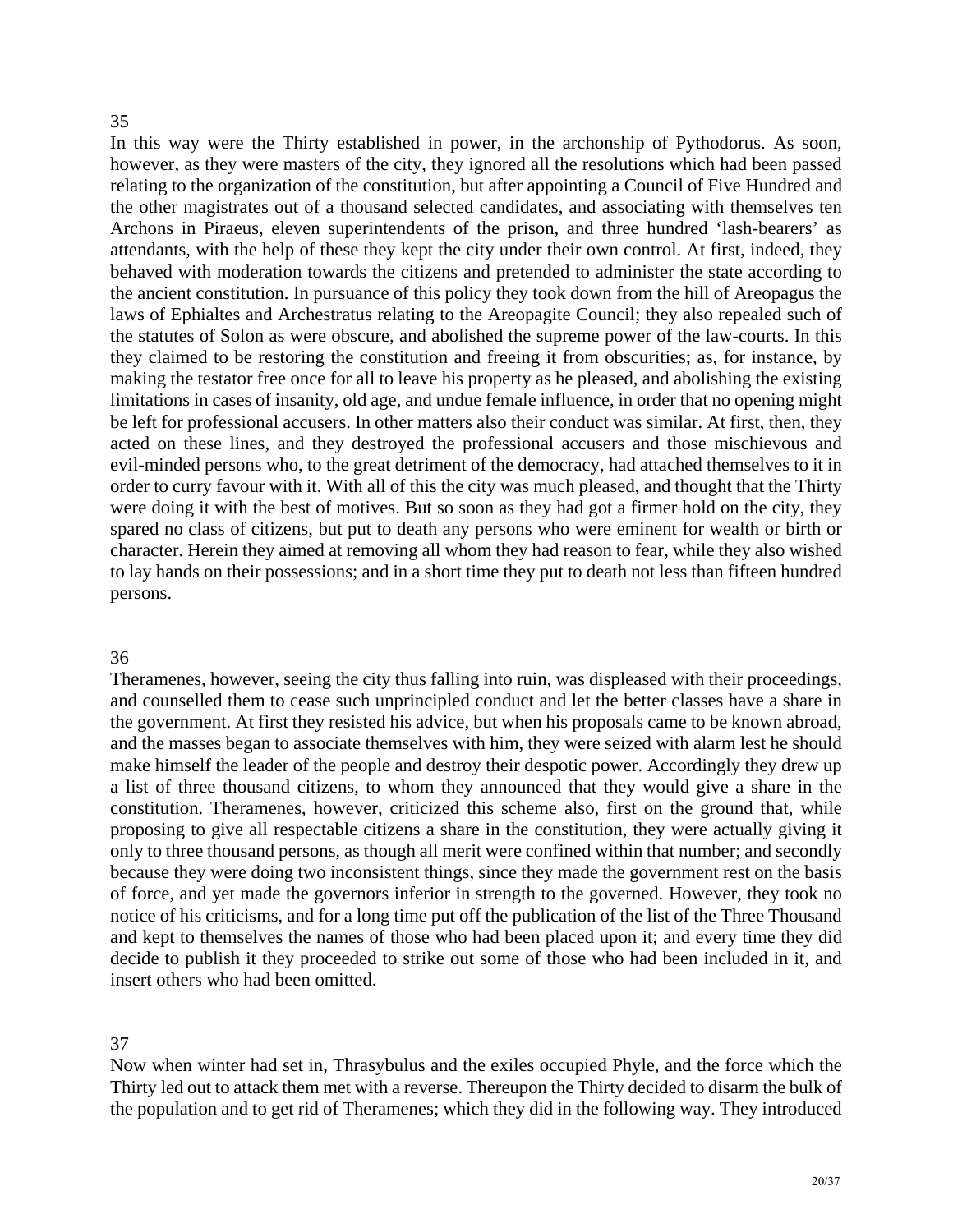35

In this way were the Thirty established in power, in the archonship of Pythodorus. As soon, however, as they were masters of the city, they ignored all the resolutions which had been passed relating to the organization of the constitution, but after appointing a Council of Five Hundred and the other magistrates out of a thousand selected candidates, and associating with themselves ten Archons in Piraeus, eleven superintendents of the prison, and three hundred 'lash-bearers' as attendants, with the help of these they kept the city under their own control. At first, indeed, they behaved with moderation towards the citizens and pretended to administer the state according to the ancient constitution. In pursuance of this policy they took down from the hill of Areopagus the laws of Ephialtes and Archestratus relating to the Areopagite Council; they also repealed such of the statutes of Solon as were obscure, and abolished the supreme power of the law-courts. In this they claimed to be restoring the constitution and freeing it from obscurities; as, for instance, by making the testator free once for all to leave his property as he pleased, and abolishing the existing limitations in cases of insanity, old age, and undue female influence, in order that no opening might be left for professional accusers. In other matters also their conduct was similar. At first, then, they acted on these lines, and they destroyed the professional accusers and those mischievous and evil-minded persons who, to the great detriment of the democracy, had attached themselves to it in order to curry favour with it. With all of this the city was much pleased, and thought that the Thirty were doing it with the best of motives. But so soon as they had got a firmer hold on the city, they spared no class of citizens, but put to death any persons who were eminent for wealth or birth or character. Herein they aimed at removing all whom they had reason to fear, while they also wished to lay hands on their possessions; and in a short time they put to death not less than fifteen hundred persons.

36

Theramenes, however, seeing the city thus falling into ruin, was displeased with their proceedings, and counselled them to cease such unprincipled conduct and let the better classes have a share in the government. At first they resisted his advice, but when his proposals came to be known abroad, and the masses began to associate themselves with him, they were seized with alarm lest he should make himself the leader of the people and destroy their despotic power. Accordingly they drew up a list of three thousand citizens, to whom they announced that they would give a share in the constitution. Theramenes, however, criticized this scheme also, first on the ground that, while proposing to give all respectable citizens a share in the constitution, they were actually giving it only to three thousand persons, as though all merit were confined within that number; and secondly because they were doing two inconsistent things, since they made the government rest on the basis of force, and yet made the governors inferior in strength to the governed. However, they took no notice of his criticisms, and for a long time put off the publication of the list of the Three Thousand and kept to themselves the names of those who had been placed upon it; and every time they did decide to publish it they proceeded to strike out some of those who had been included in it, and insert others who had been omitted.

37

Now when winter had set in, Thrasybulus and the exiles occupied Phyle, and the force which the Thirty led out to attack them met with a reverse. Thereupon the Thirty decided to disarm the bulk of the population and to get rid of Theramenes; which they did in the following way. They introduced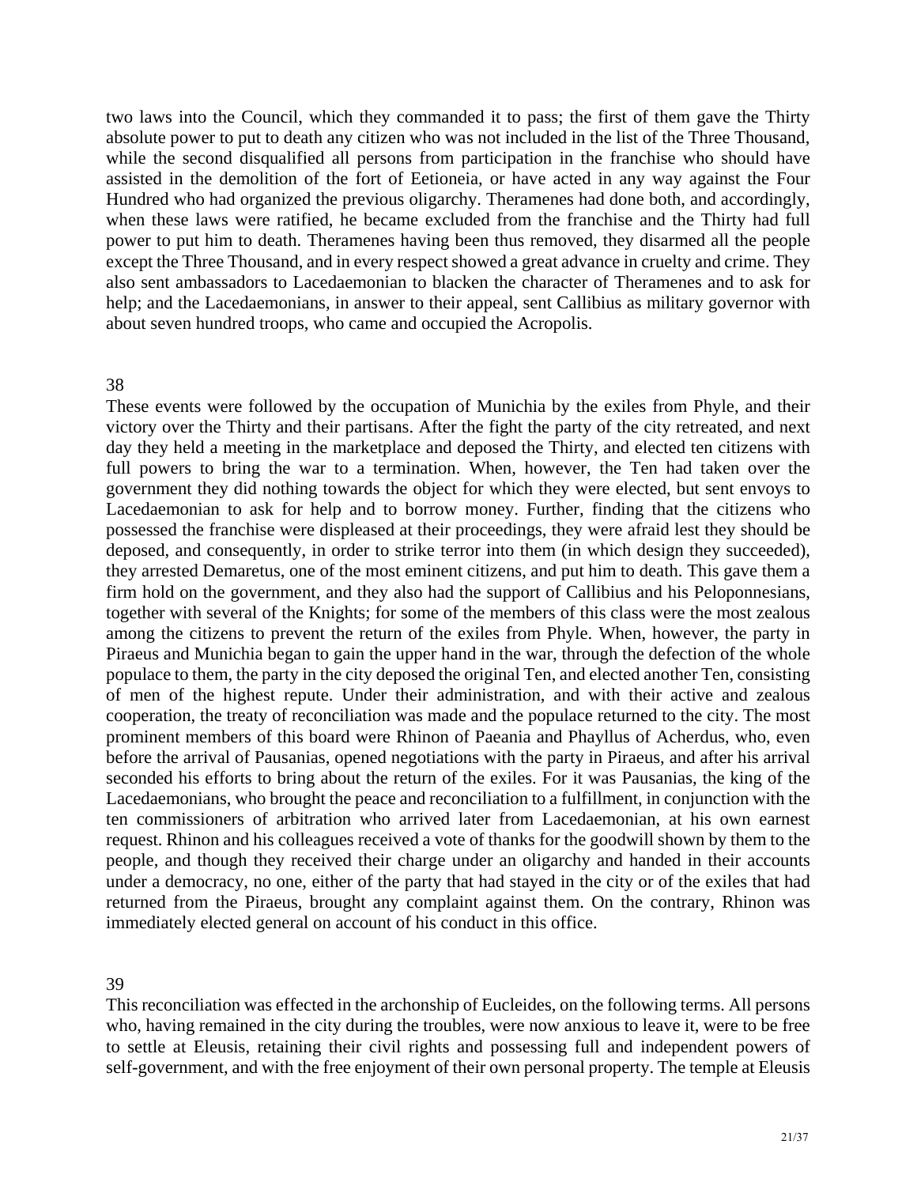two laws into the Council, which they commanded it to pass; the first of them gave the Thirty absolute power to put to death any citizen who was not included in the list of the Three Thousand, while the second disqualified all persons from participation in the franchise who should have assisted in the demolition of the fort of Eetioneia, or have acted in any way against the Four Hundred who had organized the previous oligarchy. Theramenes had done both, and accordingly, when these laws were ratified, he became excluded from the franchise and the Thirty had full power to put him to death. Theramenes having been thus removed, they disarmed all the people except the Three Thousand, and in every respect showed a great advance in cruelty and crime. They also sent ambassadors to Lacedaemonian to blacken the character of Theramenes and to ask for help; and the Lacedaemonians, in answer to their appeal, sent Callibius as military governor with about seven hundred troops, who came and occupied the Acropolis.

## 38

These events were followed by the occupation of Munichia by the exiles from Phyle, and their victory over the Thirty and their partisans. After the fight the party of the city retreated, and next day they held a meeting in the marketplace and deposed the Thirty, and elected ten citizens with full powers to bring the war to a termination. When, however, the Ten had taken over the government they did nothing towards the object for which they were elected, but sent envoys to Lacedaemonian to ask for help and to borrow money. Further, finding that the citizens who possessed the franchise were displeased at their proceedings, they were afraid lest they should be deposed, and consequently, in order to strike terror into them (in which design they succeeded), they arrested Demaretus, one of the most eminent citizens, and put him to death. This gave them a firm hold on the government, and they also had the support of Callibius and his Peloponnesians, together with several of the Knights; for some of the members of this class were the most zealous among the citizens to prevent the return of the exiles from Phyle. When, however, the party in Piraeus and Munichia began to gain the upper hand in the war, through the defection of the whole populace to them, the party in the city deposed the original Ten, and elected another Ten, consisting of men of the highest repute. Under their administration, and with their active and zealous cooperation, the treaty of reconciliation was made and the populace returned to the city. The most prominent members of this board were Rhinon of Paeania and Phayllus of Acherdus, who, even before the arrival of Pausanias, opened negotiations with the party in Piraeus, and after his arrival seconded his efforts to bring about the return of the exiles. For it was Pausanias, the king of the Lacedaemonians, who brought the peace and reconciliation to a fulfillment, in conjunction with the ten commissioners of arbitration who arrived later from Lacedaemonian, at his own earnest request. Rhinon and his colleagues received a vote of thanks for the goodwill shown by them to the people, and though they received their charge under an oligarchy and handed in their accounts under a democracy, no one, either of the party that had stayed in the city or of the exiles that had returned from the Piraeus, brought any complaint against them. On the contrary, Rhinon was immediately elected general on account of his conduct in this office.

## 39

This reconciliation was effected in the archonship of Eucleides, on the following terms. All persons who, having remained in the city during the troubles, were now anxious to leave it, were to be free to settle at Eleusis, retaining their civil rights and possessing full and independent powers of self-government, and with the free enjoyment of their own personal property. The temple at Eleusis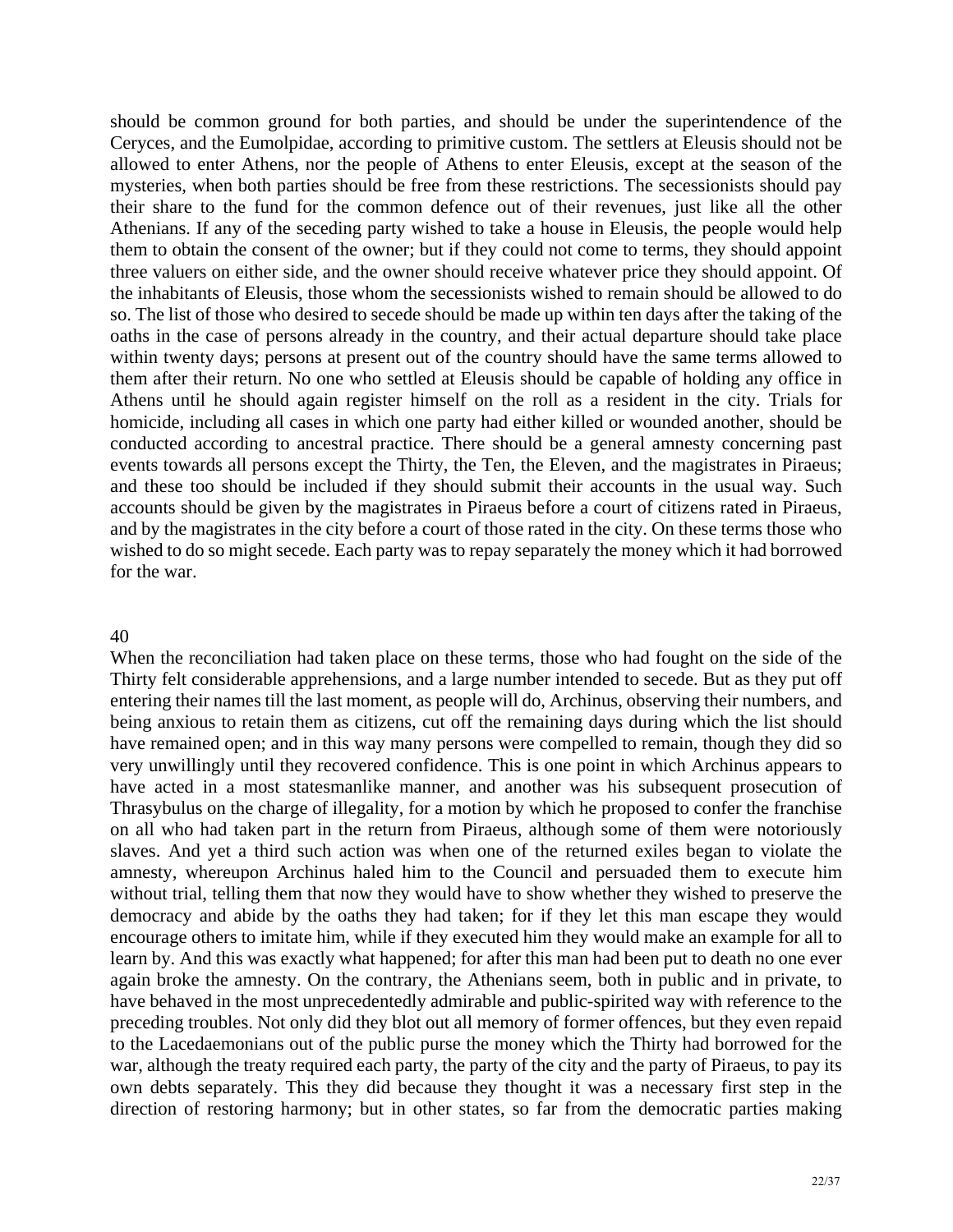should be common ground for both parties, and should be under the superintendence of the Ceryces, and the Eumolpidae, according to primitive custom. The settlers at Eleusis should not be allowed to enter Athens, nor the people of Athens to enter Eleusis, except at the season of the mysteries, when both parties should be free from these restrictions. The secessionists should pay their share to the fund for the common defence out of their revenues, just like all the other Athenians. If any of the seceding party wished to take a house in Eleusis, the people would help them to obtain the consent of the owner; but if they could not come to terms, they should appoint three valuers on either side, and the owner should receive whatever price they should appoint. Of the inhabitants of Eleusis, those whom the secessionists wished to remain should be allowed to do so. The list of those who desired to secede should be made up within ten days after the taking of the oaths in the case of persons already in the country, and their actual departure should take place within twenty days; persons at present out of the country should have the same terms allowed to them after their return. No one who settled at Eleusis should be capable of holding any office in Athens until he should again register himself on the roll as a resident in the city. Trials for homicide, including all cases in which one party had either killed or wounded another, should be conducted according to ancestral practice. There should be a general amnesty concerning past events towards all persons except the Thirty, the Ten, the Eleven, and the magistrates in Piraeus; and these too should be included if they should submit their accounts in the usual way. Such accounts should be given by the magistrates in Piraeus before a court of citizens rated in Piraeus, and by the magistrates in the city before a court of those rated in the city. On these terms those who wished to do so might secede. Each party was to repay separately the money which it had borrowed for the war.

## 40

When the reconciliation had taken place on these terms, those who had fought on the side of the Thirty felt considerable apprehensions, and a large number intended to secede. But as they put off entering their names till the last moment, as people will do, Archinus, observing their numbers, and being anxious to retain them as citizens, cut off the remaining days during which the list should have remained open; and in this way many persons were compelled to remain, though they did so very unwillingly until they recovered confidence. This is one point in which Archinus appears to have acted in a most statesmanlike manner, and another was his subsequent prosecution of Thrasybulus on the charge of illegality, for a motion by which he proposed to confer the franchise on all who had taken part in the return from Piraeus, although some of them were notoriously slaves. And yet a third such action was when one of the returned exiles began to violate the amnesty, whereupon Archinus haled him to the Council and persuaded them to execute him without trial, telling them that now they would have to show whether they wished to preserve the democracy and abide by the oaths they had taken; for if they let this man escape they would encourage others to imitate him, while if they executed him they would make an example for all to learn by. And this was exactly what happened; for after this man had been put to death no one ever again broke the amnesty. On the contrary, the Athenians seem, both in public and in private, to have behaved in the most unprecedentedly admirable and public-spirited way with reference to the preceding troubles. Not only did they blot out all memory of former offences, but they even repaid to the Lacedaemonians out of the public purse the money which the Thirty had borrowed for the war, although the treaty required each party, the party of the city and the party of Piraeus, to pay its own debts separately. This they did because they thought it was a necessary first step in the direction of restoring harmony; but in other states, so far from the democratic parties making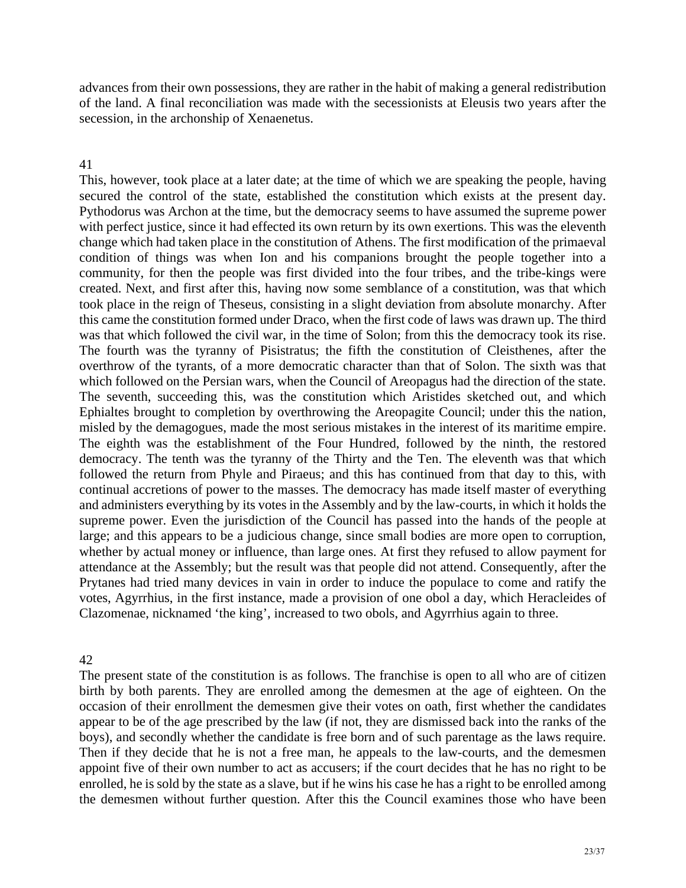advances from their own possessions, they are rather in the habit of making a general redistribution of the land. A final reconciliation was made with the secessionists at Eleusis two years after the secession, in the archonship of Xenaenetus.

## 41

This, however, took place at a later date; at the time of which we are speaking the people, having secured the control of the state, established the constitution which exists at the present day. Pythodorus was Archon at the time, but the democracy seems to have assumed the supreme power with perfect justice, since it had effected its own return by its own exertions. This was the eleventh change which had taken place in the constitution of Athens. The first modification of the primaeval condition of things was when Ion and his companions brought the people together into a community, for then the people was first divided into the four tribes, and the tribe-kings were created. Next, and first after this, having now some semblance of a constitution, was that which took place in the reign of Theseus, consisting in a slight deviation from absolute monarchy. After this came the constitution formed under Draco, when the first code of laws was drawn up. The third was that which followed the civil war, in the time of Solon; from this the democracy took its rise. The fourth was the tyranny of Pisistratus; the fifth the constitution of Cleisthenes, after the overthrow of the tyrants, of a more democratic character than that of Solon. The sixth was that which followed on the Persian wars, when the Council of Areopagus had the direction of the state. The seventh, succeeding this, was the constitution which Aristides sketched out, and which Ephialtes brought to completion by overthrowing the Areopagite Council; under this the nation, misled by the demagogues, made the most serious mistakes in the interest of its maritime empire. The eighth was the establishment of the Four Hundred, followed by the ninth, the restored democracy. The tenth was the tyranny of the Thirty and the Ten. The eleventh was that which followed the return from Phyle and Piraeus; and this has continued from that day to this, with continual accretions of power to the masses. The democracy has made itself master of everything and administers everything by its votes in the Assembly and by the law-courts, in which it holds the supreme power. Even the jurisdiction of the Council has passed into the hands of the people at large; and this appears to be a judicious change, since small bodies are more open to corruption, whether by actual money or influence, than large ones. At first they refused to allow payment for attendance at the Assembly; but the result was that people did not attend. Consequently, after the Prytanes had tried many devices in vain in order to induce the populace to come and ratify the votes, Agyrrhius, in the first instance, made a provision of one obol a day, which Heracleides of Clazomenae, nicknamed 'the king', increased to two obols, and Agyrrhius again to three.

## 42

The present state of the constitution is as follows. The franchise is open to all who are of citizen birth by both parents. They are enrolled among the demesmen at the age of eighteen. On the occasion of their enrollment the demesmen give their votes on oath, first whether the candidates appear to be of the age prescribed by the law (if not, they are dismissed back into the ranks of the boys), and secondly whether the candidate is free born and of such parentage as the laws require. Then if they decide that he is not a free man, he appeals to the law-courts, and the demesmen appoint five of their own number to act as accusers; if the court decides that he has no right to be enrolled, he is sold by the state as a slave, but if he wins his case he has a right to be enrolled among the demesmen without further question. After this the Council examines those who have been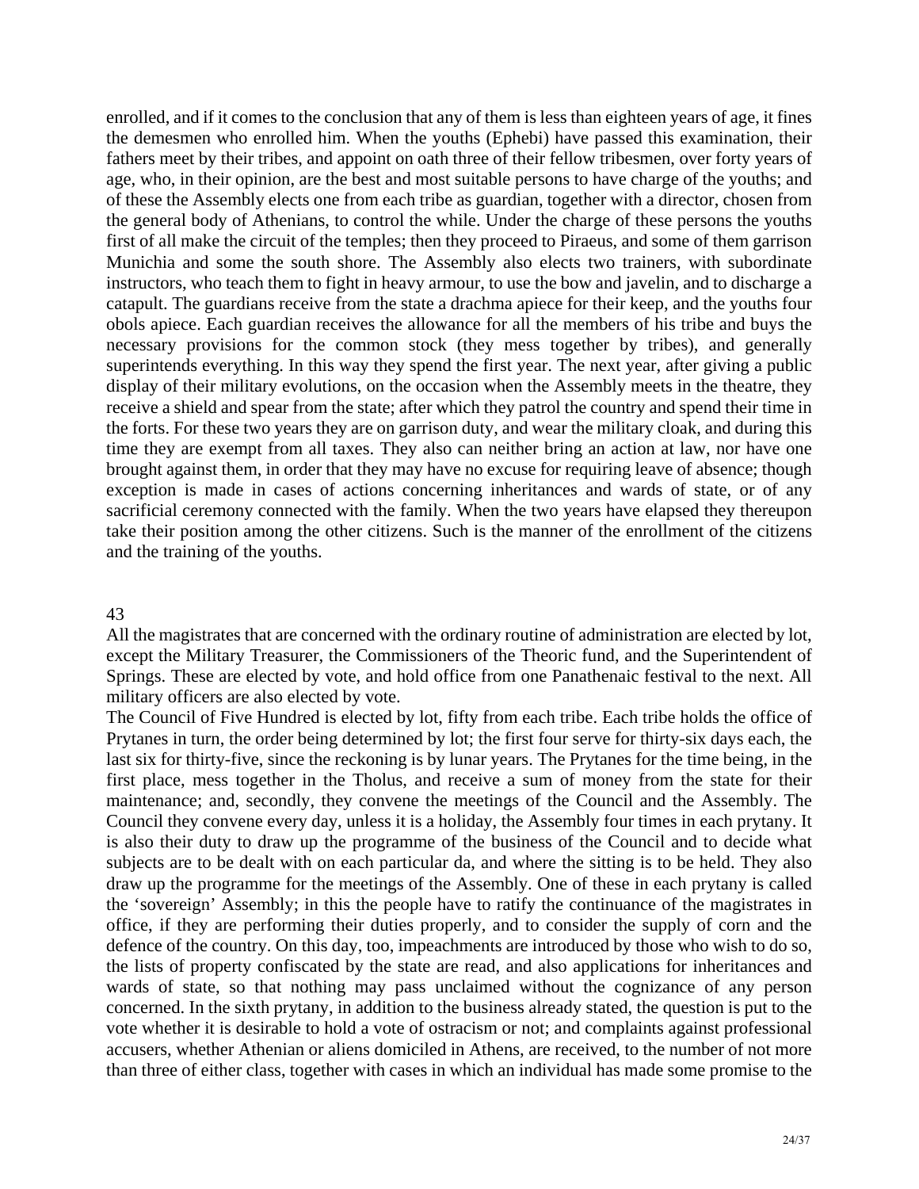enrolled, and if it comes to the conclusion that any of them is less than eighteen years of age, it fines the demesmen who enrolled him. When the youths (Ephebi) have passed this examination, their fathers meet by their tribes, and appoint on oath three of their fellow tribesmen, over forty years of age, who, in their opinion, are the best and most suitable persons to have charge of the youths; and of these the Assembly elects one from each tribe as guardian, together with a director, chosen from the general body of Athenians, to control the while. Under the charge of these persons the youths first of all make the circuit of the temples; then they proceed to Piraeus, and some of them garrison Munichia and some the south shore. The Assembly also elects two trainers, with subordinate instructors, who teach them to fight in heavy armour, to use the bow and javelin, and to discharge a catapult. The guardians receive from the state a drachma apiece for their keep, and the youths four obols apiece. Each guardian receives the allowance for all the members of his tribe and buys the necessary provisions for the common stock (they mess together by tribes), and generally superintends everything. In this way they spend the first year. The next year, after giving a public display of their military evolutions, on the occasion when the Assembly meets in the theatre, they receive a shield and spear from the state; after which they patrol the country and spend their time in the forts. For these two years they are on garrison duty, and wear the military cloak, and during this time they are exempt from all taxes. They also can neither bring an action at law, nor have one brought against them, in order that they may have no excuse for requiring leave of absence; though exception is made in cases of actions concerning inheritances and wards of state, or of any sacrificial ceremony connected with the family. When the two years have elapsed they thereupon take their position among the other citizens. Such is the manner of the enrollment of the citizens and the training of the youths.

## 43

All the magistrates that are concerned with the ordinary routine of administration are elected by lot, except the Military Treasurer, the Commissioners of the Theoric fund, and the Superintendent of Springs. These are elected by vote, and hold office from one Panathenaic festival to the next. All military officers are also elected by vote.

The Council of Five Hundred is elected by lot, fifty from each tribe. Each tribe holds the office of Prytanes in turn, the order being determined by lot; the first four serve for thirty-six days each, the last six for thirty-five, since the reckoning is by lunar years. The Prytanes for the time being, in the first place, mess together in the Tholus, and receive a sum of money from the state for their maintenance; and, secondly, they convene the meetings of the Council and the Assembly. The Council they convene every day, unless it is a holiday, the Assembly four times in each prytany. It is also their duty to draw up the programme of the business of the Council and to decide what subjects are to be dealt with on each particular da, and where the sitting is to be held. They also draw up the programme for the meetings of the Assembly. One of these in each prytany is called the 'sovereign' Assembly; in this the people have to ratify the continuance of the magistrates in office, if they are performing their duties properly, and to consider the supply of corn and the defence of the country. On this day, too, impeachments are introduced by those who wish to do so, the lists of property confiscated by the state are read, and also applications for inheritances and wards of state, so that nothing may pass unclaimed without the cognizance of any person concerned. In the sixth prytany, in addition to the business already stated, the question is put to the vote whether it is desirable to hold a vote of ostracism or not; and complaints against professional accusers, whether Athenian or aliens domiciled in Athens, are received, to the number of not more than three of either class, together with cases in which an individual has made some promise to the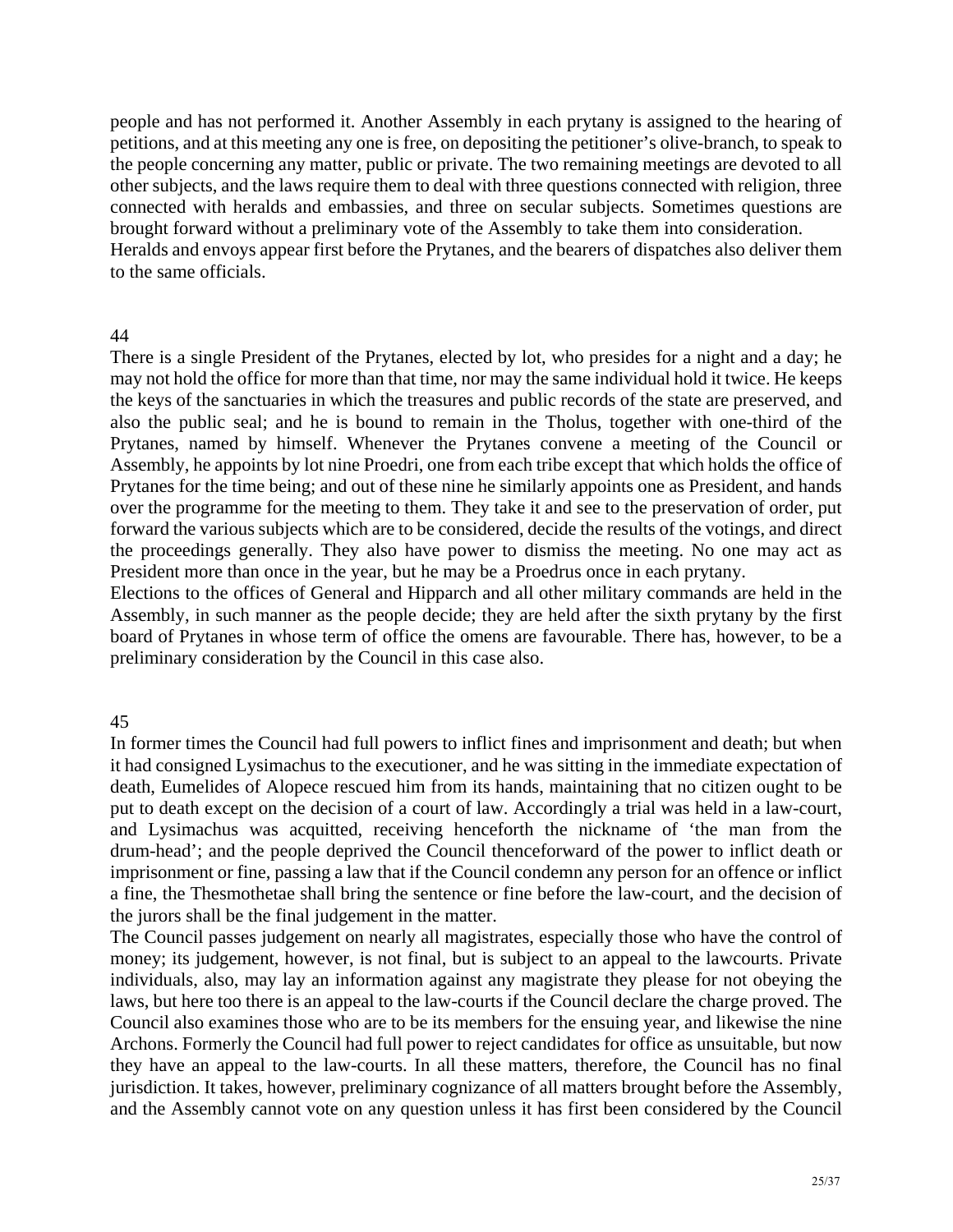people and has not performed it. Another Assembly in each prytany is assigned to the hearing of petitions, and at this meeting any one is free, on depositing the petitioner's olive-branch, to speak to the people concerning any matter, public or private. The two remaining meetings are devoted to all other subjects, and the laws require them to deal with three questions connected with religion, three connected with heralds and embassies, and three on secular subjects. Sometimes questions are brought forward without a preliminary vote of the Assembly to take them into consideration.
Heralds and envoys appear first before the Prytanes, and the bearers of dispatches also deliver them to the same officials.

## 44

There is a single President of the Prytanes, elected by lot, who presides for a night and a day; he may not hold the office for more than that time, nor may the same individual hold it twice. He keeps the keys of the sanctuaries in which the treasures and public records of the state are preserved, and also the public seal; and he is bound to remain in the Tholus, together with one-third of the Prytanes, named by himself. Whenever the Prytanes convene a meeting of the Council or Assembly, he appoints by lot nine Proedri, one from each tribe except that which holds the office of Prytanes for the time being; and out of these nine he similarly appoints one as President, and hands over the programme for the meeting to them. They take it and see to the preservation of order, put forward the various subjects which are to be considered, decide the results of the votings, and direct the proceedings generally. They also have power to dismiss the meeting. No one may act as President more than once in the year, but he may be a Proedrus once in each prytany.
Elections to the offices of General and Hipparch and all other military commands are held in the Assembly, in such manner as the people decide; they are held after the sixth prytany by the first board of Prytanes in whose term of office the omens are favourable. There has, however, to be a preliminary consideration by the Council in this case also.

## 45

In former times the Council had full powers to inflict fines and imprisonment and death; but when it had consigned Lysimachus to the executioner, and he was sitting in the immediate expectation of death, Eumelides of Alopece rescued him from its hands, maintaining that no citizen ought to be put to death except on the decision of a court of law. Accordingly a trial was held in a law-court, and Lysimachus was acquitted, receiving henceforth the nickname of 'the man from the drum-head'; and the people deprived the Council thenceforward of the power to inflict death or imprisonment or fine, passing a law that if the Council condemn any person for an offence or inflict a fine, the Thesmothetae shall bring the sentence or fine before the law-court, and the decision of the jurors shall be the final judgement in the matter.
The Council passes judgement on nearly all magistrates, especially those who have the control of money; its judgement, however, is not final, but is subject to an appeal to the lawcourts. Private individuals, also, may lay an information against any magistrate they please for not obeying the laws, but here too there is an appeal to the law-courts if the Council declare the charge proved. The Council also examines those who are to be its members for the ensuing year, and likewise the nine Archons. Formerly the Council had full power to reject candidates for office as unsuitable, but now they have an appeal to the law-courts. In all these matters, therefore, the Council has no final jurisdiction. It takes, however, preliminary cognizance of all matters brought before the Assembly, and the Assembly cannot vote on any question unless it has first been considered by the Council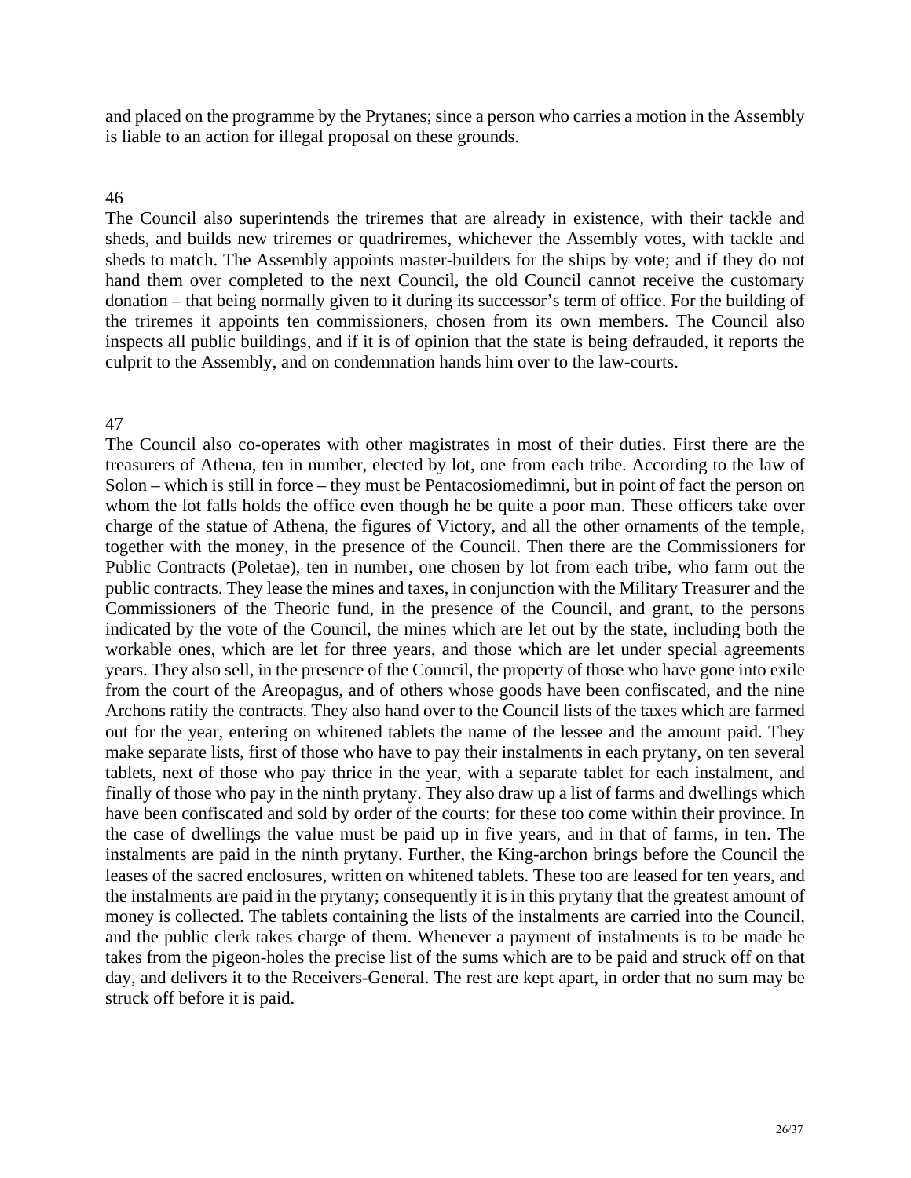and placed on the programme by the Prytanes; since a person who carries a motion in the Assembly is liable to an action for illegal proposal on these grounds.

46

The Council also superintends the triremes that are already in existence, with their tackle and sheds, and builds new triremes or quadriremes, whichever the Assembly votes, with tackle and sheds to match. The Assembly appoints master-builders for the ships by vote; and if they do not hand them over completed to the next Council, the old Council cannot receive the customary donation – that being normally given to it during its successor's term of office. For the building of the triremes it appoints ten commissioners, chosen from its own members. The Council also inspects all public buildings, and if it is of opinion that the state is being defrauded, it reports the culprit to the Assembly, and on condemnation hands him over to the law-courts.

47

The Council also co-operates with other magistrates in most of their duties. First there are the treasurers of Athena, ten in number, elected by lot, one from each tribe. According to the law of Solon – which is still in force – they must be Pentacosiomedimni, but in point of fact the person on whom the lot falls holds the office even though he be quite a poor man. These officers take over charge of the statue of Athena, the figures of Victory, and all the other ornaments of the temple, together with the money, in the presence of the Council. Then there are the Commissioners for Public Contracts (Poletae), ten in number, one chosen by lot from each tribe, who farm out the public contracts. They lease the mines and taxes, in conjunction with the Military Treasurer and the Commissioners of the Theoric fund, in the presence of the Council, and grant, to the persons indicated by the vote of the Council, the mines which are let out by the state, including both the workable ones, which are let for three years, and those which are let under special agreements years. They also sell, in the presence of the Council, the property of those who have gone into exile from the court of the Areopagus, and of others whose goods have been confiscated, and the nine Archons ratify the contracts. They also hand over to the Council lists of the taxes which are farmed out for the year, entering on whitened tablets the name of the lessee and the amount paid. They make separate lists, first of those who have to pay their instalments in each prytany, on ten several tablets, next of those who pay thrice in the year, with a separate tablet for each instalment, and finally of those who pay in the ninth prytany. They also draw up a list of farms and dwellings which have been confiscated and sold by order of the courts; for these too come within their province. In the case of dwellings the value must be paid up in five years, and in that of farms, in ten. The instalments are paid in the ninth prytany. Further, the King-archon brings before the Council the leases of the sacred enclosures, written on whitened tablets. These too are leased for ten years, and the instalments are paid in the prytany; consequently it is in this prytany that the greatest amount of money is collected. The tablets containing the lists of the instalments are carried into the Council, and the public clerk takes charge of them. Whenever a payment of instalments is to be made he takes from the pigeon-holes the precise list of the sums which are to be paid and struck off on that day, and delivers it to the Receivers-General. The rest are kept apart, in order that no sum may be struck off before it is paid.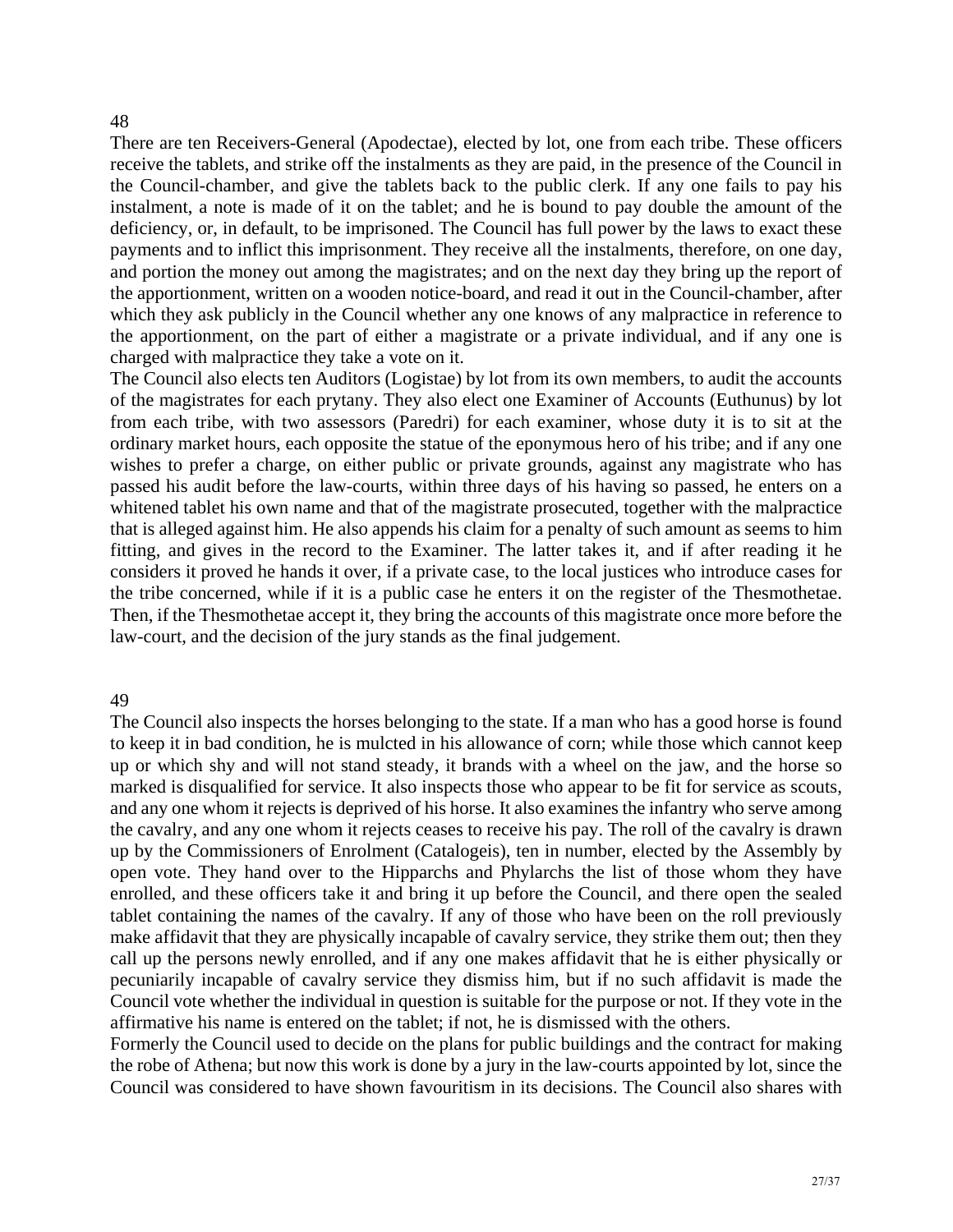## 48

There are ten Receivers-General (Apodectae), elected by lot, one from each tribe. These officers receive the tablets, and strike off the instalments as they are paid, in the presence of the Council in the Council-chamber, and give the tablets back to the public clerk. If any one fails to pay his instalment, a note is made of it on the tablet; and he is bound to pay double the amount of the deficiency, or, in default, to be imprisoned. The Council has full power by the laws to exact these payments and to inflict this imprisonment. They receive all the instalments, therefore, on one day, and portion the money out among the magistrates; and on the next day they bring up the report of the apportionment, written on a wooden notice-board, and read it out in the Council-chamber, after which they ask publicly in the Council whether any one knows of any malpractice in reference to the apportionment, on the part of either a magistrate or a private individual, and if any one is charged with malpractice they take a vote on it.

The Council also elects ten Auditors (Logistae) by lot from its own members, to audit the accounts of the magistrates for each prytany. They also elect one Examiner of Accounts (Euthunus) by lot from each tribe, with two assessors (Paredri) for each examiner, whose duty it is to sit at the ordinary market hours, each opposite the statue of the eponymous hero of his tribe; and if any one wishes to prefer a charge, on either public or private grounds, against any magistrate who has passed his audit before the law-courts, within three days of his having so passed, he enters on a whitened tablet his own name and that of the magistrate prosecuted, together with the malpractice that is alleged against him. He also appends his claim for a penalty of such amount as seems to him fitting, and gives in the record to the Examiner. The latter takes it, and if after reading it he considers it proved he hands it over, if a private case, to the local justices who introduce cases for the tribe concerned, while if it is a public case he enters it on the register of the Thesmothetae. Then, if the Thesmothetae accept it, they bring the accounts of this magistrate once more before the law-court, and the decision of the jury stands as the final judgement.

## 49

The Council also inspects the horses belonging to the state. If a man who has a good horse is found to keep it in bad condition, he is mulcted in his allowance of corn; while those which cannot keep up or which shy and will not stand steady, it brands with a wheel on the jaw, and the horse so marked is disqualified for service. It also inspects those who appear to be fit for service as scouts, and any one whom it rejects is deprived of his horse. It also examines the infantry who serve among the cavalry, and any one whom it rejects ceases to receive his pay. The roll of the cavalry is drawn up by the Commissioners of Enrolment (Catalogeis), ten in number, elected by the Assembly by open vote. They hand over to the Hipparchs and Phylarchs the list of those whom they have enrolled, and these officers take it and bring it up before the Council, and there open the sealed tablet containing the names of the cavalry. If any of those who have been on the roll previously make affidavit that they are physically incapable of cavalry service, they strike them out; then they call up the persons newly enrolled, and if any one makes affidavit that he is either physically or pecuniarily incapable of cavalry service they dismiss him, but if no such affidavit is made the Council vote whether the individual in question is suitable for the purpose or not. If they vote in the affirmative his name is entered on the tablet; if not, he is dismissed with the others.

Formerly the Council used to decide on the plans for public buildings and the contract for making the robe of Athena; but now this work is done by a jury in the law-courts appointed by lot, since the Council was considered to have shown favouritism in its decisions. The Council also shares with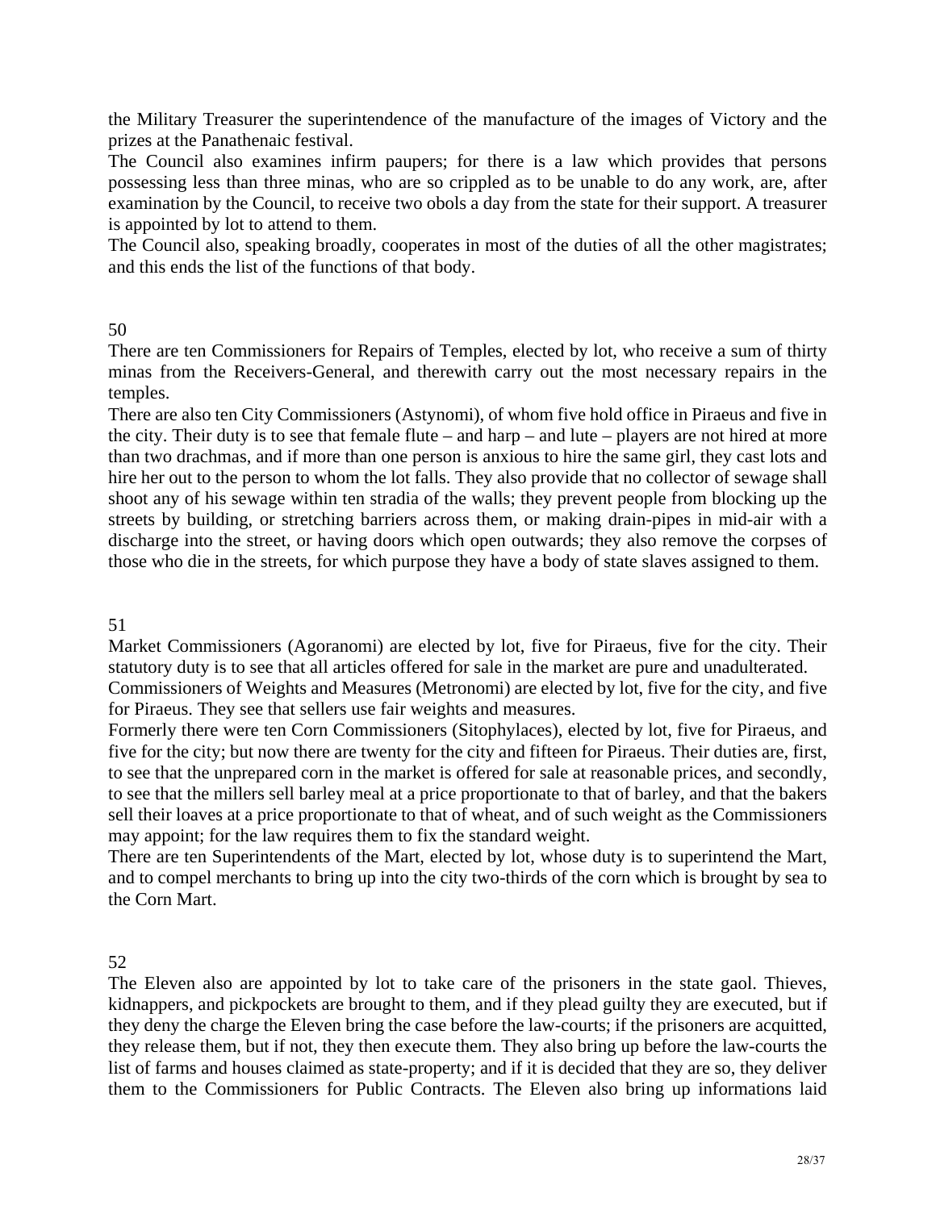the Military Treasurer the superintendence of the manufacture of the images of Victory and the prizes at the Panathenaic festival.

The Council also examines infirm paupers; for there is a law which provides that persons possessing less than three minas, who are so crippled as to be unable to do any work, are, after examination by the Council, to receive two obols a day from the state for their support. A treasurer is appointed by lot to attend to them.

The Council also, speaking broadly, cooperates in most of the duties of all the other magistrates; and this ends the list of the functions of that body.

## 50

There are ten Commissioners for Repairs of Temples, elected by lot, who receive a sum of thirty minas from the Receivers-General, and therewith carry out the most necessary repairs in the temples.

There are also ten City Commissioners (Astynomi), of whom five hold office in Piraeus and five in the city. Their duty is to see that female flute – and harp – and lute – players are not hired at more than two drachmas, and if more than one person is anxious to hire the same girl, they cast lots and hire her out to the person to whom the lot falls. They also provide that no collector of sewage shall shoot any of his sewage within ten stradia of the walls; they prevent people from blocking up the streets by building, or stretching barriers across them, or making drain-pipes in mid-air with a discharge into the street, or having doors which open outwards; they also remove the corpses of those who die in the streets, for which purpose they have a body of state slaves assigned to them.

## 51

Market Commissioners (Agoranomi) are elected by lot, five for Piraeus, five for the city. Their statutory duty is to see that all articles offered for sale in the market are pure and unadulterated.

Commissioners of Weights and Measures (Metronomi) are elected by lot, five for the city, and five for Piraeus. They see that sellers use fair weights and measures.

Formerly there were ten Corn Commissioners (Sitophylaces), elected by lot, five for Piraeus, and five for the city; but now there are twenty for the city and fifteen for Piraeus. Their duties are, first, to see that the unprepared corn in the market is offered for sale at reasonable prices, and secondly, to see that the millers sell barley meal at a price proportionate to that of barley, and that the bakers sell their loaves at a price proportionate to that of wheat, and of such weight as the Commissioners may appoint; for the law requires them to fix the standard weight.

There are ten Superintendents of the Mart, elected by lot, whose duty is to superintend the Mart, and to compel merchants to bring up into the city two-thirds of the corn which is brought by sea to the Corn Mart.

## 52

The Eleven also are appointed by lot to take care of the prisoners in the state gaol. Thieves, kidnappers, and pickpockets are brought to them, and if they plead guilty they are executed, but if they deny the charge the Eleven bring the case before the law-courts; if the prisoners are acquitted, they release them, but if not, they then execute them. They also bring up before the law-courts the list of farms and houses claimed as state-property; and if it is decided that they are so, they deliver them to the Commissioners for Public Contracts. The Eleven also bring up informations laid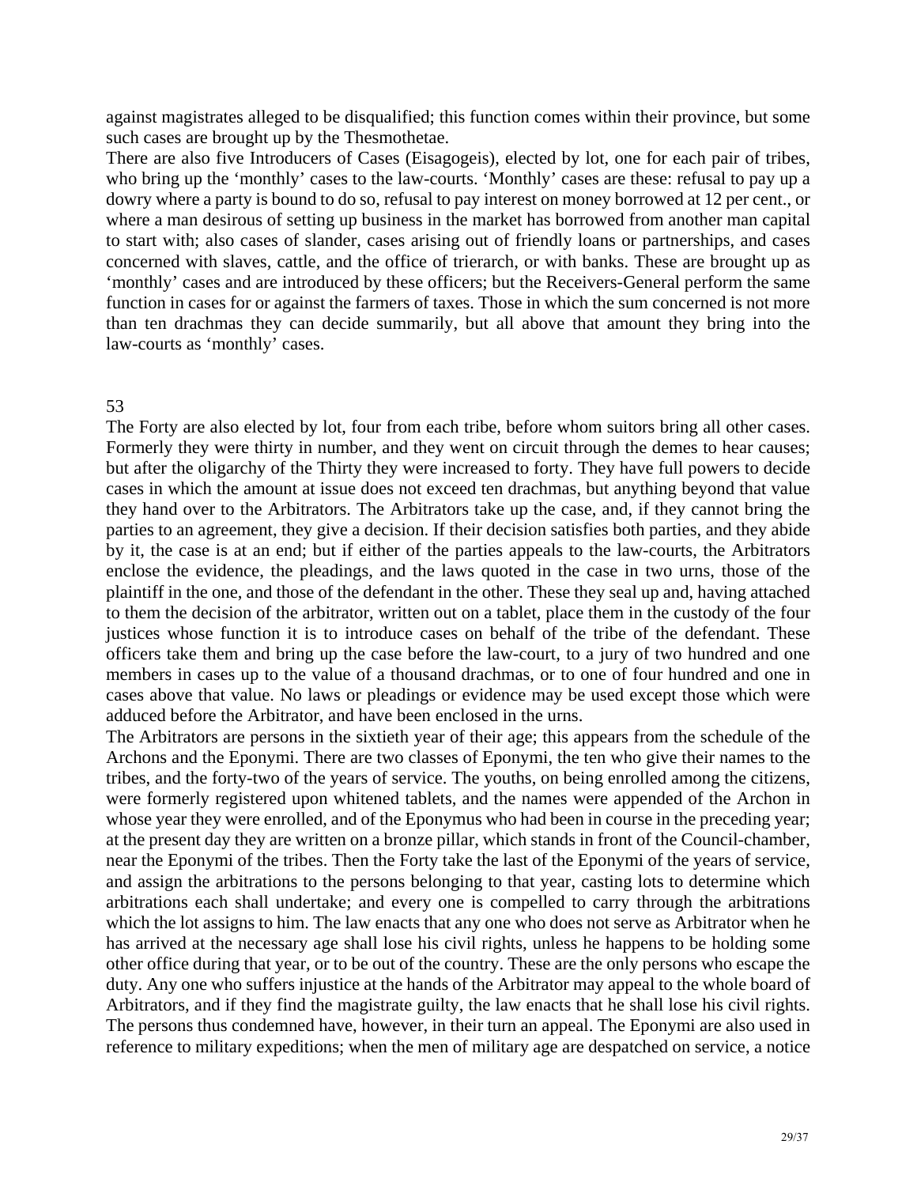against magistrates alleged to be disqualified; this function comes within their province, but some such cases are brought up by the Thesmothetae.

There are also five Introducers of Cases (Eisagogeis), elected by lot, one for each pair of tribes, who bring up the 'monthly' cases to the law-courts. 'Monthly' cases are these: refusal to pay up a dowry where a party is bound to do so, refusal to pay interest on money borrowed at 12 per cent., or where a man desirous of setting up business in the market has borrowed from another man capital to start with; also cases of slander, cases arising out of friendly loans or partnerships, and cases concerned with slaves, cattle, and the office of trierarch, or with banks. These are brought up as 'monthly' cases and are introduced by these officers; but the Receivers-General perform the same function in cases for or against the farmers of taxes. Those in which the sum concerned is not more than ten drachmas they can decide summarily, but all above that amount they bring into the law-courts as 'monthly' cases.

## 53

The Forty are also elected by lot, four from each tribe, before whom suitors bring all other cases. Formerly they were thirty in number, and they went on circuit through the demes to hear causes; but after the oligarchy of the Thirty they were increased to forty. They have full powers to decide cases in which the amount at issue does not exceed ten drachmas, but anything beyond that value they hand over to the Arbitrators. The Arbitrators take up the case, and, if they cannot bring the parties to an agreement, they give a decision. If their decision satisfies both parties, and they abide by it, the case is at an end; but if either of the parties appeals to the law-courts, the Arbitrators enclose the evidence, the pleadings, and the laws quoted in the case in two urns, those of the plaintiff in the one, and those of the defendant in the other. These they seal up and, having attached to them the decision of the arbitrator, written out on a tablet, place them in the custody of the four justices whose function it is to introduce cases on behalf of the tribe of the defendant. These officers take them and bring up the case before the law-court, to a jury of two hundred and one members in cases up to the value of a thousand drachmas, or to one of four hundred and one in cases above that value. No laws or pleadings or evidence may be used except those which were adduced before the Arbitrator, and have been enclosed in the urns.

The Arbitrators are persons in the sixtieth year of their age; this appears from the schedule of the Archons and the Eponymi. There are two classes of Eponymi, the ten who give their names to the tribes, and the forty-two of the years of service. The youths, on being enrolled among the citizens, were formerly registered upon whitened tablets, and the names were appended of the Archon in whose year they were enrolled, and of the Eponymus who had been in course in the preceding year; at the present day they are written on a bronze pillar, which stands in front of the Council-chamber, near the Eponymi of the tribes. Then the Forty take the last of the Eponymi of the years of service, and assign the arbitrations to the persons belonging to that year, casting lots to determine which arbitrations each shall undertake; and every one is compelled to carry through the arbitrations which the lot assigns to him. The law enacts that any one who does not serve as Arbitrator when he has arrived at the necessary age shall lose his civil rights, unless he happens to be holding some other office during that year, or to be out of the country. These are the only persons who escape the duty. Any one who suffers injustice at the hands of the Arbitrator may appeal to the whole board of Arbitrators, and if they find the magistrate guilty, the law enacts that he shall lose his civil rights. The persons thus condemned have, however, in their turn an appeal. The Eponymi are also used in reference to military expeditions; when the men of military age are despatched on service, a notice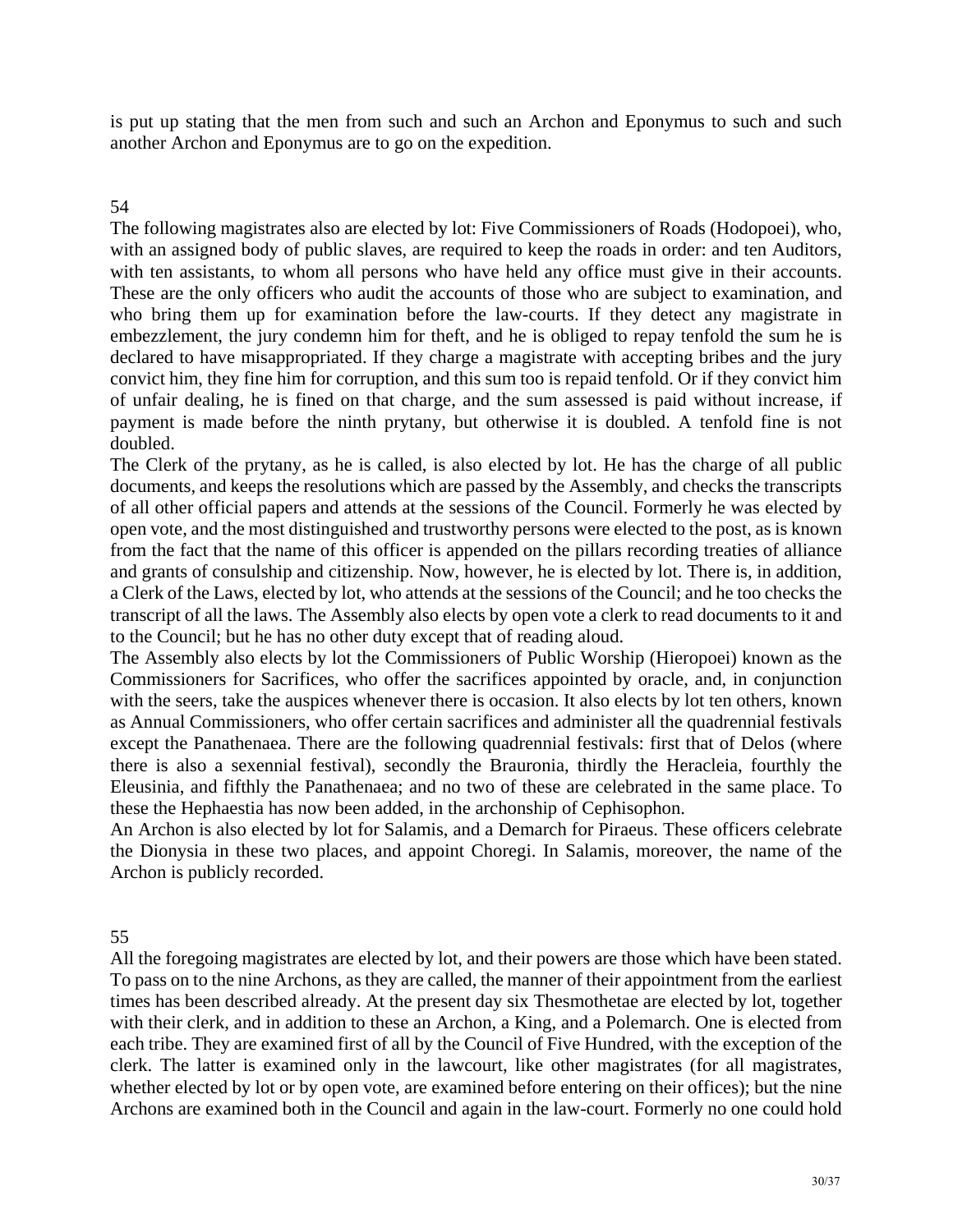is put up stating that the men from such and such an Archon and Eponymus to such and such another Archon and Eponymus are to go on the expedition.

## 54

The following magistrates also are elected by lot: Five Commissioners of Roads (Hodopoei), who, with an assigned body of public slaves, are required to keep the roads in order: and ten Auditors, with ten assistants, to whom all persons who have held any office must give in their accounts. These are the only officers who audit the accounts of those who are subject to examination, and who bring them up for examination before the law-courts. If they detect any magistrate in embezzlement, the jury condemn him for theft, and he is obliged to repay tenfold the sum he is declared to have misappropriated. If they charge a magistrate with accepting bribes and the jury convict him, they fine him for corruption, and this sum too is repaid tenfold. Or if they convict him of unfair dealing, he is fined on that charge, and the sum assessed is paid without increase, if payment is made before the ninth prytany, but otherwise it is doubled. A tenfold fine is not doubled.

The Clerk of the prytany, as he is called, is also elected by lot. He has the charge of all public documents, and keeps the resolutions which are passed by the Assembly, and checks the transcripts of all other official papers and attends at the sessions of the Council. Formerly he was elected by open vote, and the most distinguished and trustworthy persons were elected to the post, as is known from the fact that the name of this officer is appended on the pillars recording treaties of alliance and grants of consulship and citizenship. Now, however, he is elected by lot. There is, in addition, a Clerk of the Laws, elected by lot, who attends at the sessions of the Council; and he too checks the transcript of all the laws. The Assembly also elects by open vote a clerk to read documents to it and to the Council; but he has no other duty except that of reading aloud.

The Assembly also elects by lot the Commissioners of Public Worship (Hieropoei) known as the Commissioners for Sacrifices, who offer the sacrifices appointed by oracle, and, in conjunction with the seers, take the auspices whenever there is occasion. It also elects by lot ten others, known as Annual Commissioners, who offer certain sacrifices and administer all the quadrennial festivals except the Panathenaea. There are the following quadrennial festivals: first that of Delos (where there is also a sexennial festival), secondly the Brauronia, thirdly the Heracleia, fourthly the Eleusinia, and fifthly the Panathenaea; and no two of these are celebrated in the same place. To these the Hephaestia has now been added, in the archonship of Cephisophon.

An Archon is also elected by lot for Salamis, and a Demarch for Piraeus. These officers celebrate the Dionysia in these two places, and appoint Choregi. In Salamis, moreover, the name of the Archon is publicly recorded.

## 55

All the foregoing magistrates are elected by lot, and their powers are those which have been stated. To pass on to the nine Archons, as they are called, the manner of their appointment from the earliest times has been described already. At the present day six Thesmothetae are elected by lot, together with their clerk, and in addition to these an Archon, a King, and a Polemarch. One is elected from each tribe. They are examined first of all by the Council of Five Hundred, with the exception of the clerk. The latter is examined only in the lawcourt, like other magistrates (for all magistrates, whether elected by lot or by open vote, are examined before entering on their offices); but the nine Archons are examined both in the Council and again in the law-court. Formerly no one could hold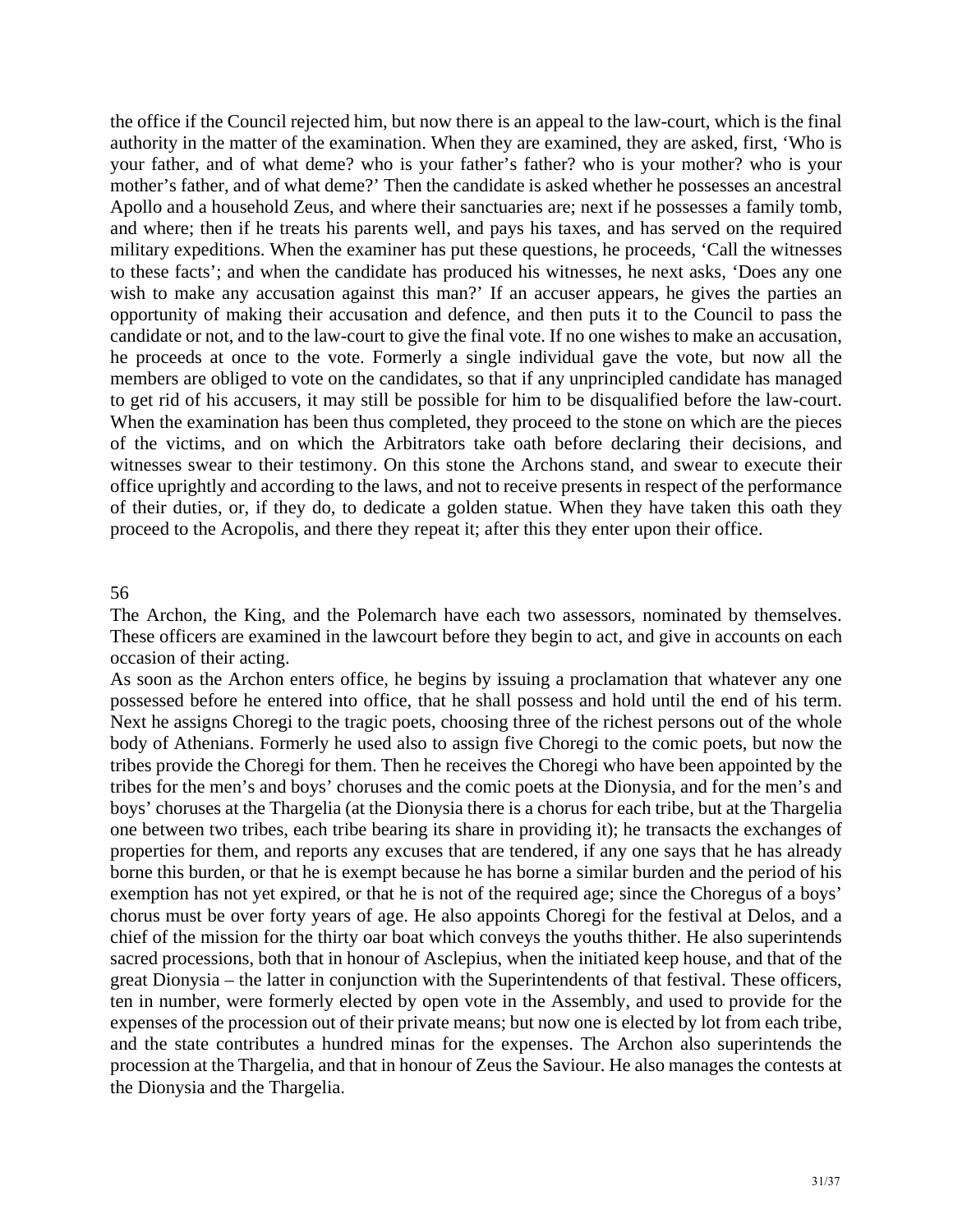the office if the Council rejected him, but now there is an appeal to the law-court, which is the final authority in the matter of the examination. When they are examined, they are asked, first, 'Who is your father, and of what deme? who is your father's father? who is your mother? who is your mother's father, and of what deme?' Then the candidate is asked whether he possesses an ancestral Apollo and a household Zeus, and where their sanctuaries are; next if he possesses a family tomb, and where; then if he treats his parents well, and pays his taxes, and has served on the required military expeditions. When the examiner has put these questions, he proceeds, 'Call the witnesses to these facts'; and when the candidate has produced his witnesses, he next asks, 'Does any one wish to make any accusation against this man?' If an accuser appears, he gives the parties an opportunity of making their accusation and defence, and then puts it to the Council to pass the candidate or not, and to the law-court to give the final vote. If no one wishes to make an accusation, he proceeds at once to the vote. Formerly a single individual gave the vote, but now all the members are obliged to vote on the candidates, so that if any unprincipled candidate has managed to get rid of his accusers, it may still be possible for him to be disqualified before the law-court. When the examination has been thus completed, they proceed to the stone on which are the pieces of the victims, and on which the Arbitrators take oath before declaring their decisions, and witnesses swear to their testimony. On this stone the Archons stand, and swear to execute their office uprightly and according to the laws, and not to receive presents in respect of the performance of their duties, or, if they do, to dedicate a golden statue. When they have taken this oath they proceed to the Acropolis, and there they repeat it; after this they enter upon their office.

## 56

The Archon, the King, and the Polemarch have each two assessors, nominated by themselves. These officers are examined in the lawcourt before they begin to act, and give in accounts on each occasion of their acting.

As soon as the Archon enters office, he begins by issuing a proclamation that whatever any one possessed before he entered into office, that he shall possess and hold until the end of his term. Next he assigns Choregi to the tragic poets, choosing three of the richest persons out of the whole body of Athenians. Formerly he used also to assign five Choregi to the comic poets, but now the tribes provide the Choregi for them. Then he receives the Choregi who have been appointed by the tribes for the men's and boys' choruses and the comic poets at the Dionysia, and for the men's and boys' choruses at the Thargelia (at the Dionysia there is a chorus for each tribe, but at the Thargelia one between two tribes, each tribe bearing its share in providing it); he transacts the exchanges of properties for them, and reports any excuses that are tendered, if any one says that he has already borne this burden, or that he is exempt because he has borne a similar burden and the period of his exemption has not yet expired, or that he is not of the required age; since the Choregus of a boys' chorus must be over forty years of age. He also appoints Choregi for the festival at Delos, and a chief of the mission for the thirty oar boat which conveys the youths thither. He also superintends sacred processions, both that in honour of Asclepius, when the initiated keep house, and that of the great Dionysia – the latter in conjunction with the Superintendents of that festival. These officers, ten in number, were formerly elected by open vote in the Assembly, and used to provide for the expenses of the procession out of their private means; but now one is elected by lot from each tribe, and the state contributes a hundred minas for the expenses. The Archon also superintends the procession at the Thargelia, and that in honour of Zeus the Saviour. He also manages the contests at the Dionysia and the Thargelia.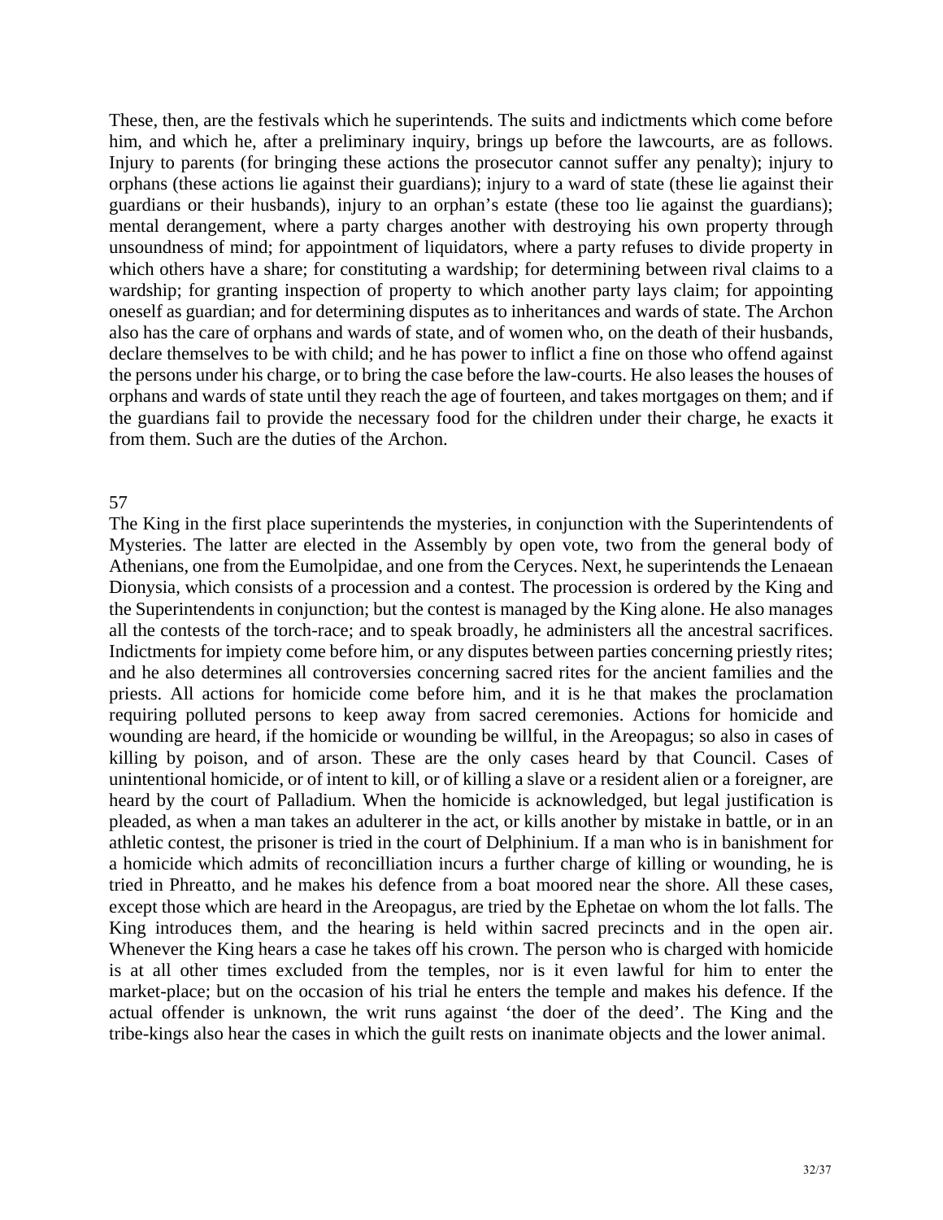These, then, are the festivals which he superintends. The suits and indictments which come before him, and which he, after a preliminary inquiry, brings up before the lawcourts, are as follows. Injury to parents (for bringing these actions the prosecutor cannot suffer any penalty); injury to orphans (these actions lie against their guardians); injury to a ward of state (these lie against their guardians or their husbands), injury to an orphan's estate (these too lie against the guardians); mental derangement, where a party charges another with destroying his own property through unsoundness of mind; for appointment of liquidators, where a party refuses to divide property in which others have a share; for constituting a wardship; for determining between rival claims to a wardship; for granting inspection of property to which another party lays claim; for appointing oneself as guardian; and for determining disputes as to inheritances and wards of state. The Archon also has the care of orphans and wards of state, and of women who, on the death of their husbands, declare themselves to be with child; and he has power to inflict a fine on those who offend against the persons under his charge, or to bring the case before the law-courts. He also leases the houses of orphans and wards of state until they reach the age of fourteen, and takes mortgages on them; and if the guardians fail to provide the necessary food for the children under their charge, he exacts it from them. Such are the duties of the Archon.

57

The King in the first place superintends the mysteries, in conjunction with the Superintendents of Mysteries. The latter are elected in the Assembly by open vote, two from the general body of Athenians, one from the Eumolpidae, and one from the Ceryces. Next, he superintends the Lenaean Dionysia, which consists of a procession and a contest. The procession is ordered by the King and the Superintendents in conjunction; but the contest is managed by the King alone. He also manages all the contests of the torch-race; and to speak broadly, he administers all the ancestral sacrifices. Indictments for impiety come before him, or any disputes between parties concerning priestly rites; and he also determines all controversies concerning sacred rites for the ancient families and the priests. All actions for homicide come before him, and it is he that makes the proclamation requiring polluted persons to keep away from sacred ceremonies. Actions for homicide and wounding are heard, if the homicide or wounding be willful, in the Areopagus; so also in cases of killing by poison, and of arson. These are the only cases heard by that Council. Cases of unintentional homicide, or of intent to kill, or of killing a slave or a resident alien or a foreigner, are heard by the court of Palladium. When the homicide is acknowledged, but legal justification is pleaded, as when a man takes an adulterer in the act, or kills another by mistake in battle, or in an athletic contest, the prisoner is tried in the court of Delphinium. If a man who is in banishment for a homicide which admits of reconcilliation incurs a further charge of killing or wounding, he is tried in Phreatto, and he makes his defence from a boat moored near the shore. All these cases, except those which are heard in the Areopagus, are tried by the Ephetae on whom the lot falls. The King introduces them, and the hearing is held within sacred precincts and in the open air. Whenever the King hears a case he takes off his crown. The person who is charged with homicide is at all other times excluded from the temples, nor is it even lawful for him to enter the market-place; but on the occasion of his trial he enters the temple and makes his defence. If the actual offender is unknown, the writ runs against 'the doer of the deed'. The King and the tribe-kings also hear the cases in which the guilt rests on inanimate objects and the lower animal.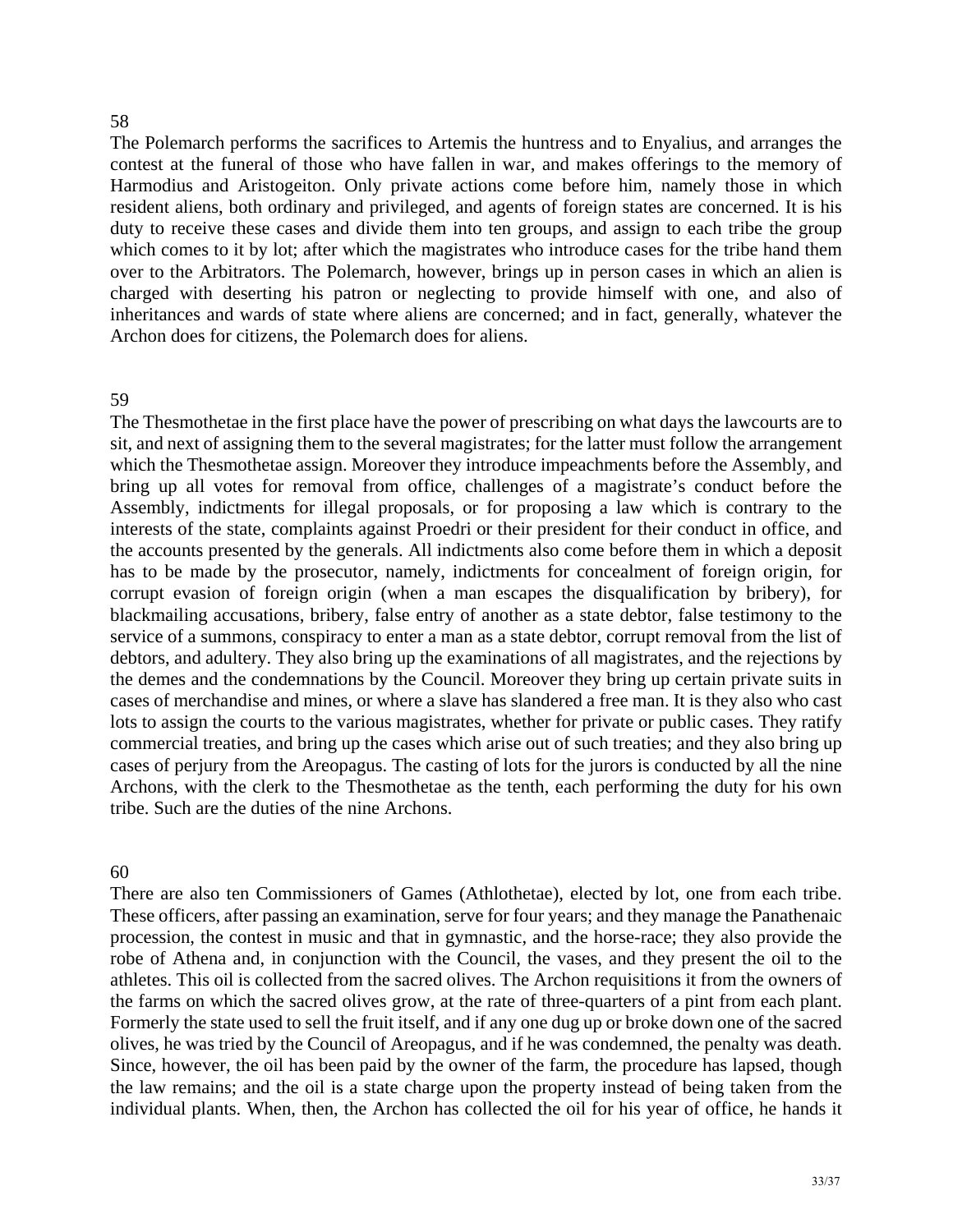58

The Polemarch performs the sacrifices to Artemis the huntress and to Enyalius, and arranges the contest at the funeral of those who have fallen in war, and makes offerings to the memory of Harmodius and Aristogeiton. Only private actions come before him, namely those in which resident aliens, both ordinary and privileged, and agents of foreign states are concerned. It is his duty to receive these cases and divide them into ten groups, and assign to each tribe the group which comes to it by lot; after which the magistrates who introduce cases for the tribe hand them over to the Arbitrators. The Polemarch, however, brings up in person cases in which an alien is charged with deserting his patron or neglecting to provide himself with one, and also of inheritances and wards of state where aliens are concerned; and in fact, generally, whatever the Archon does for citizens, the Polemarch does for aliens.

59

The Thesmothetae in the first place have the power of prescribing on what days the lawcourts are to sit, and next of assigning them to the several magistrates; for the latter must follow the arrangement which the Thesmothetae assign. Moreover they introduce impeachments before the Assembly, and bring up all votes for removal from office, challenges of a magistrate's conduct before the Assembly, indictments for illegal proposals, or for proposing a law which is contrary to the interests of the state, complaints against Proedri or their president for their conduct in office, and the accounts presented by the generals. All indictments also come before them in which a deposit has to be made by the prosecutor, namely, indictments for concealment of foreign origin, for corrupt evasion of foreign origin (when a man escapes the disqualification by bribery), for blackmailing accusations, bribery, false entry of another as a state debtor, false testimony to the service of a summons, conspiracy to enter a man as a state debtor, corrupt removal from the list of debtors, and adultery. They also bring up the examinations of all magistrates, and the rejections by the demes and the condemnations by the Council. Moreover they bring up certain private suits in cases of merchandise and mines, or where a slave has slandered a free man. It is they also who cast lots to assign the courts to the various magistrates, whether for private or public cases. They ratify commercial treaties, and bring up the cases which arise out of such treaties; and they also bring up cases of perjury from the Areopagus. The casting of lots for the jurors is conducted by all the nine Archons, with the clerk to the Thesmothetae as the tenth, each performing the duty for his own tribe. Such are the duties of the nine Archons.

60

There are also ten Commissioners of Games (Athlothetae), elected by lot, one from each tribe. These officers, after passing an examination, serve for four years; and they manage the Panathenaic procession, the contest in music and that in gymnastic, and the horse-race; they also provide the robe of Athena and, in conjunction with the Council, the vases, and they present the oil to the athletes. This oil is collected from the sacred olives. The Archon requisitions it from the owners of the farms on which the sacred olives grow, at the rate of three-quarters of a pint from each plant. Formerly the state used to sell the fruit itself, and if any one dug up or broke down one of the sacred olives, he was tried by the Council of Areopagus, and if he was condemned, the penalty was death. Since, however, the oil has been paid by the owner of the farm, the procedure has lapsed, though the law remains; and the oil is a state charge upon the property instead of being taken from the individual plants. When, then, the Archon has collected the oil for his year of office, he hands it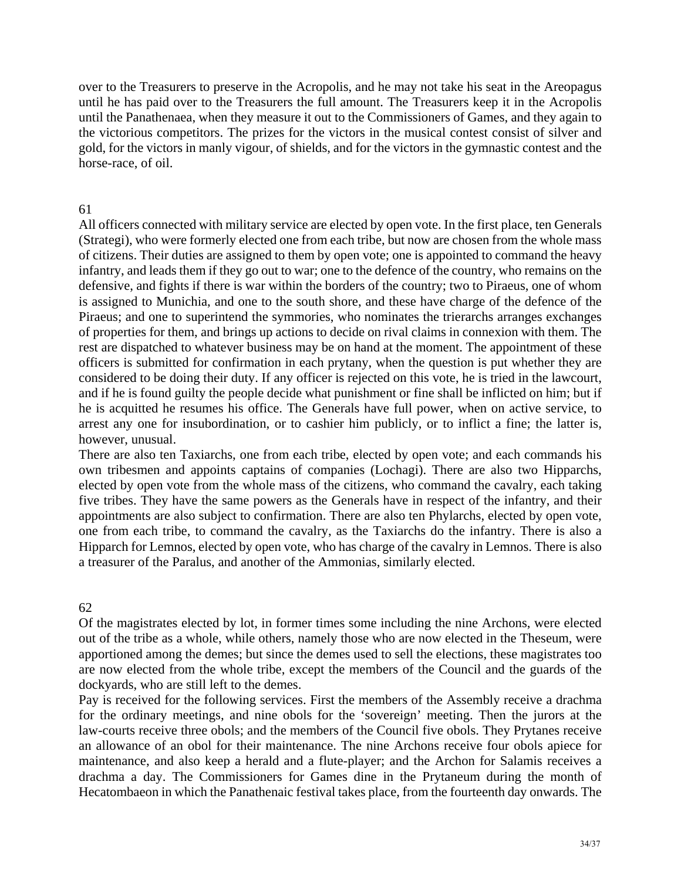over to the Treasurers to preserve in the Acropolis, and he may not take his seat in the Areopagus until he has paid over to the Treasurers the full amount. The Treasurers keep it in the Acropolis until the Panathenaea, when they measure it out to the Commissioners of Games, and they again to the victorious competitors. The prizes for the victors in the musical contest consist of silver and gold, for the victors in manly vigour, of shields, and for the victors in the gymnastic contest and the horse-race, of oil.

## 61

All officers connected with military service are elected by open vote. In the first place, ten Generals (Strategi), who were formerly elected one from each tribe, but now are chosen from the whole mass of citizens. Their duties are assigned to them by open vote; one is appointed to command the heavy infantry, and leads them if they go out to war; one to the defence of the country, who remains on the defensive, and fights if there is war within the borders of the country; two to Piraeus, one of whom is assigned to Munichia, and one to the south shore, and these have charge of the defence of the Piraeus; and one to superintend the symmories, who nominates the trierarchs arranges exchanges of properties for them, and brings up actions to decide on rival claims in connexion with them. The rest are dispatched to whatever business may be on hand at the moment. The appointment of these officers is submitted for confirmation in each prytany, when the question is put whether they are considered to be doing their duty. If any officer is rejected on this vote, he is tried in the lawcourt, and if he is found guilty the people decide what punishment or fine shall be inflicted on him; but if he is acquitted he resumes his office. The Generals have full power, when on active service, to arrest any one for insubordination, or to cashier him publicly, or to inflict a fine; the latter is, however, unusual.

There are also ten Taxiarchs, one from each tribe, elected by open vote; and each commands his own tribesmen and appoints captains of companies (Lochagi). There are also two Hipparchs, elected by open vote from the whole mass of the citizens, who command the cavalry, each taking five tribes. They have the same powers as the Generals have in respect of the infantry, and their appointments are also subject to confirmation. There are also ten Phylarchs, elected by open vote, one from each tribe, to command the cavalry, as the Taxiarchs do the infantry. There is also a Hipparch for Lemnos, elected by open vote, who has charge of the cavalry in Lemnos. There is also a treasurer of the Paralus, and another of the Ammonias, similarly elected.

## 62

Of the magistrates elected by lot, in former times some including the nine Archons, were elected out of the tribe as a whole, while others, namely those who are now elected in the Theseum, were apportioned among the demes; but since the demes used to sell the elections, these magistrates too are now elected from the whole tribe, except the members of the Council and the guards of the dockyards, who are still left to the demes.

Pay is received for the following services. First the members of the Assembly receive a drachma for the ordinary meetings, and nine obols for the 'sovereign' meeting. Then the jurors at the law-courts receive three obols; and the members of the Council five obols. They Prytanes receive an allowance of an obol for their maintenance. The nine Archons receive four obols apiece for maintenance, and also keep a herald and a flute-player; and the Archon for Salamis receives a drachma a day. The Commissioners for Games dine in the Prytaneum during the month of Hecatombaeon in which the Panathenaic festival takes place, from the fourteenth day onwards. The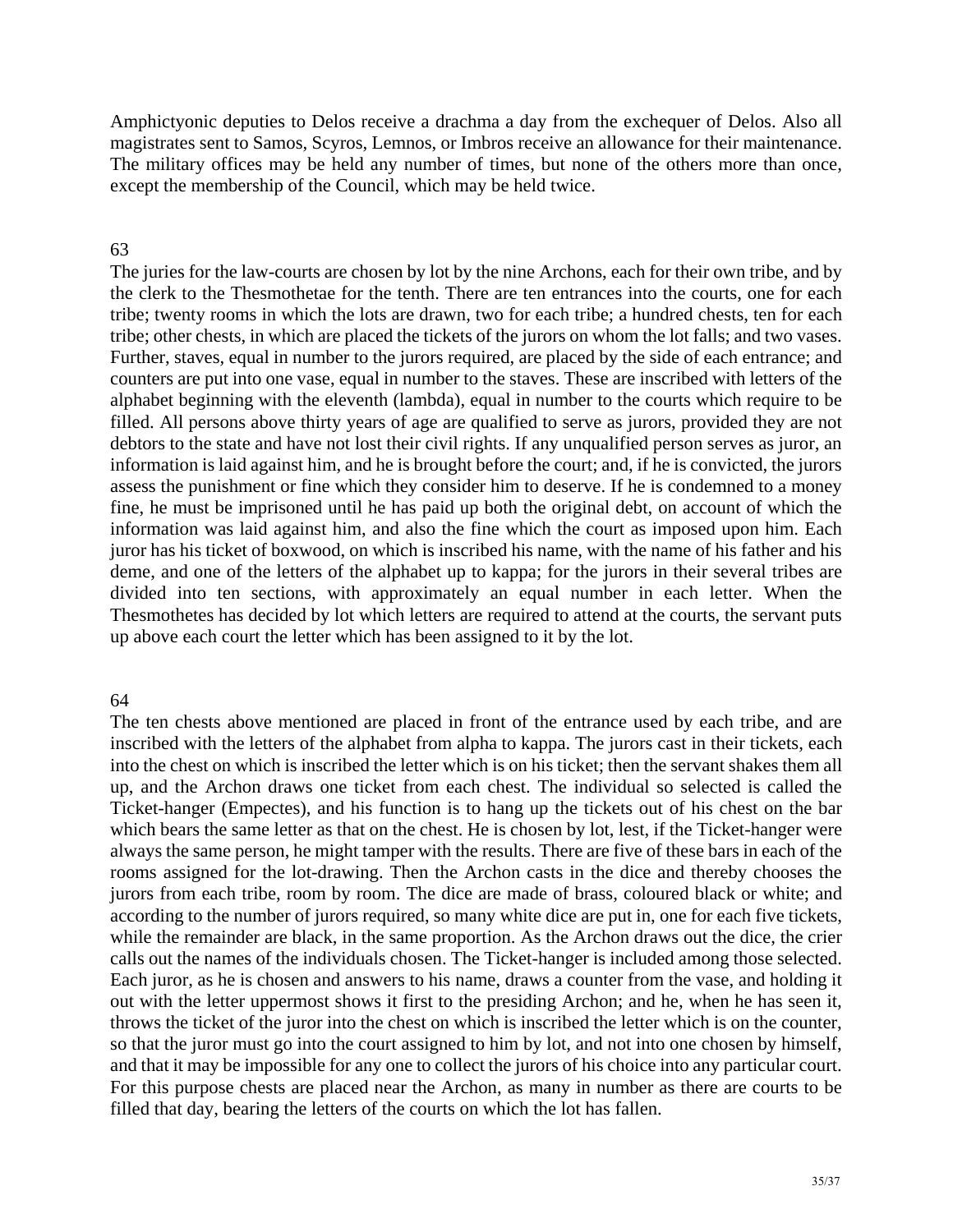Amphictyonic deputies to Delos receive a drachma a day from the exchequer of Delos. Also all magistrates sent to Samos, Scyros, Lemnos, or Imbros receive an allowance for their maintenance. The military offices may be held any number of times, but none of the others more than once, except the membership of the Council, which may be held twice.

63

The juries for the law-courts are chosen by lot by the nine Archons, each for their own tribe, and by the clerk to the Thesmothetae for the tenth. There are ten entrances into the courts, one for each tribe; twenty rooms in which the lots are drawn, two for each tribe; a hundred chests, ten for each tribe; other chests, in which are placed the tickets of the jurors on whom the lot falls; and two vases. Further, staves, equal in number to the jurors required, are placed by the side of each entrance; and counters are put into one vase, equal in number to the staves. These are inscribed with letters of the alphabet beginning with the eleventh (lambda), equal in number to the courts which require to be filled. All persons above thirty years of age are qualified to serve as jurors, provided they are not debtors to the state and have not lost their civil rights. If any unqualified person serves as juror, an information is laid against him, and he is brought before the court; and, if he is convicted, the jurors assess the punishment or fine which they consider him to deserve. If he is condemned to a money fine, he must be imprisoned until he has paid up both the original debt, on account of which the information was laid against him, and also the fine which the court as imposed upon him. Each juror has his ticket of boxwood, on which is inscribed his name, with the name of his father and his deme, and one of the letters of the alphabet up to kappa; for the jurors in their several tribes are divided into ten sections, with approximately an equal number in each letter. When the Thesmothetes has decided by lot which letters are required to attend at the courts, the servant puts up above each court the letter which has been assigned to it by the lot.

64

The ten chests above mentioned are placed in front of the entrance used by each tribe, and are inscribed with the letters of the alphabet from alpha to kappa. The jurors cast in their tickets, each into the chest on which is inscribed the letter which is on his ticket; then the servant shakes them all up, and the Archon draws one ticket from each chest. The individual so selected is called the Ticket-hanger (Empectes), and his function is to hang up the tickets out of his chest on the bar which bears the same letter as that on the chest. He is chosen by lot, lest, if the Ticket-hanger were always the same person, he might tamper with the results. There are five of these bars in each of the rooms assigned for the lot-drawing. Then the Archon casts in the dice and thereby chooses the jurors from each tribe, room by room. The dice are made of brass, coloured black or white; and according to the number of jurors required, so many white dice are put in, one for each five tickets, while the remainder are black, in the same proportion. As the Archon draws out the dice, the crier calls out the names of the individuals chosen. The Ticket-hanger is included among those selected. Each juror, as he is chosen and answers to his name, draws a counter from the vase, and holding it out with the letter uppermost shows it first to the presiding Archon; and he, when he has seen it, throws the ticket of the juror into the chest on which is inscribed the letter which is on the counter, so that the juror must go into the court assigned to him by lot, and not into one chosen by himself, and that it may be impossible for any one to collect the jurors of his choice into any particular court. For this purpose chests are placed near the Archon, as many in number as there are courts to be filled that day, bearing the letters of the courts on which the lot has fallen.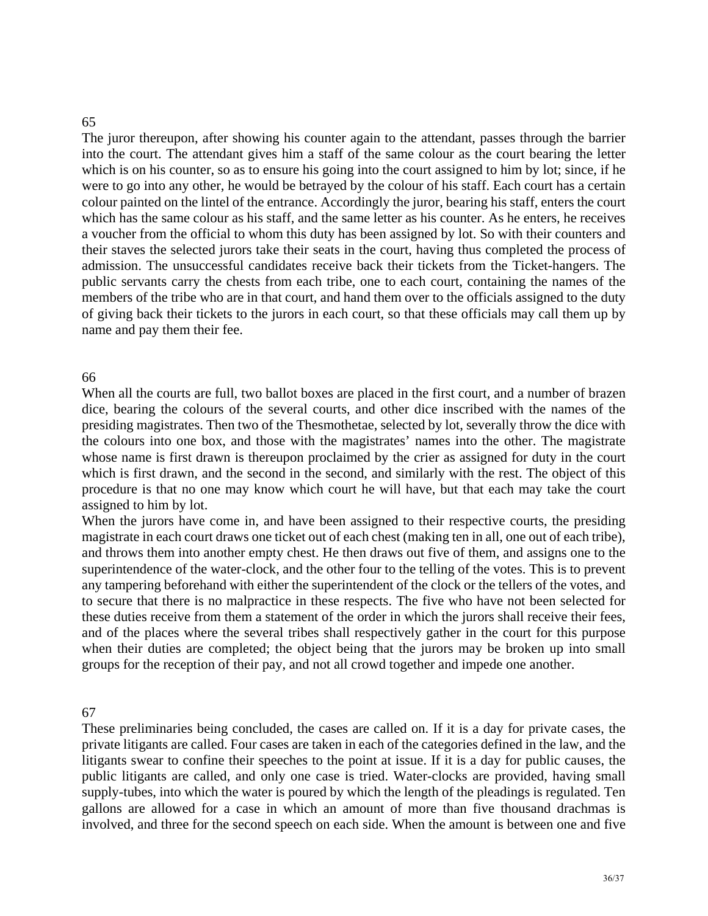65

The juror thereupon, after showing his counter again to the attendant, passes through the barrier into the court. The attendant gives him a staff of the same colour as the court bearing the letter which is on his counter, so as to ensure his going into the court assigned to him by lot; since, if he were to go into any other, he would be betrayed by the colour of his staff. Each court has a certain colour painted on the lintel of the entrance. Accordingly the juror, bearing his staff, enters the court which has the same colour as his staff, and the same letter as his counter. As he enters, he receives a voucher from the official to whom this duty has been assigned by lot. So with their counters and their staves the selected jurors take their seats in the court, having thus completed the process of admission. The unsuccessful candidates receive back their tickets from the Ticket-hangers. The public servants carry the chests from each tribe, one to each court, containing the names of the members of the tribe who are in that court, and hand them over to the officials assigned to the duty of giving back their tickets to the jurors in each court, so that these officials may call them up by name and pay them their fee.

66

When all the courts are full, two ballot boxes are placed in the first court, and a number of brazen dice, bearing the colours of the several courts, and other dice inscribed with the names of the presiding magistrates. Then two of the Thesmothetae, selected by lot, severally throw the dice with the colours into one box, and those with the magistrates' names into the other. The magistrate whose name is first drawn is thereupon proclaimed by the crier as assigned for duty in the court which is first drawn, and the second in the second, and similarly with the rest. The object of this procedure is that no one may know which court he will have, but that each may take the court assigned to him by lot.

When the jurors have come in, and have been assigned to their respective courts, the presiding magistrate in each court draws one ticket out of each chest (making ten in all, one out of each tribe), and throws them into another empty chest. He then draws out five of them, and assigns one to the superintendence of the water-clock, and the other four to the telling of the votes. This is to prevent any tampering beforehand with either the superintendent of the clock or the tellers of the votes, and to secure that there is no malpractice in these respects. The five who have not been selected for these duties receive from them a statement of the order in which the jurors shall receive their fees, and of the places where the several tribes shall respectively gather in the court for this purpose when their duties are completed; the object being that the jurors may be broken up into small groups for the reception of their pay, and not all crowd together and impede one another.

67

These preliminaries being concluded, the cases are called on. If it is a day for private cases, the private litigants are called. Four cases are taken in each of the categories defined in the law, and the litigants swear to confine their speeches to the point at issue. If it is a day for public causes, the public litigants are called, and only one case is tried. Water-clocks are provided, having small supply-tubes, into which the water is poured by which the length of the pleadings is regulated. Ten gallons are allowed for a case in which an amount of more than five thousand drachmas is involved, and three for the second speech on each side. When the amount is between one and five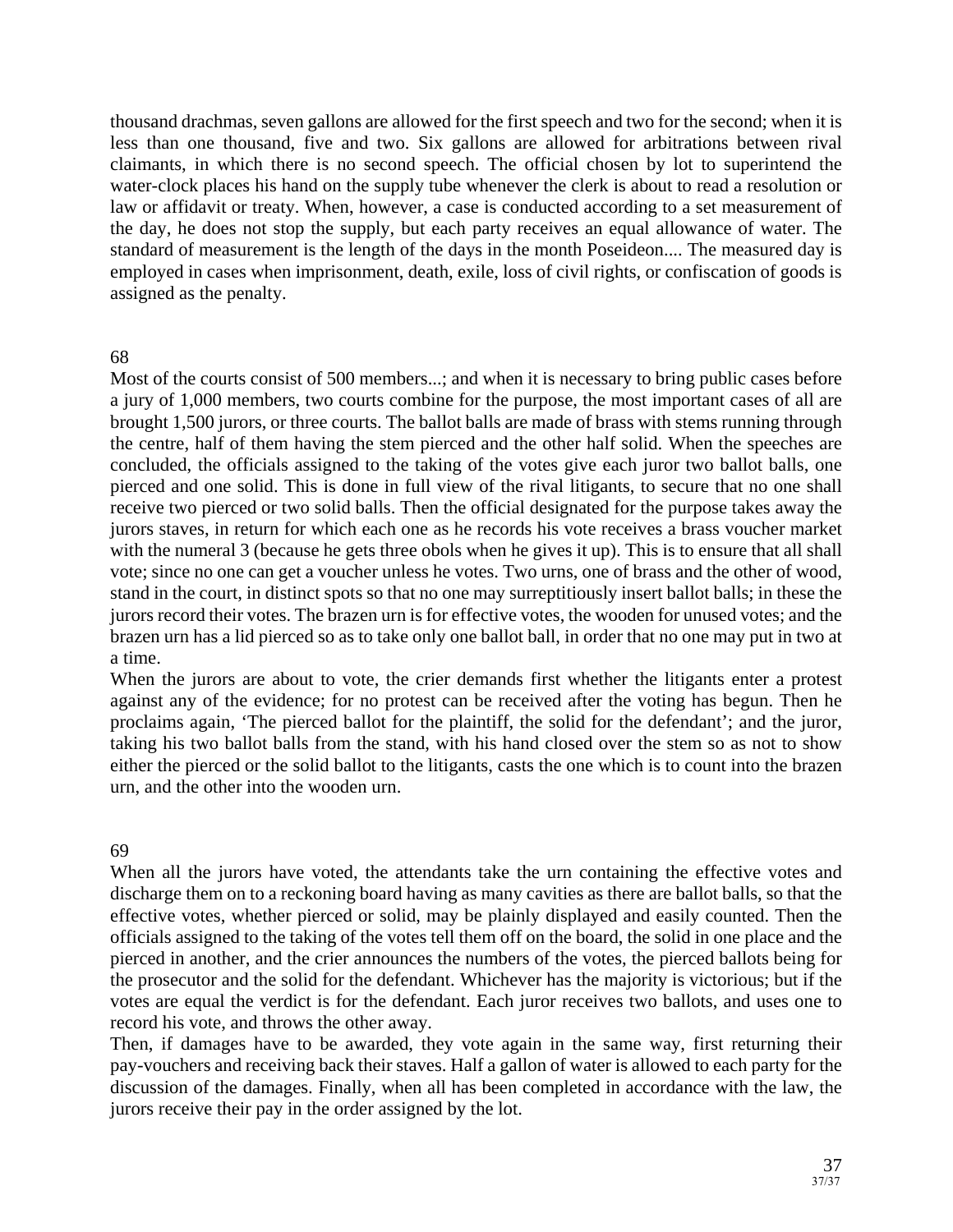thousand drachmas, seven gallons are allowed for the first speech and two for the second; when it is less than one thousand, five and two. Six gallons are allowed for arbitrations between rival claimants, in which there is no second speech. The official chosen by lot to superintend the water-clock places his hand on the supply tube whenever the clerk is about to read a resolution or law or affidavit or treaty. When, however, a case is conducted according to a set measurement of the day, he does not stop the supply, but each party receives an equal allowance of water. The standard of measurement is the length of the days in the month Poseideon.... The measured day is employed in cases when imprisonment, death, exile, loss of civil rights, or confiscation of goods is assigned as the penalty.

68

Most of the courts consist of 500 members...; and when it is necessary to bring public cases before a jury of 1,000 members, two courts combine for the purpose, the most important cases of all are brought 1,500 jurors, or three courts. The ballot balls are made of brass with stems running through the centre, half of them having the stem pierced and the other half solid. When the speeches are concluded, the officials assigned to the taking of the votes give each juror two ballot balls, one pierced and one solid. This is done in full view of the rival litigants, to secure that no one shall receive two pierced or two solid balls. Then the official designated for the purpose takes away the jurors staves, in return for which each one as he records his vote receives a brass voucher market with the numeral 3 (because he gets three obols when he gives it up). This is to ensure that all shall vote; since no one can get a voucher unless he votes. Two urns, one of brass and the other of wood, stand in the court, in distinct spots so that no one may surreptitiously insert ballot balls; in these the jurors record their votes. The brazen urn is for effective votes, the wooden for unused votes; and the brazen urn has a lid pierced so as to take only one ballot ball, in order that no one may put in two at a time.

When the jurors are about to vote, the crier demands first whether the litigants enter a protest against any of the evidence; for no protest can be received after the voting has begun. Then he proclaims again, 'The pierced ballot for the plaintiff, the solid for the defendant'; and the juror, taking his two ballot balls from the stand, with his hand closed over the stem so as not to show either the pierced or the solid ballot to the litigants, casts the one which is to count into the brazen urn, and the other into the wooden urn.

69

When all the jurors have voted, the attendants take the urn containing the effective votes and discharge them on to a reckoning board having as many cavities as there are ballot balls, so that the effective votes, whether pierced or solid, may be plainly displayed and easily counted. Then the officials assigned to the taking of the votes tell them off on the board, the solid in one place and the pierced in another, and the crier announces the numbers of the votes, the pierced ballots being for the prosecutor and the solid for the defendant. Whichever has the majority is victorious; but if the votes are equal the verdict is for the defendant. Each juror receives two ballots, and uses one to record his vote, and throws the other away.

Then, if damages have to be awarded, they vote again in the same way, first returning their pay-vouchers and receiving back their staves. Half a gallon of water is allowed to each party for the discussion of the damages. Finally, when all has been completed in accordance with the law, the jurors receive their pay in the order assigned by the lot.